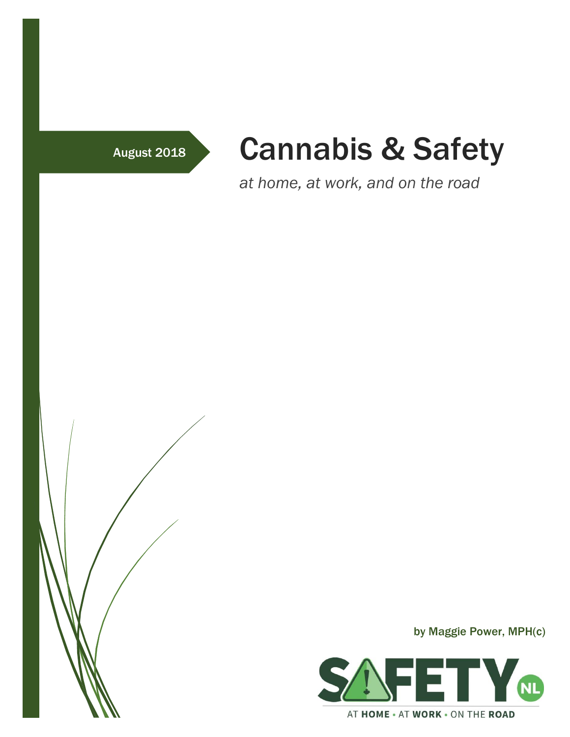August 2018

# Cannabis & Safety

*at home, at work, and on the road*

by Maggie Power, MPH(c)

SAFETY NL

AT **HOME** • AT **WORK** • ON THE **ROAD**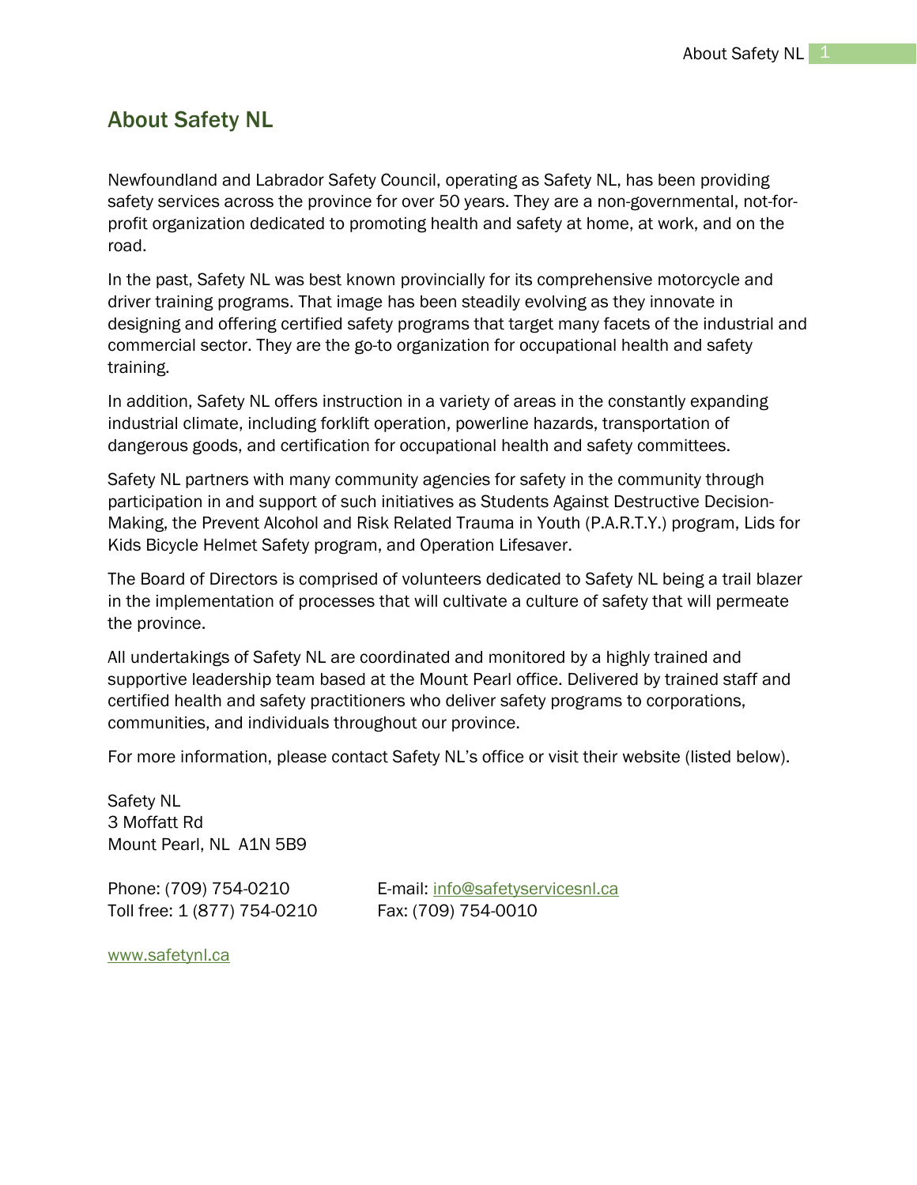## About Safety NL

Newfoundland and Labrador Safety Council, operating as Safety NL, has been providing safety services across the province for over 50 years. They are a non-governmental, not-for-profit organization dedicated to promoting health and safety at home, at work, and on the road.

In the past, Safety NL was best known provincially for its comprehensive motorcycle and driver training programs. That image has been steadily evolving as they innovate in designing and offering certified safety programs that target many facets of the industrial and commercial sector. They are the go-to organization for occupational health and safety training.

In addition, Safety NL offers instruction in a variety of areas in the constantly expanding industrial climate, including forklift operation, powerline hazards, transportation of dangerous goods, and certification for occupational health and safety committees.

Safety NL partners with many community agencies for safety in the community through participation in and support of such initiatives as Students Against Destructive Decision-Making, the Prevent Alcohol and Risk Related Trauma in Youth (P.A.R.T.Y.) program, Lids for Kids Bicycle Helmet Safety program, and Operation Lifesaver.

The Board of Directors is comprised of volunteers dedicated to Safety NL being a trail blazer in the implementation of processes that will cultivate a culture of safety that will permeate the province.

All undertakings of Safety NL are coordinated and monitored by a highly trained and supportive leadership team based at the Mount Pearl office. Delivered by trained staff and certified health and safety practitioners who deliver safety programs to corporations, communities, and individuals throughout our province.

For more information, please contact Safety NL's office or visit their website (listed below).

Safety NL
3 Moffatt Rd
Mount Pearl, NL A1N 5B9

Phone: (709) 754-0210
Toll free: 1 (877) 754-0210

E-mail: info@safetyservicesnl.ca
Fax: (709) 754-0010

www.safetynl.ca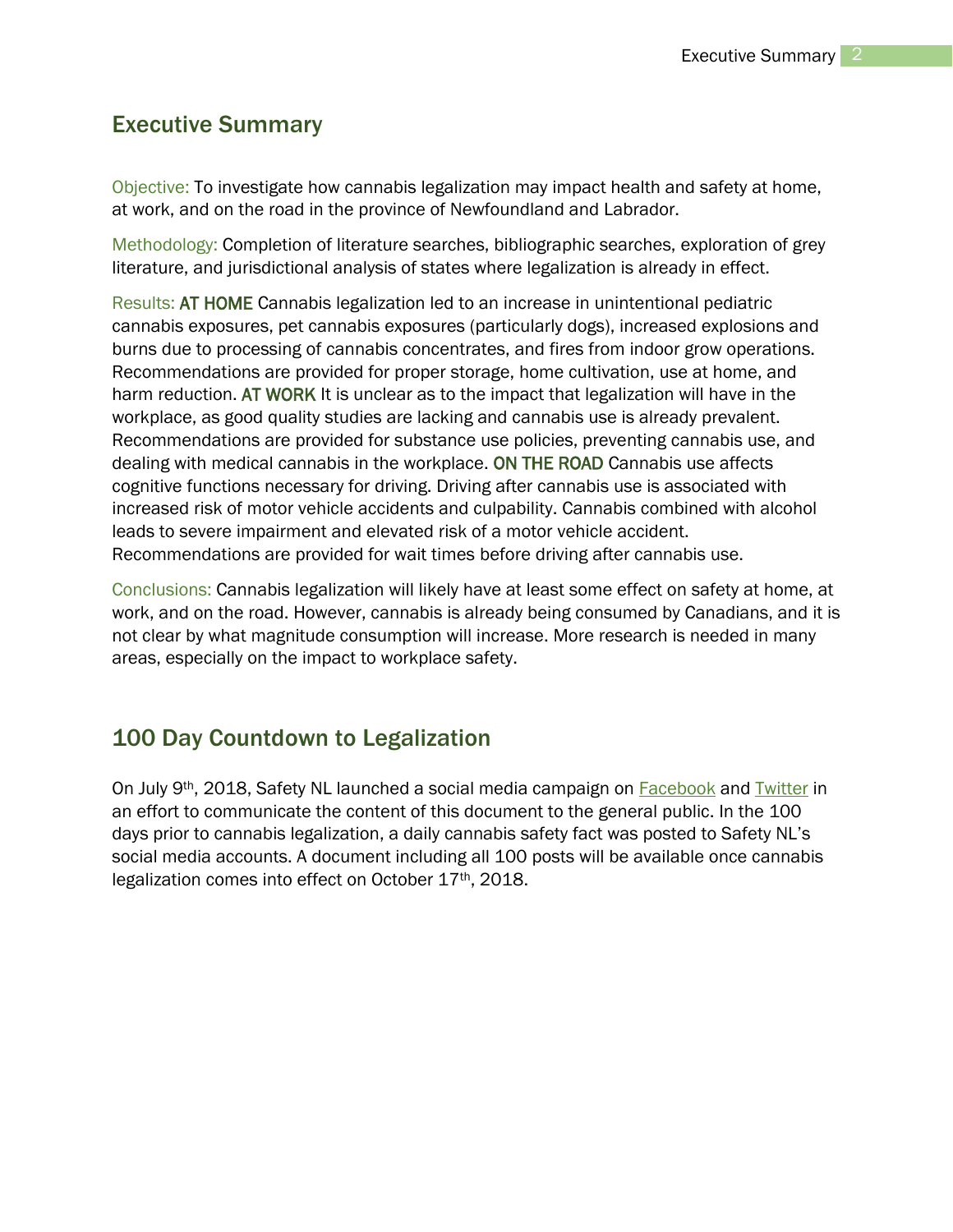## Executive Summary

Objective: To investigate how cannabis legalization may impact health and safety at home, at work, and on the road in the province of Newfoundland and Labrador.

Methodology: Completion of literature searches, bibliographic searches, exploration of grey literature, and jurisdictional analysis of states where legalization is already in effect.

Results: **AT HOME** Cannabis legalization led to an increase in unintentional pediatric cannabis exposures, pet cannabis exposures (particularly dogs), increased explosions and burns due to processing of cannabis concentrates, and fires from indoor grow operations. Recommendations are provided for proper storage, home cultivation, use at home, and harm reduction. **AT WORK** It is unclear as to the impact that legalization will have in the workplace, as good quality studies are lacking and cannabis use is already prevalent. Recommendations are provided for substance use policies, preventing cannabis use, and dealing with medical cannabis in the workplace. **ON THE ROAD** Cannabis use affects cognitive functions necessary for driving. Driving after cannabis use is associated with increased risk of motor vehicle accidents and culpability. Cannabis combined with alcohol leads to severe impairment and elevated risk of a motor vehicle accident. Recommendations are provided for wait times before driving after cannabis use.

Conclusions: Cannabis legalization will likely have at least some effect on safety at home, at work, and on the road. However, cannabis is already being consumed by Canadians, and it is not clear by what magnitude consumption will increase. More research is needed in many areas, especially on the impact to workplace safety.

## 100 Day Countdown to Legalization

On July 9th, 2018, Safety NL launched a social media campaign on Facebook and Twitter in an effort to communicate the content of this document to the general public. In the 100 days prior to cannabis legalization, a daily cannabis safety fact was posted to Safety NL's social media accounts. A document including all 100 posts will be available once cannabis legalization comes into effect on October 17th, 2018.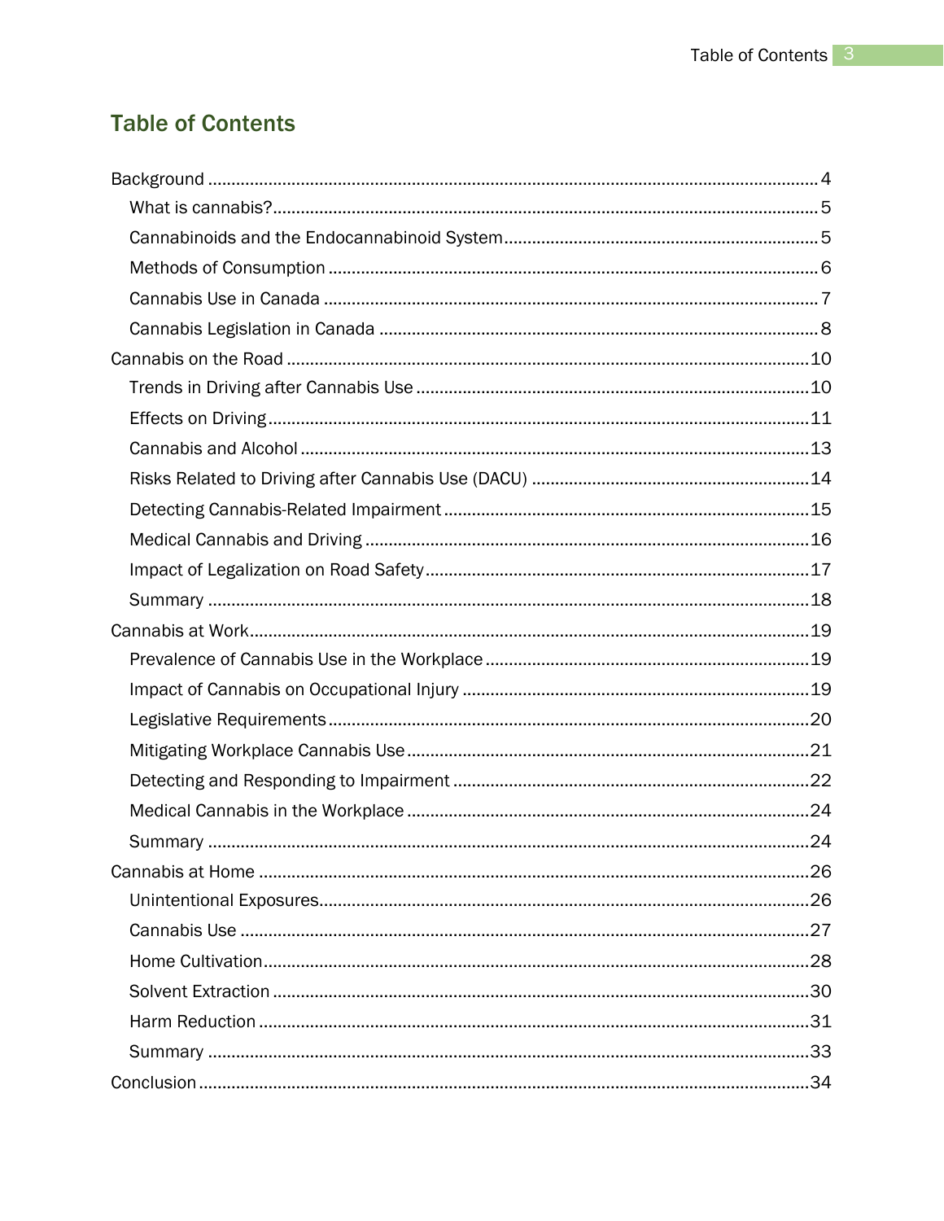# Table of Contents

- Background ... 4
  - What is cannabis? ... 5
  - Cannabinoids and the Endocannabinoid System ... 5
  - Methods of Consumption ... 6
  - Cannabis Use in Canada ... 7
  - Cannabis Legislation in Canada ... 8
- Cannabis on the Road ... 10
  - Trends in Driving after Cannabis Use ... 10
  - Effects on Driving ... 11
  - Cannabis and Alcohol ... 13
  - Risks Related to Driving after Cannabis Use (DACU) ... 14
  - Detecting Cannabis-Related Impairment ... 15
  - Medical Cannabis and Driving ... 16
  - Impact of Legalization on Road Safety ... 17
  - Summary ... 18
- Cannabis at Work ... 19
  - Prevalence of Cannabis Use in the Workplace ... 19
  - Impact of Cannabis on Occupational Injury ... 19
  - Legislative Requirements ... 20
  - Mitigating Workplace Cannabis Use ... 21
  - Detecting and Responding to Impairment ... 22
  - Medical Cannabis in the Workplace ... 24
  - Summary ... 24
- Cannabis at Home ... 26
  - Unintentional Exposures ... 26
  - Cannabis Use ... 27
  - Home Cultivation ... 28
  - Solvent Extraction ... 30
  - Harm Reduction ... 31
  - Summary ... 33
- Conclusion ... 34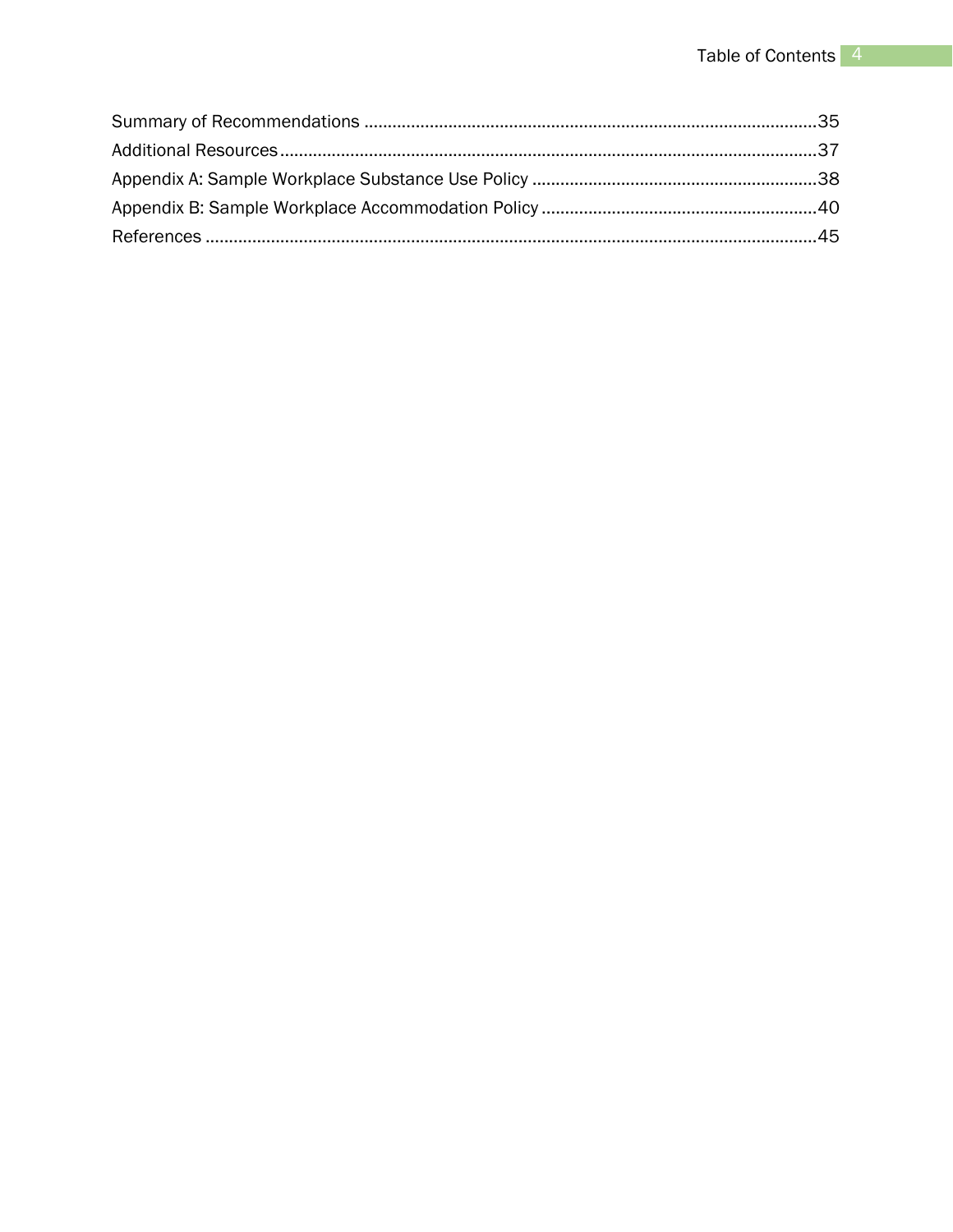Summary of Recommendations ....................................................................................................35
Additional Resources...................................................................................................................37
Appendix A: Sample Workplace Substance Use Policy ..............................................................38
Appendix B: Sample Workplace Accommodation Policy .............................................................40
References ..................................................................................................................................45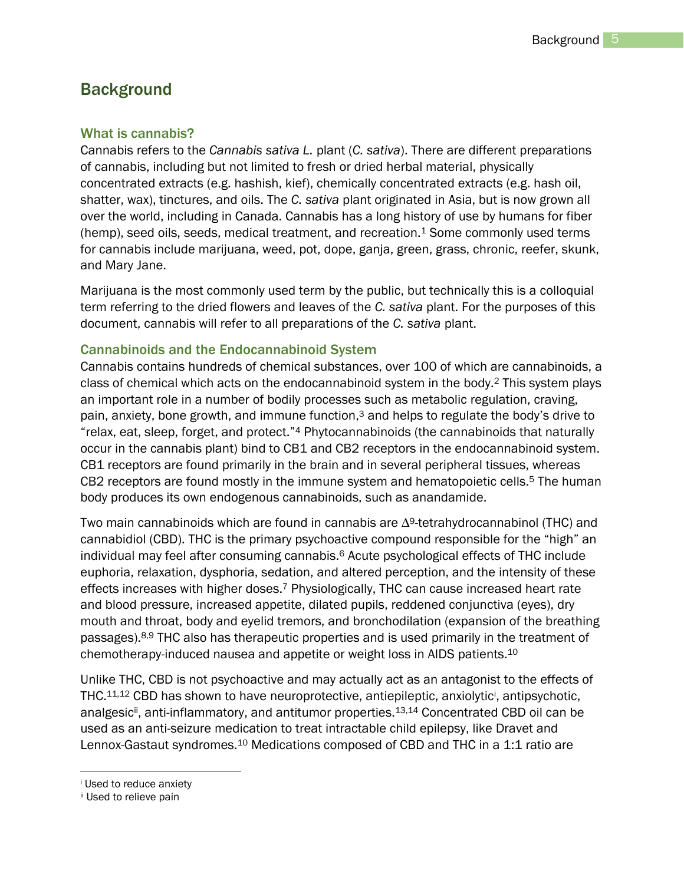# Background

## What is cannabis?

Cannabis refers to the *Cannabis sativa L.* plant (*C. sativa*). There are different preparations of cannabis, including but not limited to fresh or dried herbal material, physically concentrated extracts (e.g. hashish, kief), chemically concentrated extracts (e.g. hash oil, shatter, wax), tinctures, and oils. The *C. sativa* plant originated in Asia, but is now grown all over the world, including in Canada. Cannabis has a long history of use by humans for fiber (hemp), seed oils, seeds, medical treatment, and recreation.[1] Some commonly used terms for cannabis include marijuana, weed, pot, dope, ganja, green, grass, chronic, reefer, skunk, and Mary Jane.

Marijuana is the most commonly used term by the public, but technically this is a colloquial term referring to the dried flowers and leaves of the *C. sativa* plant. For the purposes of this document, cannabis will refer to all preparations of the *C. sativa* plant.

## Cannabinoids and the Endocannabinoid System

Cannabis contains hundreds of chemical substances, over 100 of which are cannabinoids, a class of chemical which acts on the endocannabinoid system in the body.[2] This system plays an important role in a number of bodily processes such as metabolic regulation, craving, pain, anxiety, bone growth, and immune function,[3] and helps to regulate the body's drive to "relax, eat, sleep, forget, and protect."[4] Phytocannabinoids (the cannabinoids that naturally occur in the cannabis plant) bind to CB1 and CB2 receptors in the endocannabinoid system. CB1 receptors are found primarily in the brain and in several peripheral tissues, whereas CB2 receptors are found mostly in the immune system and hematopoietic cells.[5] The human body produces its own endogenous cannabinoids, such as anandamide.

Two main cannabinoids which are found in cannabis are $\Delta^9$-tetrahydrocannabinol (THC) and cannabidiol (CBD). THC is the primary psychoactive compound responsible for the "high" an individual may feel after consuming cannabis.[6] Acute psychological effects of THC include euphoria, relaxation, dysphoria, sedation, and altered perception, and the intensity of these effects increases with higher doses.[7] Physiologically, THC can cause increased heart rate and blood pressure, increased appetite, dilated pupils, reddened conjunctiva (eyes), dry mouth and throat, body and eyelid tremors, and bronchodilation (expansion of the breathing passages).[8,9] THC also has therapeutic properties and is used primarily in the treatment of chemotherapy-induced nausea and appetite or weight loss in AIDS patients.[10]

Unlike THC, CBD is not psychoactive and may actually act as an antagonist to the effects of THC.[11,12] CBD has shown to have neuroprotective, antiepileptic, anxiolytic[i], antipsychotic, analgesic[ii], anti-inflammatory, and antitumor properties.[13,14] Concentrated CBD oil can be used as an anti-seizure medication to treat intractable child epilepsy, like Dravet and Lennox-Gastaut syndromes.[10] Medications composed of CBD and THC in a 1:1 ratio are

---

[i] Used to reduce anxiety

[ii] Used to relieve pain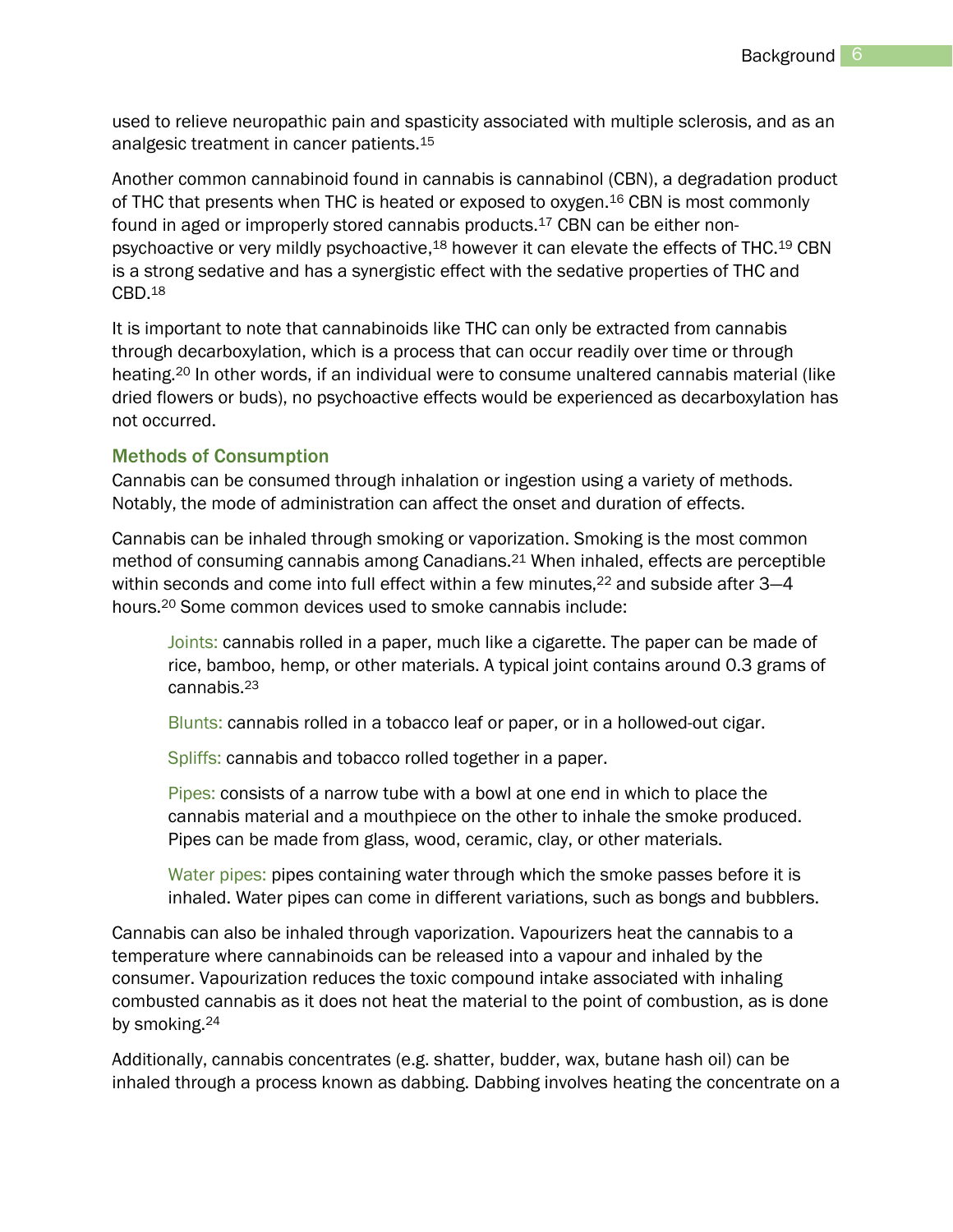used to relieve neuropathic pain and spasticity associated with multiple sclerosis, and as an analgesic treatment in cancer patients.[15]

Another common cannabinoid found in cannabis is cannabinol (CBN), a degradation product of THC that presents when THC is heated or exposed to oxygen.[16] CBN is most commonly found in aged or improperly stored cannabis products.[17] CBN can be either non-psychoactive or very mildly psychoactive,[18] however it can elevate the effects of THC.[19] CBN is a strong sedative and has a synergistic effect with the sedative properties of THC and CBD.[18]

It is important to note that cannabinoids like THC can only be extracted from cannabis through decarboxylation, which is a process that can occur readily over time or through heating.[20] In other words, if an individual were to consume unaltered cannabis material (like dried flowers or buds), no psychoactive effects would be experienced as decarboxylation has not occurred.

### Methods of Consumption

Cannabis can be consumed through inhalation or ingestion using a variety of methods. Notably, the mode of administration can affect the onset and duration of effects.

Cannabis can be inhaled through smoking or vaporization. Smoking is the most common method of consuming cannabis among Canadians.[21] When inhaled, effects are perceptible within seconds and come into full effect within a few minutes,[22] and subside after 3—4 hours.[20] Some common devices used to smoke cannabis include:

> Joints: cannabis rolled in a paper, much like a cigarette. The paper can be made of rice, bamboo, hemp, or other materials. A typical joint contains around 0.3 grams of cannabis.[23]
>
> Blunts: cannabis rolled in a tobacco leaf or paper, or in a hollowed-out cigar.
>
> Spliffs: cannabis and tobacco rolled together in a paper.
>
> Pipes: consists of a narrow tube with a bowl at one end in which to place the cannabis material and a mouthpiece on the other to inhale the smoke produced. Pipes can be made from glass, wood, ceramic, clay, or other materials.
>
> Water pipes: pipes containing water through which the smoke passes before it is inhaled. Water pipes can come in different variations, such as bongs and bubblers.

Cannabis can also be inhaled through vaporization. Vapourizers heat the cannabis to a temperature where cannabinoids can be released into a vapour and inhaled by the consumer. Vapourization reduces the toxic compound intake associated with inhaling combusted cannabis as it does not heat the material to the point of combustion, as is done by smoking.[24]

Additionally, cannabis concentrates (e.g. shatter, budder, wax, butane hash oil) can be inhaled through a process known as dabbing. Dabbing involves heating the concentrate on a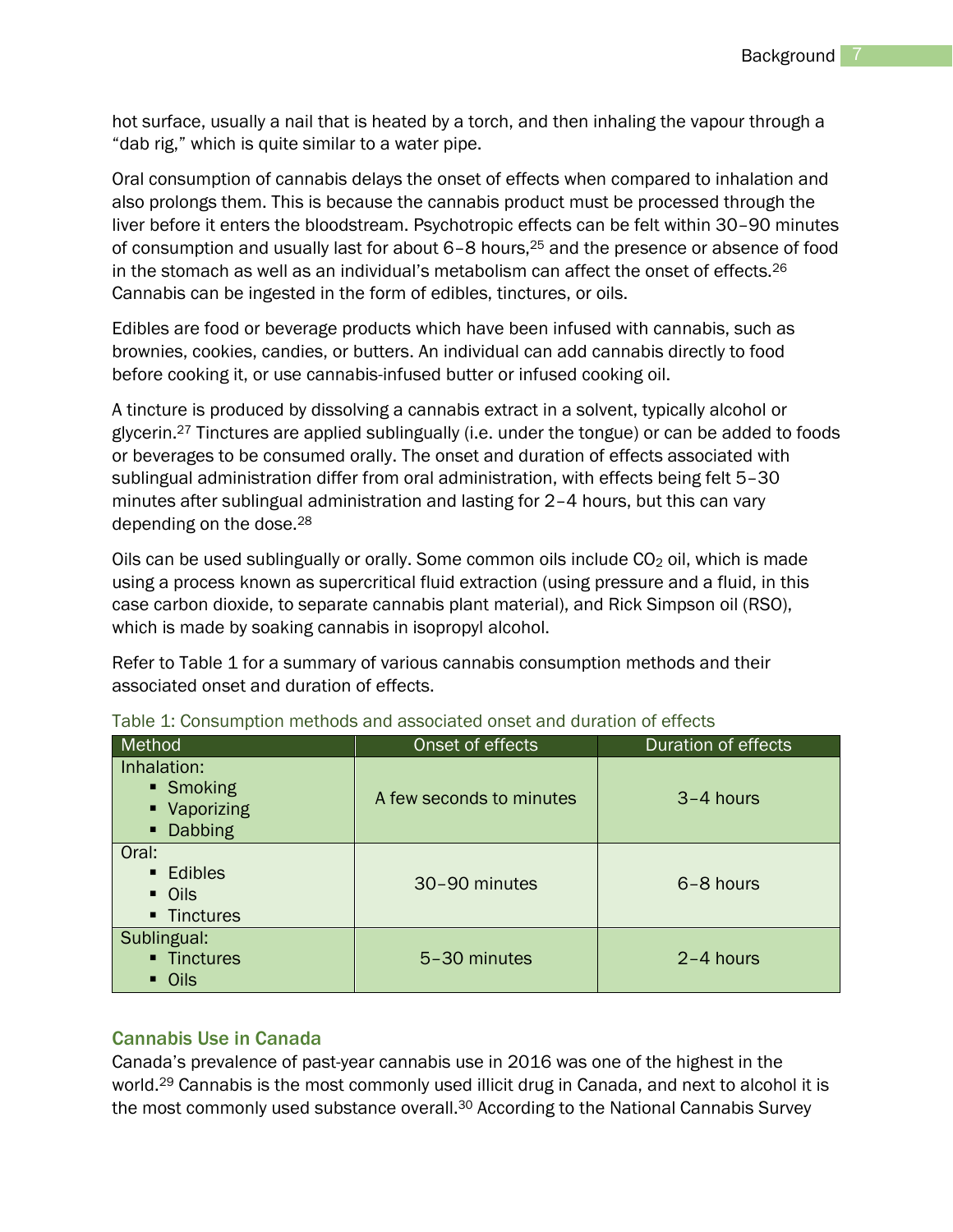hot surface, usually a nail that is heated by a torch, and then inhaling the vapour through a "dab rig," which is quite similar to a water pipe.

Oral consumption of cannabis delays the onset of effects when compared to inhalation and also prolongs them. This is because the cannabis product must be processed through the liver before it enters the bloodstream. Psychotropic effects can be felt within 30–90 minutes of consumption and usually last for about 6–8 hours,[25] and the presence or absence of food in the stomach as well as an individual's metabolism can affect the onset of effects.[26] Cannabis can be ingested in the form of edibles, tinctures, or oils.

Edibles are food or beverage products which have been infused with cannabis, such as brownies, cookies, candies, or butters. An individual can add cannabis directly to food before cooking it, or use cannabis-infused butter or infused cooking oil.

A tincture is produced by dissolving a cannabis extract in a solvent, typically alcohol or glycerin.[27] Tinctures are applied sublingually (i.e. under the tongue) or can be added to foods or beverages to be consumed orally. The onset and duration of effects associated with sublingual administration differ from oral administration, with effects being felt 5–30 minutes after sublingual administration and lasting for 2–4 hours, but this can vary depending on the dose.[28]

Oils can be used sublingually or orally. Some common oils include $CO_2$ oil, which is made using a process known as supercritical fluid extraction (using pressure and a fluid, in this case carbon dioxide, to separate cannabis plant material), and Rick Simpson oil (RSO), which is made by soaking cannabis in isopropyl alcohol.

Refer to Table 1 for a summary of various cannabis consumption methods and their associated onset and duration of effects.

Table 1: Consumption methods and associated onset and duration of effects

| Method | Onset of effects | Duration of effects |
|---|---|---|
| Inhalation:<br>▪ Smoking<br>▪ Vaporizing<br>▪ Dabbing | A few seconds to minutes | 3–4 hours |
| Oral:<br>▪ Edibles<br>▪ Oils<br>▪ Tinctures | 30–90 minutes | 6–8 hours |
| Sublingual:<br>▪ Tinctures<br>▪ Oils | 5–30 minutes | 2–4 hours |

### Cannabis Use in Canada

Canada's prevalence of past-year cannabis use in 2016 was one of the highest in the world.[29] Cannabis is the most commonly used illicit drug in Canada, and next to alcohol it is the most commonly used substance overall.[30] According to the National Cannabis Survey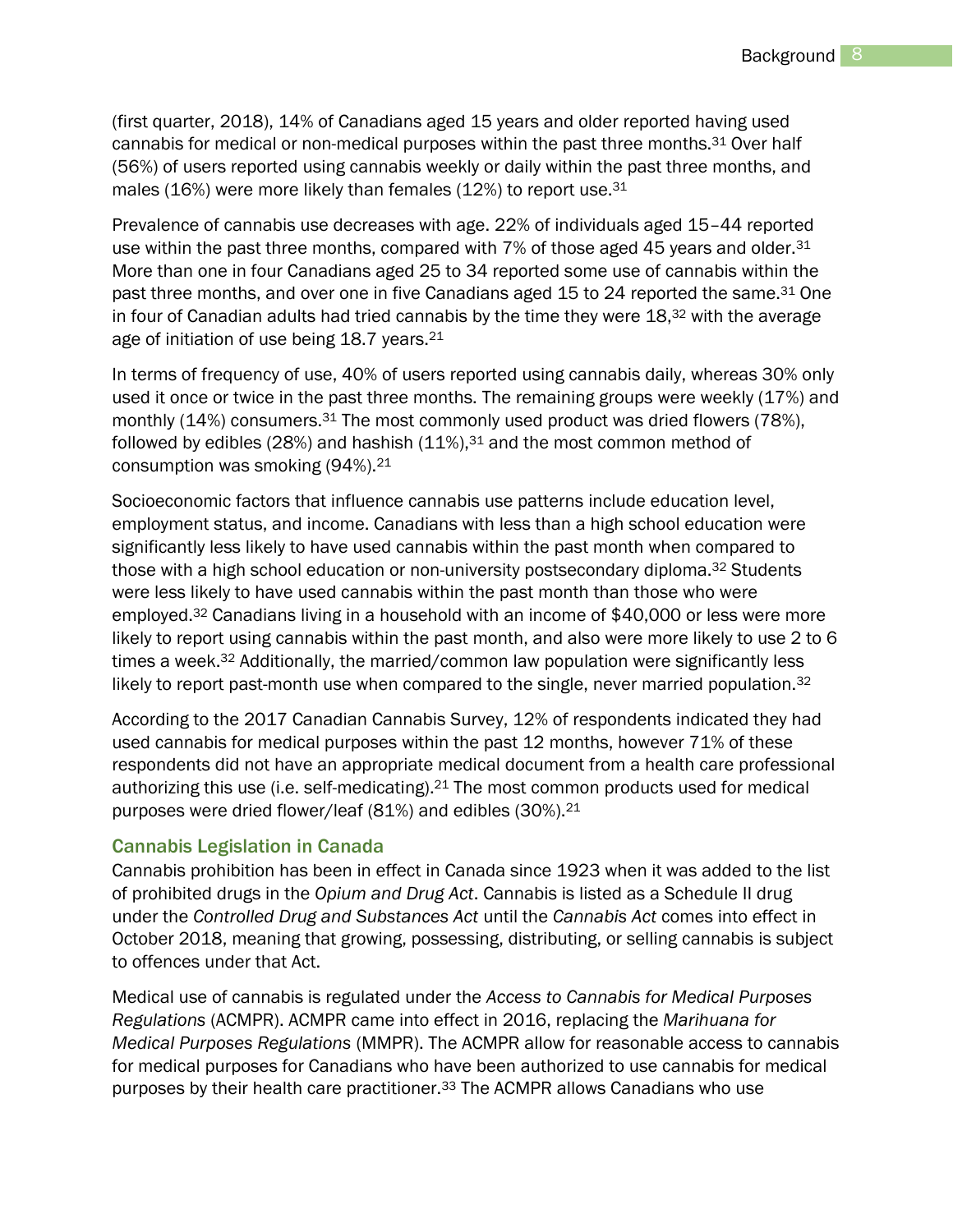(first quarter, 2018), 14% of Canadians aged 15 years and older reported having used cannabis for medical or non-medical purposes within the past three months.[31] Over half (56%) of users reported using cannabis weekly or daily within the past three months, and males (16%) were more likely than females (12%) to report use.[31]

Prevalence of cannabis use decreases with age. 22% of individuals aged 15–44 reported use within the past three months, compared with 7% of those aged 45 years and older.[31] More than one in four Canadians aged 25 to 34 reported some use of cannabis within the past three months, and over one in five Canadians aged 15 to 24 reported the same.[31] One in four of Canadian adults had tried cannabis by the time they were 18,[32] with the average age of initiation of use being 18.7 years.[21]

In terms of frequency of use, 40% of users reported using cannabis daily, whereas 30% only used it once or twice in the past three months. The remaining groups were weekly (17%) and monthly (14%) consumers.[31] The most commonly used product was dried flowers (78%), followed by edibles (28%) and hashish (11%),[31] and the most common method of consumption was smoking (94%).[21]

Socioeconomic factors that influence cannabis use patterns include education level, employment status, and income. Canadians with less than a high school education were significantly less likely to have used cannabis within the past month when compared to those with a high school education or non-university postsecondary diploma.[32] Students were less likely to have used cannabis within the past month than those who were employed.[32] Canadians living in a household with an income of $40,000 or less were more likely to report using cannabis within the past month, and also were more likely to use 2 to 6 times a week.[32] Additionally, the married/common law population were significantly less likely to report past-month use when compared to the single, never married population.[32]

According to the 2017 Canadian Cannabis Survey, 12% of respondents indicated they had used cannabis for medical purposes within the past 12 months, however 71% of these respondents did not have an appropriate medical document from a health care professional authorizing this use (i.e. self-medicating).[21] The most common products used for medical purposes were dried flower/leaf (81%) and edibles (30%).[21]

### Cannabis Legislation in Canada

Cannabis prohibition has been in effect in Canada since 1923 when it was added to the list of prohibited drugs in the *Opium and Drug Act*. Cannabis is listed as a Schedule II drug under the *Controlled Drug and Substances Act* until the *Cannabis Act* comes into effect in October 2018, meaning that growing, possessing, distributing, or selling cannabis is subject to offences under that Act.

Medical use of cannabis is regulated under the *Access to Cannabis for Medical Purposes Regulations* (ACMPR). ACMPR came into effect in 2016, replacing the *Marihuana for Medical Purposes Regulations* (MMPR). The ACMPR allow for reasonable access to cannabis for medical purposes for Canadians who have been authorized to use cannabis for medical purposes by their health care practitioner.[33] The ACMPR allows Canadians who use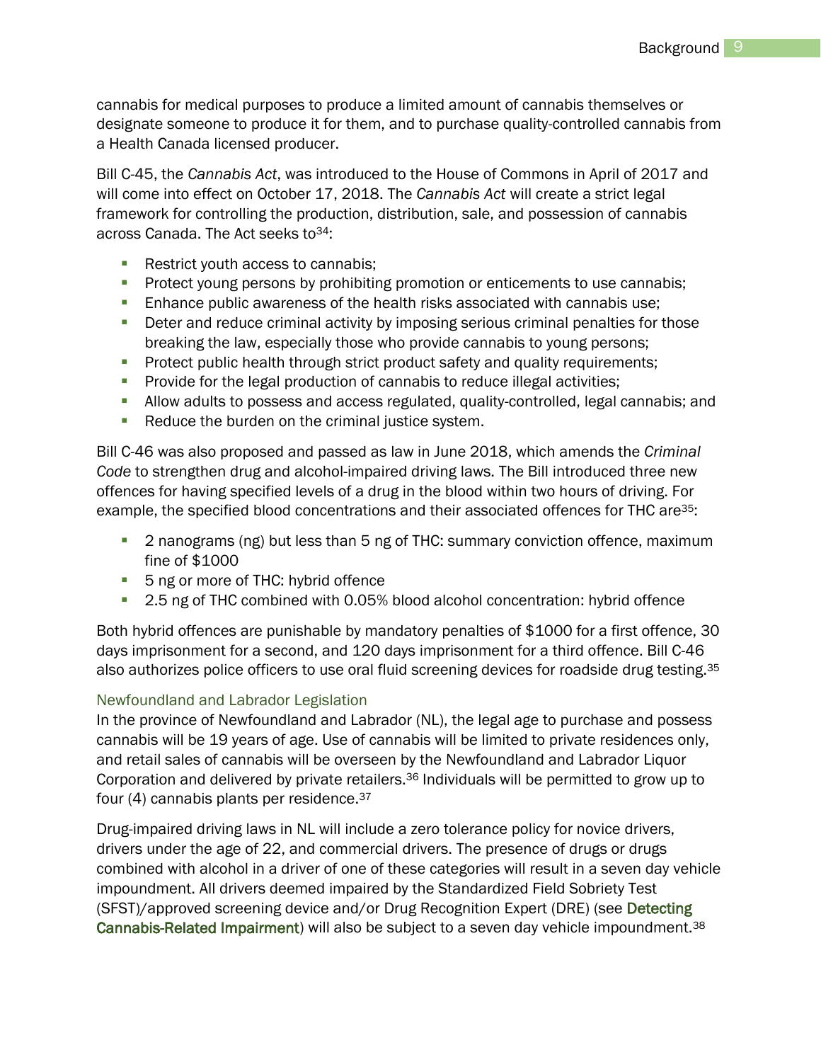cannabis for medical purposes to produce a limited amount of cannabis themselves or designate someone to produce it for them, and to purchase quality-controlled cannabis from a Health Canada licensed producer.

Bill C-45, the *Cannabis Act*, was introduced to the House of Commons in April of 2017 and will come into effect on October 17, 2018. The *Cannabis Act* will create a strict legal framework for controlling the production, distribution, sale, and possession of cannabis across Canada. The Act seeks to[34]:

- Restrict youth access to cannabis;
- Protect young persons by prohibiting promotion or enticements to use cannabis;
- Enhance public awareness of the health risks associated with cannabis use;
- Deter and reduce criminal activity by imposing serious criminal penalties for those breaking the law, especially those who provide cannabis to young persons;
- Protect public health through strict product safety and quality requirements;
- Provide for the legal production of cannabis to reduce illegal activities;
- Allow adults to possess and access regulated, quality-controlled, legal cannabis; and
- Reduce the burden on the criminal justice system.

Bill C-46 was also proposed and passed as law in June 2018, which amends the *Criminal Code* to strengthen drug and alcohol-impaired driving laws. The Bill introduced three new offences for having specified levels of a drug in the blood within two hours of driving. For example, the specified blood concentrations and their associated offences for THC are[35]:

- 2 nanograms (ng) but less than 5 ng of THC: summary conviction offence, maximum fine of $1000
- 5 ng or more of THC: hybrid offence
- 2.5 ng of THC combined with 0.05% blood alcohol concentration: hybrid offence

Both hybrid offences are punishable by mandatory penalties of $1000 for a first offence, 30 days imprisonment for a second, and 120 days imprisonment for a third offence. Bill C-46 also authorizes police officers to use oral fluid screening devices for roadside drug testing.[35]

### Newfoundland and Labrador Legislation

In the province of Newfoundland and Labrador (NL), the legal age to purchase and possess cannabis will be 19 years of age. Use of cannabis will be limited to private residences only, and retail sales of cannabis will be overseen by the Newfoundland and Labrador Liquor Corporation and delivered by private retailers.[36] Individuals will be permitted to grow up to four (4) cannabis plants per residence.[37]

Drug-impaired driving laws in NL will include a zero tolerance policy for novice drivers, drivers under the age of 22, and commercial drivers. The presence of drugs or drugs combined with alcohol in a driver of one of these categories will result in a seven day vehicle impoundment. All drivers deemed impaired by the Standardized Field Sobriety Test (SFST)/approved screening device and/or Drug Recognition Expert (DRE) (see Detecting Cannabis-Related Impairment) will also be subject to a seven day vehicle impoundment.[38]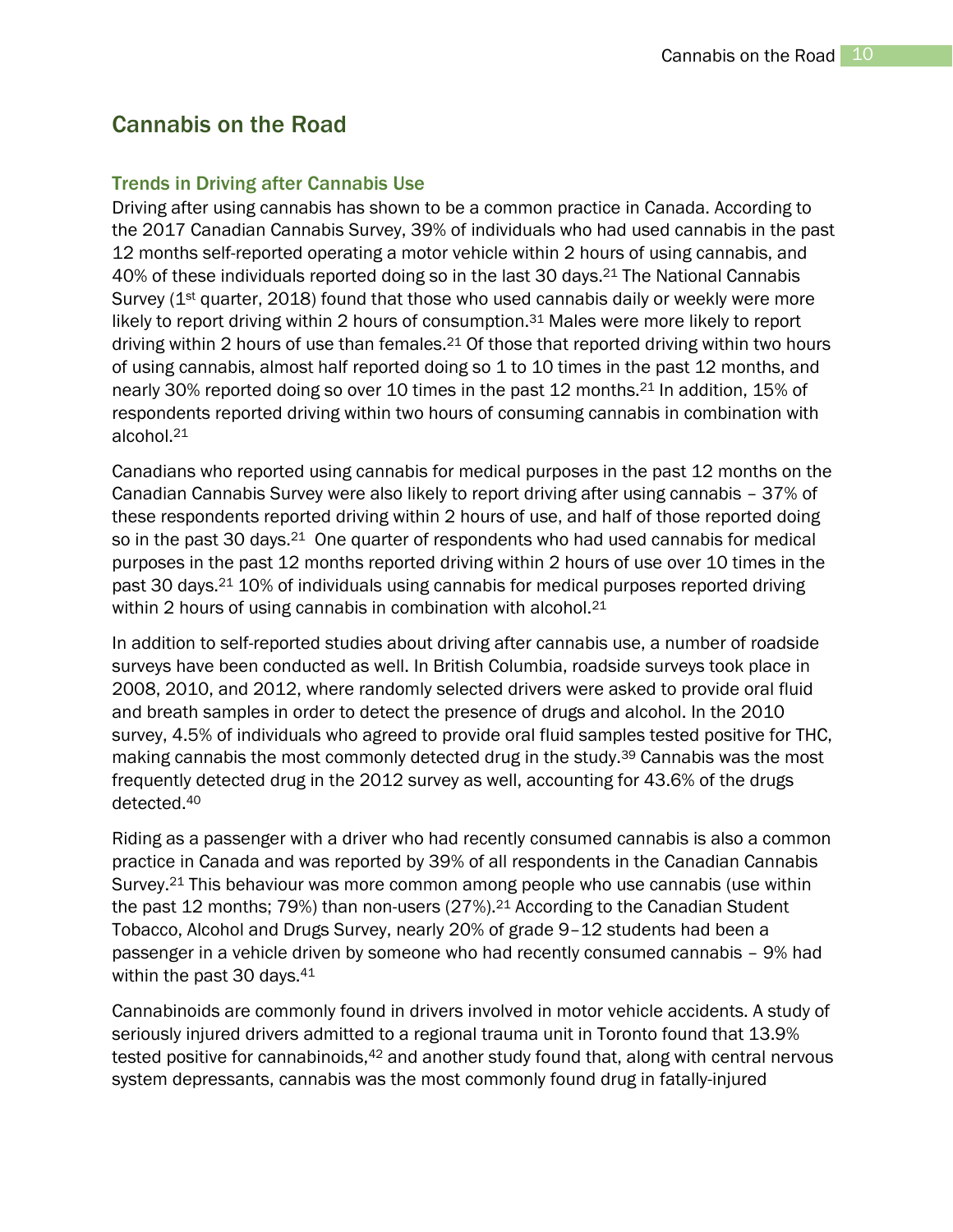## Cannabis on the Road

### Trends in Driving after Cannabis Use

Driving after using cannabis has shown to be a common practice in Canada. According to the 2017 Canadian Cannabis Survey, 39% of individuals who had used cannabis in the past 12 months self-reported operating a motor vehicle within 2 hours of using cannabis, and 40% of these individuals reported doing so in the last 30 days.[21] The National Cannabis Survey (1st quarter, 2018) found that those who used cannabis daily or weekly were more likely to report driving within 2 hours of consumption.[31] Males were more likely to report driving within 2 hours of use than females.[21] Of those that reported driving within two hours of using cannabis, almost half reported doing so 1 to 10 times in the past 12 months, and nearly 30% reported doing so over 10 times in the past 12 months.[21] In addition, 15% of respondents reported driving within two hours of consuming cannabis in combination with alcohol.[21]

Canadians who reported using cannabis for medical purposes in the past 12 months on the Canadian Cannabis Survey were also likely to report driving after using cannabis – 37% of these respondents reported driving within 2 hours of use, and half of those reported doing so in the past 30 days.[21] One quarter of respondents who had used cannabis for medical purposes in the past 12 months reported driving within 2 hours of use over 10 times in the past 30 days.[21] 10% of individuals using cannabis for medical purposes reported driving within 2 hours of using cannabis in combination with alcohol.[21]

In addition to self-reported studies about driving after cannabis use, a number of roadside surveys have been conducted as well. In British Columbia, roadside surveys took place in 2008, 2010, and 2012, where randomly selected drivers were asked to provide oral fluid and breath samples in order to detect the presence of drugs and alcohol. In the 2010 survey, 4.5% of individuals who agreed to provide oral fluid samples tested positive for THC, making cannabis the most commonly detected drug in the study.[39] Cannabis was the most frequently detected drug in the 2012 survey as well, accounting for 43.6% of the drugs detected.[40]

Riding as a passenger with a driver who had recently consumed cannabis is also a common practice in Canada and was reported by 39% of all respondents in the Canadian Cannabis Survey.[21] This behaviour was more common among people who use cannabis (use within the past 12 months; 79%) than non-users (27%).[21] According to the Canadian Student Tobacco, Alcohol and Drugs Survey, nearly 20% of grade 9–12 students had been a passenger in a vehicle driven by someone who had recently consumed cannabis – 9% had within the past 30 days.[41]

Cannabinoids are commonly found in drivers involved in motor vehicle accidents. A study of seriously injured drivers admitted to a regional trauma unit in Toronto found that 13.9% tested positive for cannabinoids,[42] and another study found that, along with central nervous system depressants, cannabis was the most commonly found drug in fatally-injured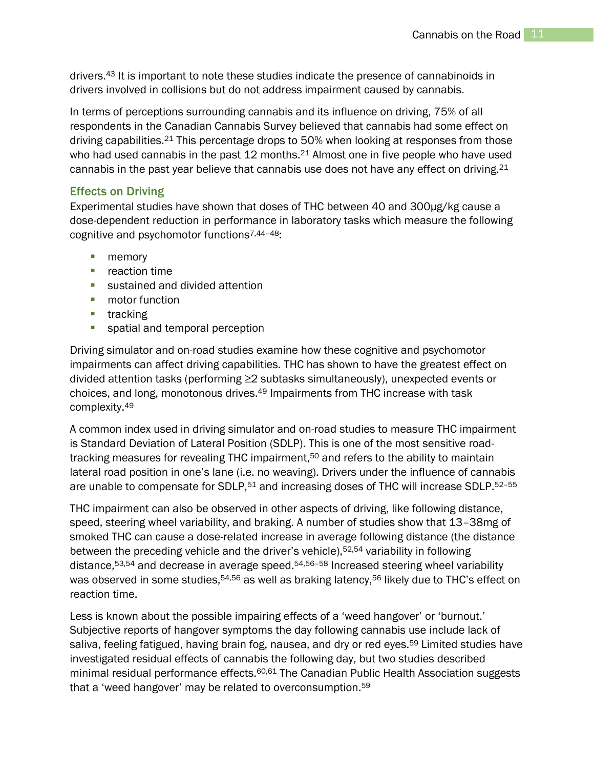drivers.[43] It is important to note these studies indicate the presence of cannabinoids in drivers involved in collisions but do not address impairment caused by cannabis.

In terms of perceptions surrounding cannabis and its influence on driving, 75% of all respondents in the Canadian Cannabis Survey believed that cannabis had some effect on driving capabilities.[21] This percentage drops to 50% when looking at responses from those who had used cannabis in the past 12 months.[21] Almost one in five people who have used cannabis in the past year believe that cannabis use does not have any effect on driving.[21]

### Effects on Driving

Experimental studies have shown that doses of THC between 40 and 300μg/kg cause a dose-dependent reduction in performance in laboratory tasks which measure the following cognitive and psychomotor functions[7,44–48]:

- memory
- reaction time
- sustained and divided attention
- motor function
- tracking
- spatial and temporal perception

Driving simulator and on-road studies examine how these cognitive and psychomotor impairments can affect driving capabilities. THC has shown to have the greatest effect on divided attention tasks (performing ≥2 subtasks simultaneously), unexpected events or choices, and long, monotonous drives.[49] Impairments from THC increase with task complexity.[49]

A common index used in driving simulator and on-road studies to measure THC impairment is Standard Deviation of Lateral Position (SDLP). This is one of the most sensitive road-tracking measures for revealing THC impairment,[50] and refers to the ability to maintain lateral road position in one's lane (i.e. no weaving). Drivers under the influence of cannabis are unable to compensate for SDLP,[51] and increasing doses of THC will increase SDLP.[52–55]

THC impairment can also be observed in other aspects of driving, like following distance, speed, steering wheel variability, and braking. A number of studies show that 13–38mg of smoked THC can cause a dose-related increase in average following distance (the distance between the preceding vehicle and the driver's vehicle),[52,54] variability in following distance,[53,54] and decrease in average speed.[54,56–58] Increased steering wheel variability was observed in some studies,[54,56] as well as braking latency,[56] likely due to THC's effect on reaction time.

Less is known about the possible impairing effects of a 'weed hangover' or 'burnout.' Subjective reports of hangover symptoms the day following cannabis use include lack of saliva, feeling fatigued, having brain fog, nausea, and dry or red eyes.[59] Limited studies have investigated residual effects of cannabis the following day, but two studies described minimal residual performance effects.[60,61] The Canadian Public Health Association suggests that a 'weed hangover' may be related to overconsumption.[59]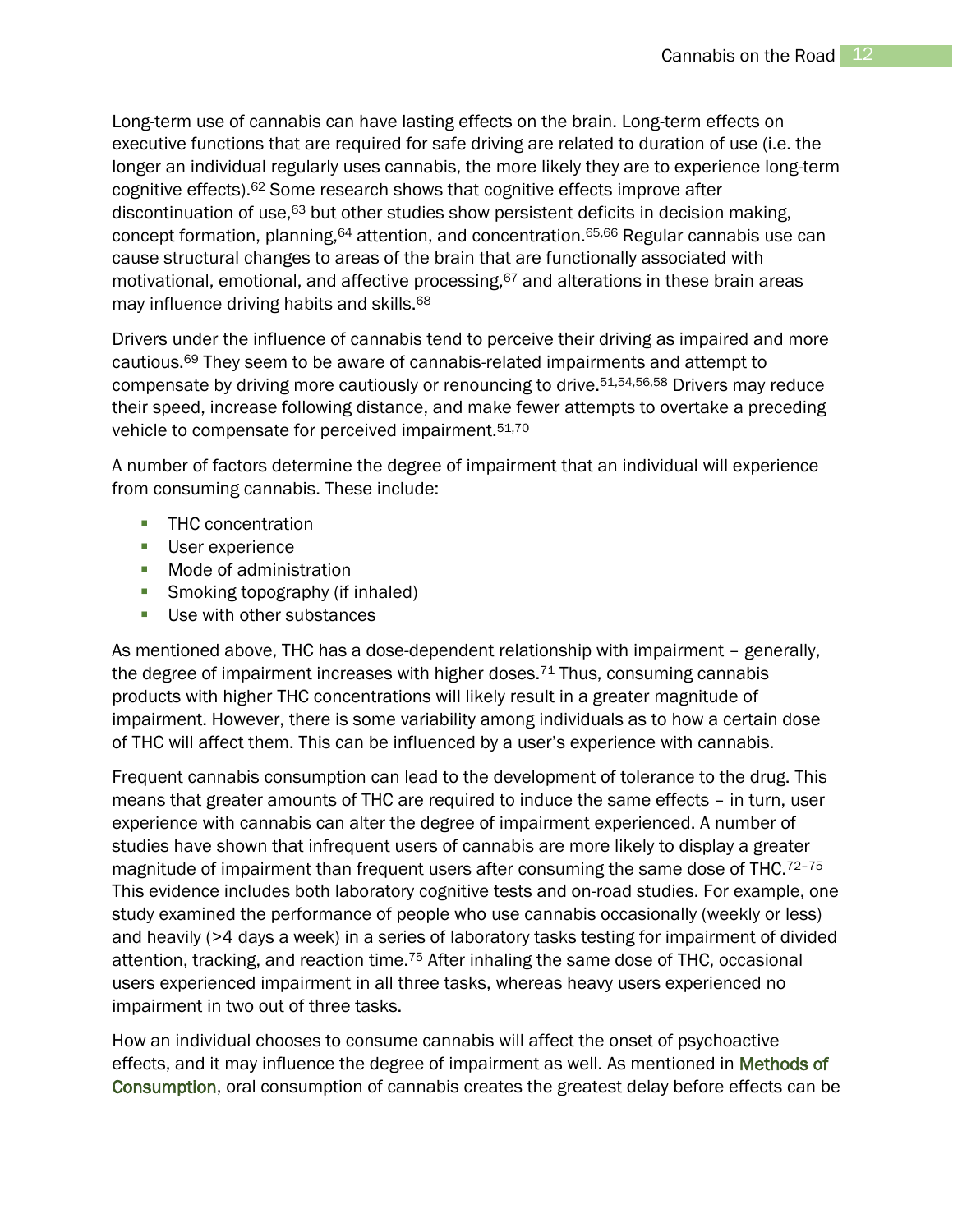Long-term use of cannabis can have lasting effects on the brain. Long-term effects on executive functions that are required for safe driving are related to duration of use (i.e. the longer an individual regularly uses cannabis, the more likely they are to experience long-term cognitive effects).[62] Some research shows that cognitive effects improve after discontinuation of use,[63] but other studies show persistent deficits in decision making, concept formation, planning,[64] attention, and concentration.[65,66] Regular cannabis use can cause structural changes to areas of the brain that are functionally associated with motivational, emotional, and affective processing,[67] and alterations in these brain areas may influence driving habits and skills.[68]

Drivers under the influence of cannabis tend to perceive their driving as impaired and more cautious.[69] They seem to be aware of cannabis-related impairments and attempt to compensate by driving more cautiously or renouncing to drive.[51,54,56,58] Drivers may reduce their speed, increase following distance, and make fewer attempts to overtake a preceding vehicle to compensate for perceived impairment.[51,70]

A number of factors determine the degree of impairment that an individual will experience from consuming cannabis. These include:

- THC concentration
- User experience
- Mode of administration
- Smoking topography (if inhaled)
- Use with other substances

As mentioned above, THC has a dose-dependent relationship with impairment – generally, the degree of impairment increases with higher doses.[71] Thus, consuming cannabis products with higher THC concentrations will likely result in a greater magnitude of impairment. However, there is some variability among individuals as to how a certain dose of THC will affect them. This can be influenced by a user's experience with cannabis.

Frequent cannabis consumption can lead to the development of tolerance to the drug. This means that greater amounts of THC are required to induce the same effects – in turn, user experience with cannabis can alter the degree of impairment experienced. A number of studies have shown that infrequent users of cannabis are more likely to display a greater magnitude of impairment than frequent users after consuming the same dose of THC.[72–75] This evidence includes both laboratory cognitive tests and on-road studies. For example, one study examined the performance of people who use cannabis occasionally (weekly or less) and heavily (>4 days a week) in a series of laboratory tasks testing for impairment of divided attention, tracking, and reaction time.[75] After inhaling the same dose of THC, occasional users experienced impairment in all three tasks, whereas heavy users experienced no impairment in two out of three tasks.

How an individual chooses to consume cannabis will affect the onset of psychoactive effects, and it may influence the degree of impairment as well. As mentioned in Methods of Consumption, oral consumption of cannabis creates the greatest delay before effects can be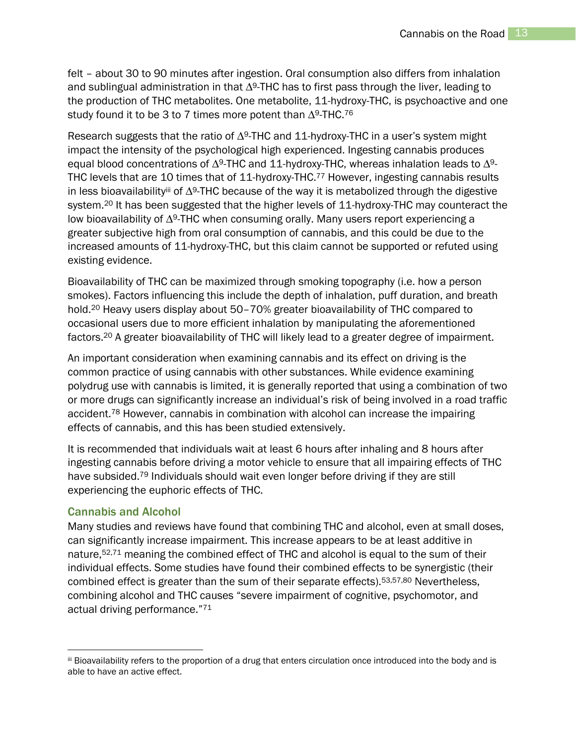felt – about 30 to 90 minutes after ingestion. Oral consumption also differs from inhalation and sublingual administration in that $\Delta^9$-THC has to first pass through the liver, leading to the production of THC metabolites. One metabolite, 11-hydroxy-THC, is psychoactive and one study found it to be 3 to 7 times more potent than $\Delta^9$-THC.[76]

Research suggests that the ratio of $\Delta^9$-THC and 11-hydroxy-THC in a user's system might impact the intensity of the psychological high experienced. Ingesting cannabis produces equal blood concentrations of $\Delta^9$-THC and 11-hydroxy-THC, whereas inhalation leads to $\Delta^9$-THC levels that are 10 times that of 11-hydroxy-THC.[77] However, ingesting cannabis results in less bioavailability[iii] of $\Delta^9$-THC because of the way it is metabolized through the digestive system.[20] It has been suggested that the higher levels of 11-hydroxy-THC may counteract the low bioavailability of $\Delta^9$-THC when consuming orally. Many users report experiencing a greater subjective high from oral consumption of cannabis, and this could be due to the increased amounts of 11-hydroxy-THC, but this claim cannot be supported or refuted using existing evidence.

Bioavailability of THC can be maximized through smoking topography (i.e. how a person smokes). Factors influencing this include the depth of inhalation, puff duration, and breath hold.[20] Heavy users display about 50–70% greater bioavailability of THC compared to occasional users due to more efficient inhalation by manipulating the aforementioned factors.[20] A greater bioavailability of THC will likely lead to a greater degree of impairment.

An important consideration when examining cannabis and its effect on driving is the common practice of using cannabis with other substances. While evidence examining polydrug use with cannabis is limited, it is generally reported that using a combination of two or more drugs can significantly increase an individual's risk of being involved in a road traffic accident.[78] However, cannabis in combination with alcohol can increase the impairing effects of cannabis, and this has been studied extensively.

It is recommended that individuals wait at least 6 hours after inhaling and 8 hours after ingesting cannabis before driving a motor vehicle to ensure that all impairing effects of THC have subsided.[79] Individuals should wait even longer before driving if they are still experiencing the euphoric effects of THC.

### Cannabis and Alcohol

Many studies and reviews have found that combining THC and alcohol, even at small doses, can significantly increase impairment. This increase appears to be at least additive in nature,[52,71] meaning the combined effect of THC and alcohol is equal to the sum of their individual effects. Some studies have found their combined effects to be synergistic (their combined effect is greater than the sum of their separate effects).[53,57,80] Nevertheless, combining alcohol and THC causes "severe impairment of cognitive, psychomotor, and actual driving performance."[71]

---

[iii] Bioavailability refers to the proportion of a drug that enters circulation once introduced into the body and is able to have an active effect.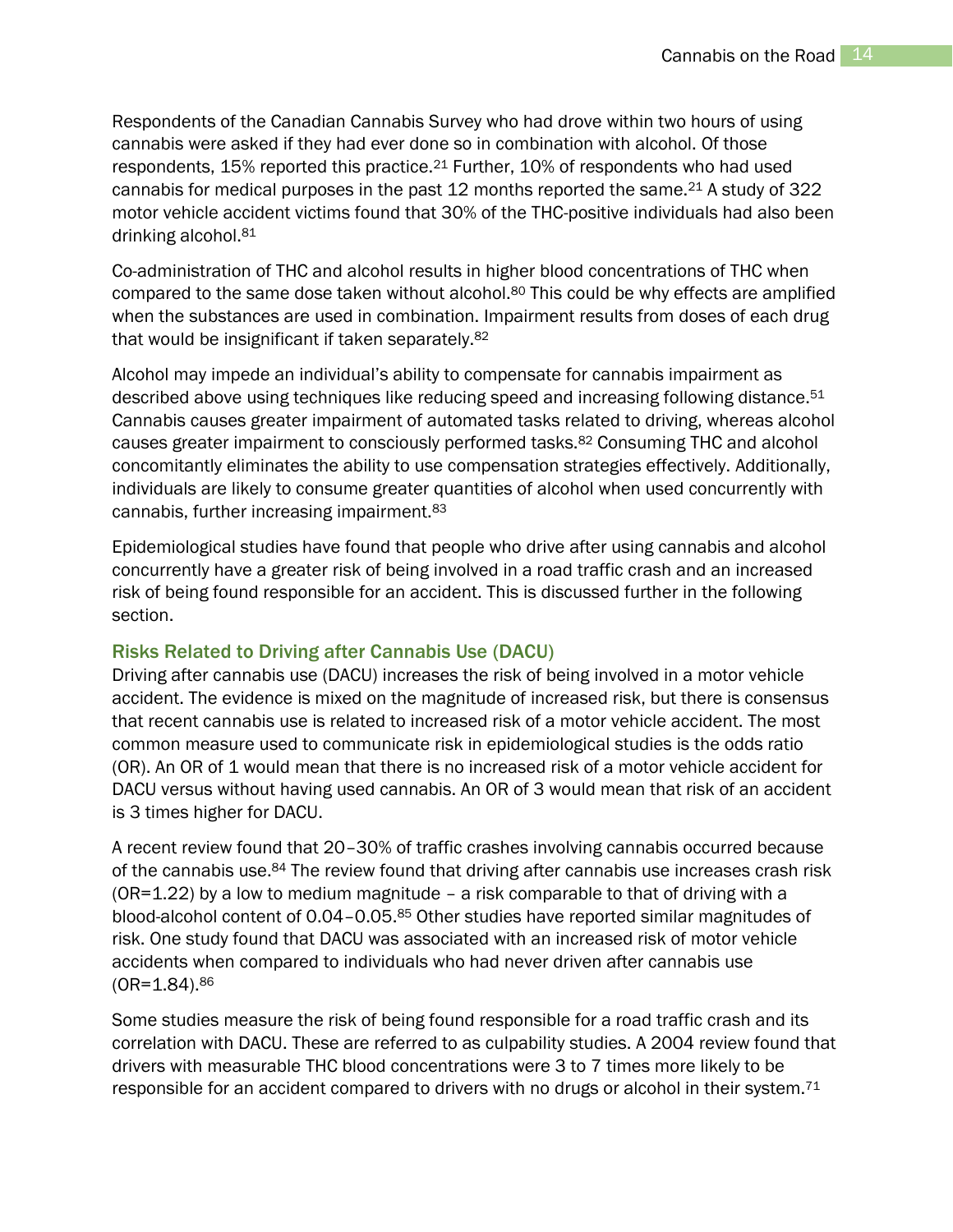Respondents of the Canadian Cannabis Survey who had drove within two hours of using cannabis were asked if they had ever done so in combination with alcohol. Of those respondents, 15% reported this practice.[21] Further, 10% of respondents who had used cannabis for medical purposes in the past 12 months reported the same.[21] A study of 322 motor vehicle accident victims found that 30% of the THC-positive individuals had also been drinking alcohol.[81]

Co-administration of THC and alcohol results in higher blood concentrations of THC when compared to the same dose taken without alcohol.[80] This could be why effects are amplified when the substances are used in combination. Impairment results from doses of each drug that would be insignificant if taken separately.[82]

Alcohol may impede an individual's ability to compensate for cannabis impairment as described above using techniques like reducing speed and increasing following distance.[51] Cannabis causes greater impairment of automated tasks related to driving, whereas alcohol causes greater impairment to consciously performed tasks.[82] Consuming THC and alcohol concomitantly eliminates the ability to use compensation strategies effectively. Additionally, individuals are likely to consume greater quantities of alcohol when used concurrently with cannabis, further increasing impairment.[83]

Epidemiological studies have found that people who drive after using cannabis and alcohol concurrently have a greater risk of being involved in a road traffic crash and an increased risk of being found responsible for an accident. This is discussed further in the following section.

### Risks Related to Driving after Cannabis Use (DACU)

Driving after cannabis use (DACU) increases the risk of being involved in a motor vehicle accident. The evidence is mixed on the magnitude of increased risk, but there is consensus that recent cannabis use is related to increased risk of a motor vehicle accident. The most common measure used to communicate risk in epidemiological studies is the odds ratio (OR). An OR of 1 would mean that there is no increased risk of a motor vehicle accident for DACU versus without having used cannabis. An OR of 3 would mean that risk of an accident is 3 times higher for DACU.

A recent review found that 20–30% of traffic crashes involving cannabis occurred because of the cannabis use.[84] The review found that driving after cannabis use increases crash risk (OR=1.22) by a low to medium magnitude – a risk comparable to that of driving with a blood-alcohol content of 0.04–0.05.[85] Other studies have reported similar magnitudes of risk. One study found that DACU was associated with an increased risk of motor vehicle accidents when compared to individuals who had never driven after cannabis use (OR=1.84).[86]

Some studies measure the risk of being found responsible for a road traffic crash and its correlation with DACU. These are referred to as culpability studies. A 2004 review found that drivers with measurable THC blood concentrations were 3 to 7 times more likely to be responsible for an accident compared to drivers with no drugs or alcohol in their system.[71]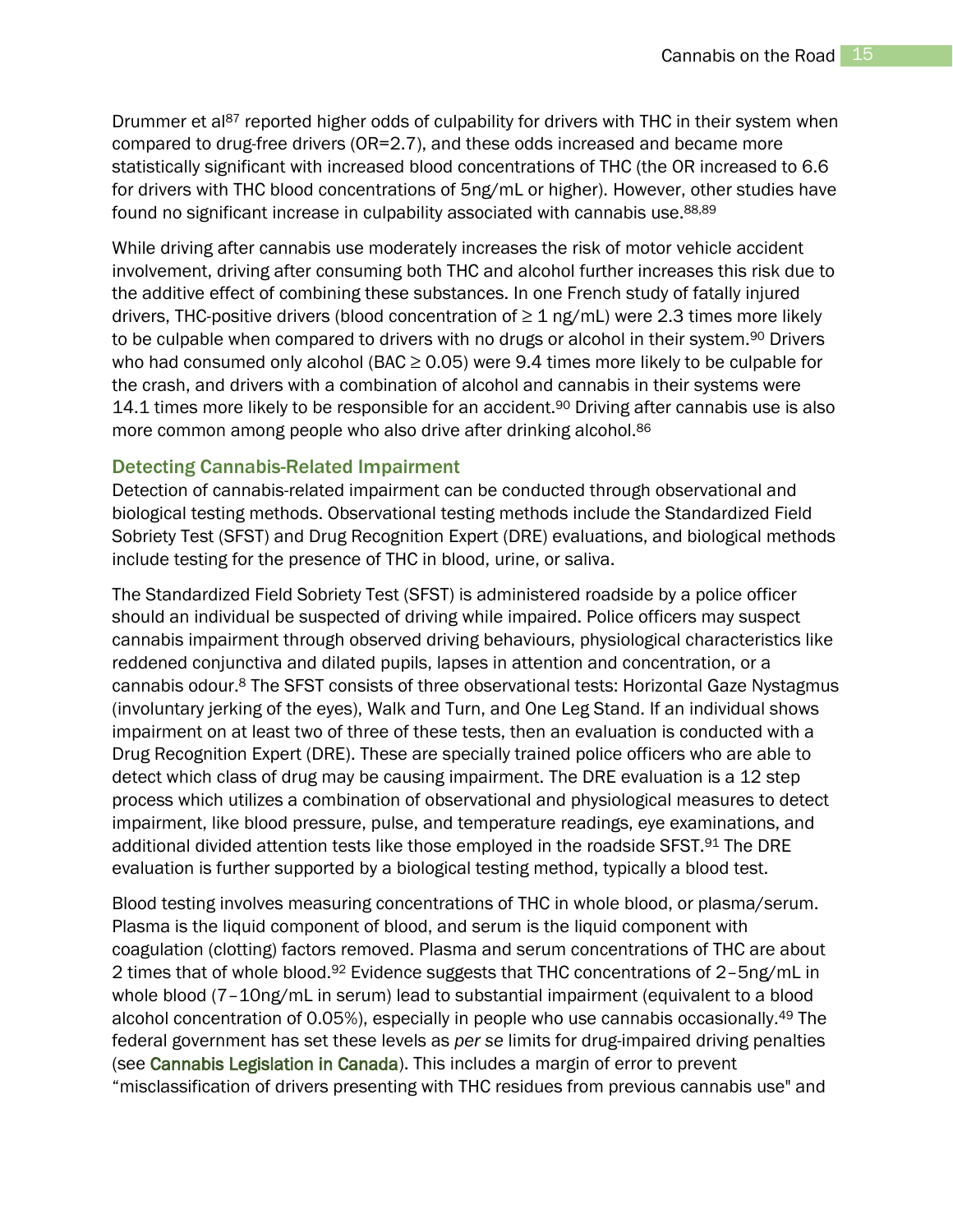Drummer et al[87] reported higher odds of culpability for drivers with THC in their system when compared to drug-free drivers (OR=2.7), and these odds increased and became more statistically significant with increased blood concentrations of THC (the OR increased to 6.6 for drivers with THC blood concentrations of 5ng/mL or higher). However, other studies have found no significant increase in culpability associated with cannabis use.[88,89]

While driving after cannabis use moderately increases the risk of motor vehicle accident involvement, driving after consuming both THC and alcohol further increases this risk due to the additive effect of combining these substances. In one French study of fatally injured drivers, THC-positive drivers (blood concentration of ≥ 1 ng/mL) were 2.3 times more likely to be culpable when compared to drivers with no drugs or alcohol in their system.[90] Drivers who had consumed only alcohol (BAC ≥ 0.05) were 9.4 times more likely to be culpable for the crash, and drivers with a combination of alcohol and cannabis in their systems were 14.1 times more likely to be responsible for an accident.[90] Driving after cannabis use is also more common among people who also drive after drinking alcohol.[86]

### Detecting Cannabis-Related Impairment

Detection of cannabis-related impairment can be conducted through observational and biological testing methods. Observational testing methods include the Standardized Field Sobriety Test (SFST) and Drug Recognition Expert (DRE) evaluations, and biological methods include testing for the presence of THC in blood, urine, or saliva.

The Standardized Field Sobriety Test (SFST) is administered roadside by a police officer should an individual be suspected of driving while impaired. Police officers may suspect cannabis impairment through observed driving behaviours, physiological characteristics like reddened conjunctiva and dilated pupils, lapses in attention and concentration, or a cannabis odour.[8] The SFST consists of three observational tests: Horizontal Gaze Nystagmus (involuntary jerking of the eyes), Walk and Turn, and One Leg Stand. If an individual shows impairment on at least two of three of these tests, then an evaluation is conducted with a Drug Recognition Expert (DRE). These are specially trained police officers who are able to detect which class of drug may be causing impairment. The DRE evaluation is a 12 step process which utilizes a combination of observational and physiological measures to detect impairment, like blood pressure, pulse, and temperature readings, eye examinations, and additional divided attention tests like those employed in the roadside SFST.[91] The DRE evaluation is further supported by a biological testing method, typically a blood test.

Blood testing involves measuring concentrations of THC in whole blood, or plasma/serum. Plasma is the liquid component of blood, and serum is the liquid component with coagulation (clotting) factors removed. Plasma and serum concentrations of THC are about 2 times that of whole blood.[92] Evidence suggests that THC concentrations of 2–5ng/mL in whole blood (7–10ng/mL in serum) lead to substantial impairment (equivalent to a blood alcohol concentration of 0.05%), especially in people who use cannabis occasionally.[49] The federal government has set these levels as *per se* limits for drug-impaired driving penalties (see Cannabis Legislation in Canada). This includes a margin of error to prevent "misclassification of drivers presenting with THC residues from previous cannabis use" and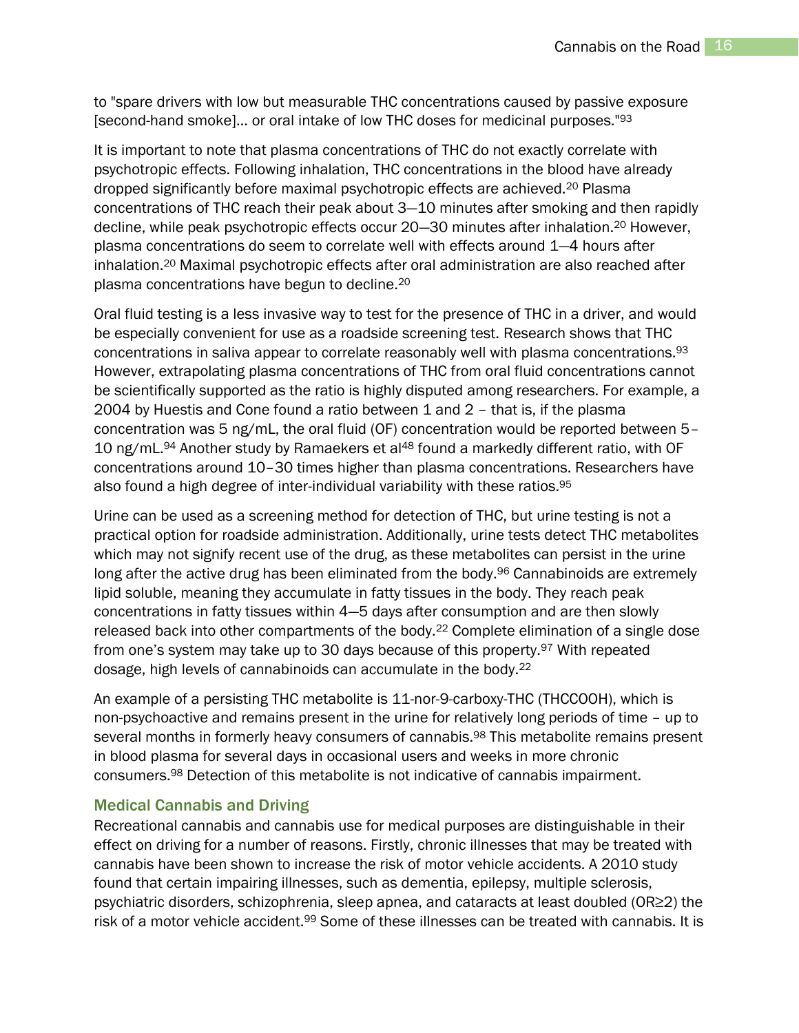to "spare drivers with low but measurable THC concentrations caused by passive exposure [second-hand smoke]… or oral intake of low THC doses for medicinal purposes."[93]

It is important to note that plasma concentrations of THC do not exactly correlate with psychotropic effects. Following inhalation, THC concentrations in the blood have already dropped significantly before maximal psychotropic effects are achieved.[20] Plasma concentrations of THC reach their peak about 3—10 minutes after smoking and then rapidly decline, while peak psychotropic effects occur 20—30 minutes after inhalation.[20] However, plasma concentrations do seem to correlate well with effects around 1—4 hours after inhalation.[20] Maximal psychotropic effects after oral administration are also reached after plasma concentrations have begun to decline.[20]

Oral fluid testing is a less invasive way to test for the presence of THC in a driver, and would be especially convenient for use as a roadside screening test. Research shows that THC concentrations in saliva appear to correlate reasonably well with plasma concentrations.[93] However, extrapolating plasma concentrations of THC from oral fluid concentrations cannot be scientifically supported as the ratio is highly disputed among researchers. For example, a 2004 by Huestis and Cone found a ratio between 1 and 2 – that is, if the plasma concentration was 5 ng/mL, the oral fluid (OF) concentration would be reported between 5–10 ng/mL.[94] Another study by Ramaekers et al[48] found a markedly different ratio, with OF concentrations around 10–30 times higher than plasma concentrations. Researchers have also found a high degree of inter-individual variability with these ratios.[95]

Urine can be used as a screening method for detection of THC, but urine testing is not a practical option for roadside administration. Additionally, urine tests detect THC metabolites which may not signify recent use of the drug, as these metabolites can persist in the urine long after the active drug has been eliminated from the body.[96] Cannabinoids are extremely lipid soluble, meaning they accumulate in fatty tissues in the body. They reach peak concentrations in fatty tissues within 4—5 days after consumption and are then slowly released back into other compartments of the body.[22] Complete elimination of a single dose from one's system may take up to 30 days because of this property.[97] With repeated dosage, high levels of cannabinoids can accumulate in the body.[22]

An example of a persisting THC metabolite is 11-nor-9-carboxy-THC (THCCOOH), which is non-psychoactive and remains present in the urine for relatively long periods of time – up to several months in formerly heavy consumers of cannabis.[98] This metabolite remains present in blood plasma for several days in occasional users and weeks in more chronic consumers.[98] Detection of this metabolite is not indicative of cannabis impairment.

### Medical Cannabis and Driving

Recreational cannabis and cannabis use for medical purposes are distinguishable in their effect on driving for a number of reasons. Firstly, chronic illnesses that may be treated with cannabis have been shown to increase the risk of motor vehicle accidents. A 2010 study found that certain impairing illnesses, such as dementia, epilepsy, multiple sclerosis, psychiatric disorders, schizophrenia, sleep apnea, and cataracts at least doubled ($OR \geq 2$) the risk of a motor vehicle accident.[99] Some of these illnesses can be treated with cannabis. It is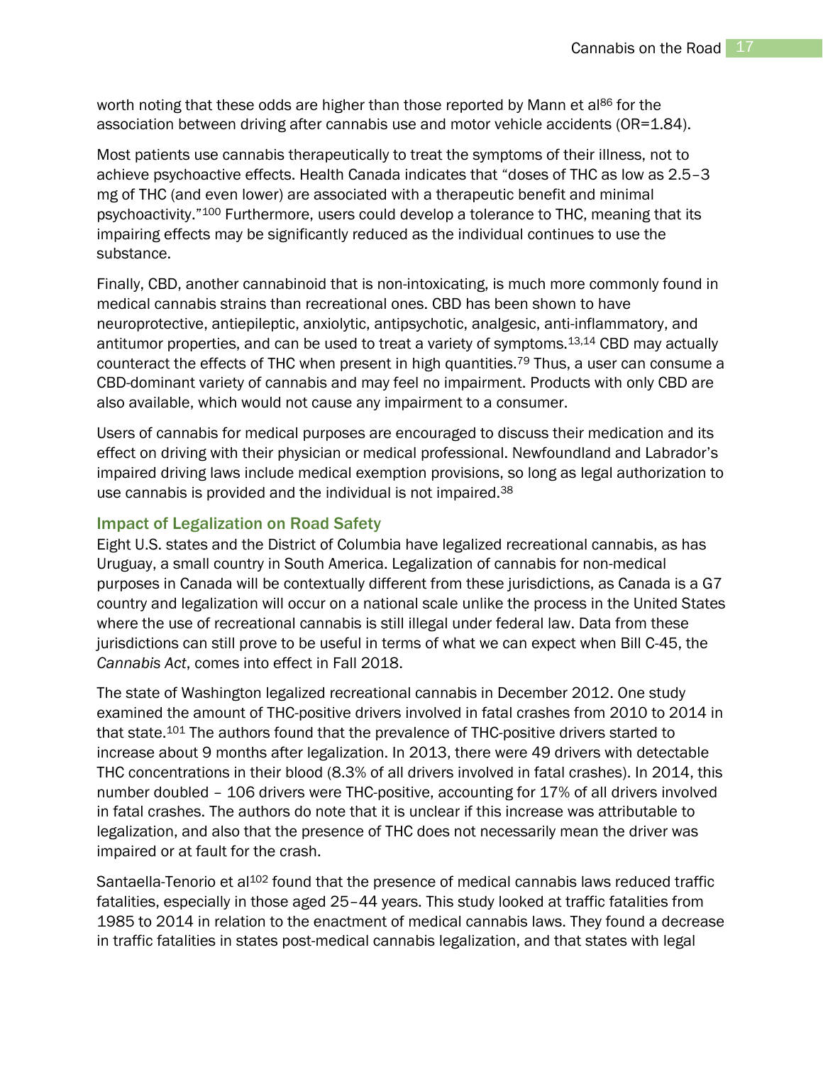worth noting that these odds are higher than those reported by Mann et al[86] for the association between driving after cannabis use and motor vehicle accidents (OR=1.84).

Most patients use cannabis therapeutically to treat the symptoms of their illness, not to achieve psychoactive effects. Health Canada indicates that "doses of THC as low as 2.5–3 mg of THC (and even lower) are associated with a therapeutic benefit and minimal psychoactivity."[100] Furthermore, users could develop a tolerance to THC, meaning that its impairing effects may be significantly reduced as the individual continues to use the substance.

Finally, CBD, another cannabinoid that is non-intoxicating, is much more commonly found in medical cannabis strains than recreational ones. CBD has been shown to have neuroprotective, antiepileptic, anxiolytic, antipsychotic, analgesic, anti-inflammatory, and antitumor properties, and can be used to treat a variety of symptoms.[13,14] CBD may actually counteract the effects of THC when present in high quantities.[79] Thus, a user can consume a CBD-dominant variety of cannabis and may feel no impairment. Products with only CBD are also available, which would not cause any impairment to a consumer.

Users of cannabis for medical purposes are encouraged to discuss their medication and its effect on driving with their physician or medical professional. Newfoundland and Labrador's impaired driving laws include medical exemption provisions, so long as legal authorization to use cannabis is provided and the individual is not impaired.[38]

### Impact of Legalization on Road Safety

Eight U.S. states and the District of Columbia have legalized recreational cannabis, as has Uruguay, a small country in South America. Legalization of cannabis for non-medical purposes in Canada will be contextually different from these jurisdictions, as Canada is a G7 country and legalization will occur on a national scale unlike the process in the United States where the use of recreational cannabis is still illegal under federal law. Data from these jurisdictions can still prove to be useful in terms of what we can expect when Bill C-45, the *Cannabis Act*, comes into effect in Fall 2018.

The state of Washington legalized recreational cannabis in December 2012. One study examined the amount of THC-positive drivers involved in fatal crashes from 2010 to 2014 in that state.[101] The authors found that the prevalence of THC-positive drivers started to increase about 9 months after legalization. In 2013, there were 49 drivers with detectable THC concentrations in their blood (8.3% of all drivers involved in fatal crashes). In 2014, this number doubled – 106 drivers were THC-positive, accounting for 17% of all drivers involved in fatal crashes. The authors do note that it is unclear if this increase was attributable to legalization, and also that the presence of THC does not necessarily mean the driver was impaired or at fault for the crash.

Santaella-Tenorio et al[102] found that the presence of medical cannabis laws reduced traffic fatalities, especially in those aged 25–44 years. This study looked at traffic fatalities from 1985 to 2014 in relation to the enactment of medical cannabis laws. They found a decrease in traffic fatalities in states post-medical cannabis legalization, and that states with legal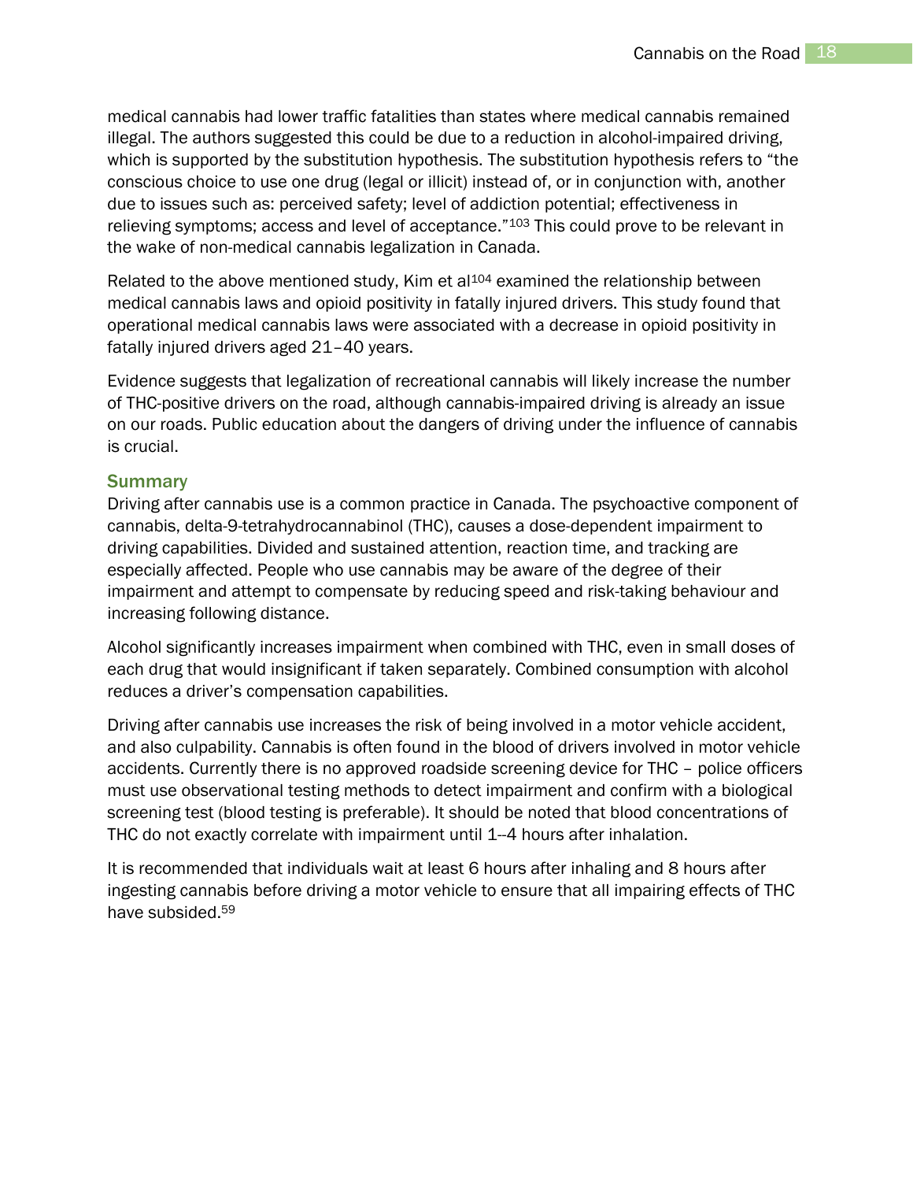medical cannabis had lower traffic fatalities than states where medical cannabis remained illegal. The authors suggested this could be due to a reduction in alcohol-impaired driving, which is supported by the substitution hypothesis. The substitution hypothesis refers to "the conscious choice to use one drug (legal or illicit) instead of, or in conjunction with, another due to issues such as: perceived safety; level of addiction potential; effectiveness in relieving symptoms; access and level of acceptance."[103] This could prove to be relevant in the wake of non-medical cannabis legalization in Canada.

Related to the above mentioned study, Kim et al[104] examined the relationship between medical cannabis laws and opioid positivity in fatally injured drivers. This study found that operational medical cannabis laws were associated with a decrease in opioid positivity in fatally injured drivers aged 21–40 years.

Evidence suggests that legalization of recreational cannabis will likely increase the number of THC-positive drivers on the road, although cannabis-impaired driving is already an issue on our roads. Public education about the dangers of driving under the influence of cannabis is crucial.

## Summary

Driving after cannabis use is a common practice in Canada. The psychoactive component of cannabis, delta-9-tetrahydrocannabinol (THC), causes a dose-dependent impairment to driving capabilities. Divided and sustained attention, reaction time, and tracking are especially affected. People who use cannabis may be aware of the degree of their impairment and attempt to compensate by reducing speed and risk-taking behaviour and increasing following distance.

Alcohol significantly increases impairment when combined with THC, even in small doses of each drug that would insignificant if taken separately. Combined consumption with alcohol reduces a driver's compensation capabilities.

Driving after cannabis use increases the risk of being involved in a motor vehicle accident, and also culpability. Cannabis is often found in the blood of drivers involved in motor vehicle accidents. Currently there is no approved roadside screening device for THC – police officers must use observational testing methods to detect impairment and confirm with a biological screening test (blood testing is preferable). It should be noted that blood concentrations of THC do not exactly correlate with impairment until 1--4 hours after inhalation.

It is recommended that individuals wait at least 6 hours after inhaling and 8 hours after ingesting cannabis before driving a motor vehicle to ensure that all impairing effects of THC have subsided.[59]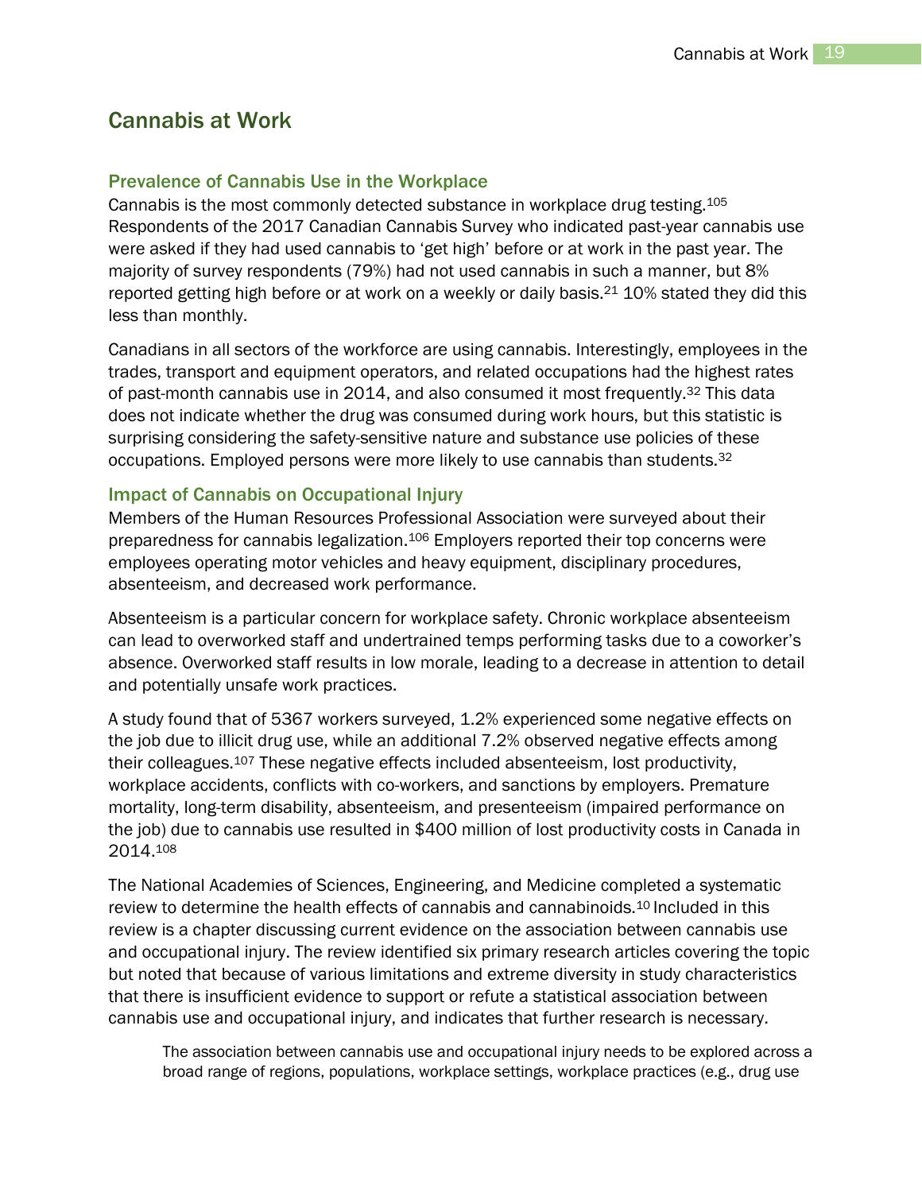# Cannabis at Work

## Prevalence of Cannabis Use in the Workplace

Cannabis is the most commonly detected substance in workplace drug testing.[105] Respondents of the 2017 Canadian Cannabis Survey who indicated past-year cannabis use were asked if they had used cannabis to 'get high' before or at work in the past year. The majority of survey respondents (79%) had not used cannabis in such a manner, but 8% reported getting high before or at work on a weekly or daily basis.[21] 10% stated they did this less than monthly.

Canadians in all sectors of the workforce are using cannabis. Interestingly, employees in the trades, transport and equipment operators, and related occupations had the highest rates of past-month cannabis use in 2014, and also consumed it most frequently.[32] This data does not indicate whether the drug was consumed during work hours, but this statistic is surprising considering the safety-sensitive nature and substance use policies of these occupations. Employed persons were more likely to use cannabis than students.[32]

## Impact of Cannabis on Occupational Injury

Members of the Human Resources Professional Association were surveyed about their preparedness for cannabis legalization.[106] Employers reported their top concerns were employees operating motor vehicles and heavy equipment, disciplinary procedures, absenteeism, and decreased work performance.

Absenteeism is a particular concern for workplace safety. Chronic workplace absenteeism can lead to overworked staff and undertrained temps performing tasks due to a coworker's absence. Overworked staff results in low morale, leading to a decrease in attention to detail and potentially unsafe work practices.

A study found that of 5367 workers surveyed, 1.2% experienced some negative effects on the job due to illicit drug use, while an additional 7.2% observed negative effects among their colleagues.[107] These negative effects included absenteeism, lost productivity, workplace accidents, conflicts with co-workers, and sanctions by employers. Premature mortality, long-term disability, absenteeism, and presenteeism (impaired performance on the job) due to cannabis use resulted in $400 million of lost productivity costs in Canada in 2014.[108]

The National Academies of Sciences, Engineering, and Medicine completed a systematic review to determine the health effects of cannabis and cannabinoids.[10] Included in this review is a chapter discussing current evidence on the association between cannabis use and occupational injury. The review identified six primary research articles covering the topic but noted that because of various limitations and extreme diversity in study characteristics that there is insufficient evidence to support or refute a statistical association between cannabis use and occupational injury, and indicates that further research is necessary.

> The association between cannabis use and occupational injury needs to be explored across a broad range of regions, populations, workplace settings, workplace practices (e.g., drug use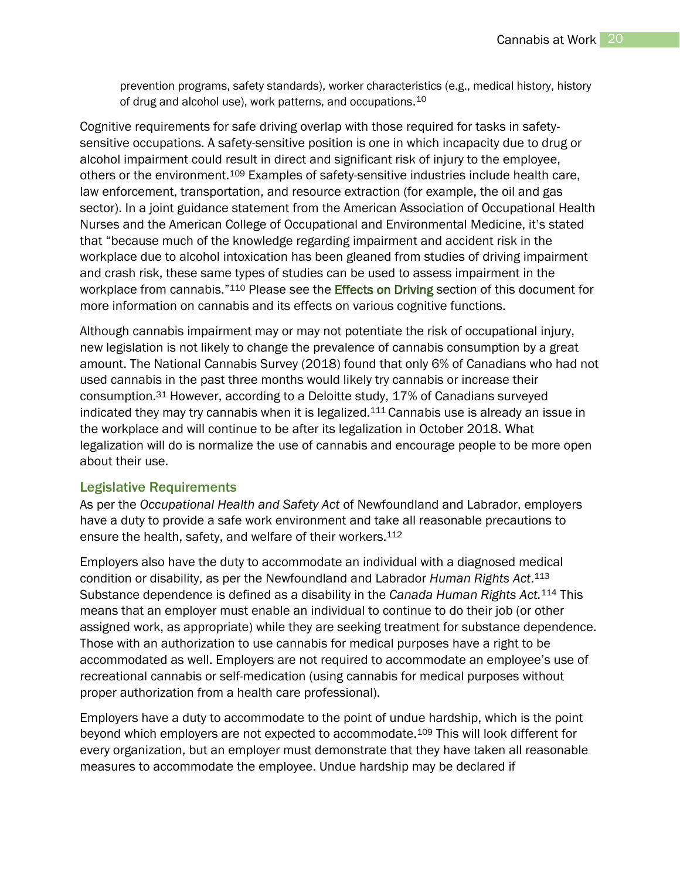prevention programs, safety standards), worker characteristics (e.g., medical history, history of drug and alcohol use), work patterns, and occupations.[10]

Cognitive requirements for safe driving overlap with those required for tasks in safety-sensitive occupations. A safety-sensitive position is one in which incapacity due to drug or alcohol impairment could result in direct and significant risk of injury to the employee, others or the environment.[109] Examples of safety-sensitive industries include health care, law enforcement, transportation, and resource extraction (for example, the oil and gas sector). In a joint guidance statement from the American Association of Occupational Health Nurses and the American College of Occupational and Environmental Medicine, it's stated that "because much of the knowledge regarding impairment and accident risk in the workplace due to alcohol intoxication has been gleaned from studies of driving impairment and crash risk, these same types of studies can be used to assess impairment in the workplace from cannabis."[110] Please see the Effects on Driving section of this document for more information on cannabis and its effects on various cognitive functions.

Although cannabis impairment may or may not potentiate the risk of occupational injury, new legislation is not likely to change the prevalence of cannabis consumption by a great amount. The National Cannabis Survey (2018) found that only 6% of Canadians who had not used cannabis in the past three months would likely try cannabis or increase their consumption.[31] However, according to a Deloitte study, 17% of Canadians surveyed indicated they may try cannabis when it is legalized.[111] Cannabis use is already an issue in the workplace and will continue to be after its legalization in October 2018. What legalization will do is normalize the use of cannabis and encourage people to be more open about their use.

## Legislative Requirements

As per the *Occupational Health and Safety Act* of Newfoundland and Labrador, employers have a duty to provide a safe work environment and take all reasonable precautions to ensure the health, safety, and welfare of their workers.[112]

Employers also have the duty to accommodate an individual with a diagnosed medical condition or disability, as per the Newfoundland and Labrador *Human Rights Act*.[113] Substance dependence is defined as a disability in the *Canada Human Rights Act.*[114] This means that an employer must enable an individual to continue to do their job (or other assigned work, as appropriate) while they are seeking treatment for substance dependence. Those with an authorization to use cannabis for medical purposes have a right to be accommodated as well. Employers are not required to accommodate an employee's use of recreational cannabis or self-medication (using cannabis for medical purposes without proper authorization from a health care professional).

Employers have a duty to accommodate to the point of undue hardship, which is the point beyond which employers are not expected to accommodate.[109] This will look different for every organization, but an employer must demonstrate that they have taken all reasonable measures to accommodate the employee. Undue hardship may be declared if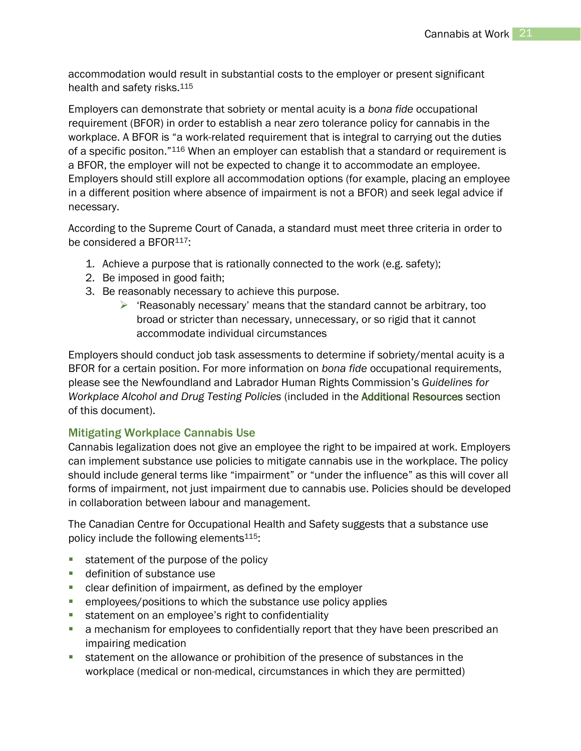accommodation would result in substantial costs to the employer or present significant health and safety risks.[115]

Employers can demonstrate that sobriety or mental acuity is a *bona fide* occupational requirement (BFOR) in order to establish a near zero tolerance policy for cannabis in the workplace. A BFOR is "a work-related requirement that is integral to carrying out the duties of a specific positon."[116] When an employer can establish that a standard or requirement is a BFOR, the employer will not be expected to change it to accommodate an employee. Employers should still explore all accommodation options (for example, placing an employee in a different position where absence of impairment is not a BFOR) and seek legal advice if necessary.

According to the Supreme Court of Canada, a standard must meet three criteria in order to be considered a BFOR[117]:

1. Achieve a purpose that is rationally connected to the work (e.g. safety);
2. Be imposed in good faith;
3. Be reasonably necessary to achieve this purpose.
    - 'Reasonably necessary' means that the standard cannot be arbitrary, too broad or stricter than necessary, unnecessary, or so rigid that it cannot accommodate individual circumstances

Employers should conduct job task assessments to determine if sobriety/mental acuity is a BFOR for a certain position. For more information on *bona fide* occupational requirements, please see the Newfoundland and Labrador Human Rights Commission's *Guidelines for Workplace Alcohol and Drug Testing Policies* (included in the Additional Resources section of this document).

### Mitigating Workplace Cannabis Use

Cannabis legalization does not give an employee the right to be impaired at work. Employers can implement substance use policies to mitigate cannabis use in the workplace. The policy should include general terms like "impairment" or "under the influence" as this will cover all forms of impairment, not just impairment due to cannabis use. Policies should be developed in collaboration between labour and management.

The Canadian Centre for Occupational Health and Safety suggests that a substance use policy include the following elements[115]:

- statement of the purpose of the policy
- definition of substance use
- clear definition of impairment, as defined by the employer
- employees/positions to which the substance use policy applies
- statement on an employee's right to confidentiality
- a mechanism for employees to confidentially report that they have been prescribed an impairing medication
- statement on the allowance or prohibition of the presence of substances in the workplace (medical or non-medical, circumstances in which they are permitted)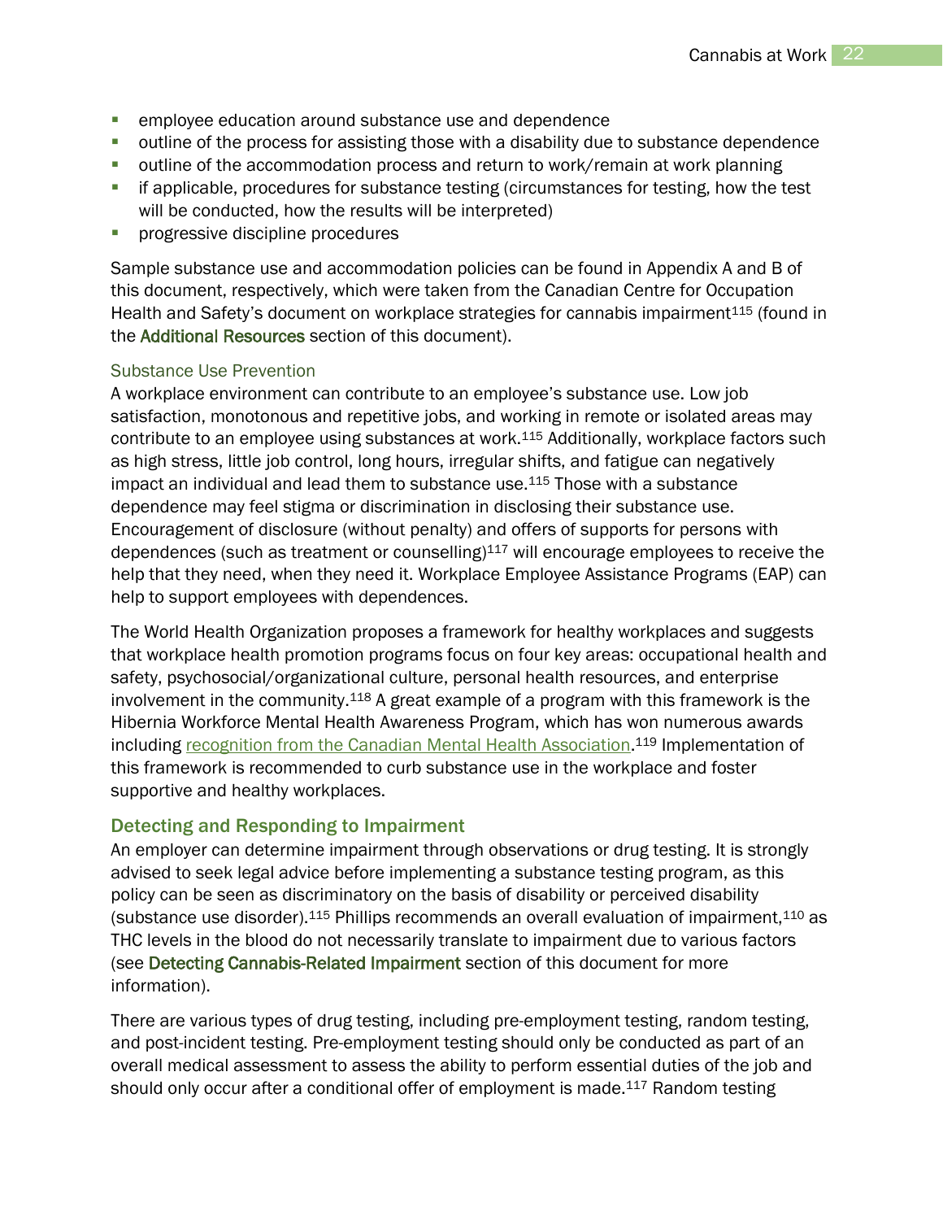- employee education around substance use and dependence
- outline of the process for assisting those with a disability due to substance dependence
- outline of the accommodation process and return to work/remain at work planning
- if applicable, procedures for substance testing (circumstances for testing, how the test will be conducted, how the results will be interpreted)
- progressive discipline procedures

Sample substance use and accommodation policies can be found in Appendix A and B of this document, respectively, which were taken from the Canadian Centre for Occupation Health and Safety's document on workplace strategies for cannabis impairment[115] (found in the Additional Resources section of this document).

### Substance Use Prevention

A workplace environment can contribute to an employee's substance use. Low job satisfaction, monotonous and repetitive jobs, and working in remote or isolated areas may contribute to an employee using substances at work.[115] Additionally, workplace factors such as high stress, little job control, long hours, irregular shifts, and fatigue can negatively impact an individual and lead them to substance use.[115] Those with a substance dependence may feel stigma or discrimination in disclosing their substance use. Encouragement of disclosure (without penalty) and offers of supports for persons with dependences (such as treatment or counselling)[117] will encourage employees to receive the help that they need, when they need it. Workplace Employee Assistance Programs (EAP) can help to support employees with dependences.

The World Health Organization proposes a framework for healthy workplaces and suggests that workplace health promotion programs focus on four key areas: occupational health and safety, psychosocial/organizational culture, personal health resources, and enterprise involvement in the community.[118] A great example of a program with this framework is the Hibernia Workforce Mental Health Awareness Program, which has won numerous awards including recognition from the Canadian Mental Health Association.[119] Implementation of this framework is recommended to curb substance use in the workplace and foster supportive and healthy workplaces.

## Detecting and Responding to Impairment

An employer can determine impairment through observations or drug testing. It is strongly advised to seek legal advice before implementing a substance testing program, as this policy can be seen as discriminatory on the basis of disability or perceived disability (substance use disorder).[115] Phillips recommends an overall evaluation of impairment,[110] as THC levels in the blood do not necessarily translate to impairment due to various factors (see Detecting Cannabis-Related Impairment section of this document for more information).

There are various types of drug testing, including pre-employment testing, random testing, and post-incident testing. Pre-employment testing should only be conducted as part of an overall medical assessment to assess the ability to perform essential duties of the job and should only occur after a conditional offer of employment is made.[117] Random testing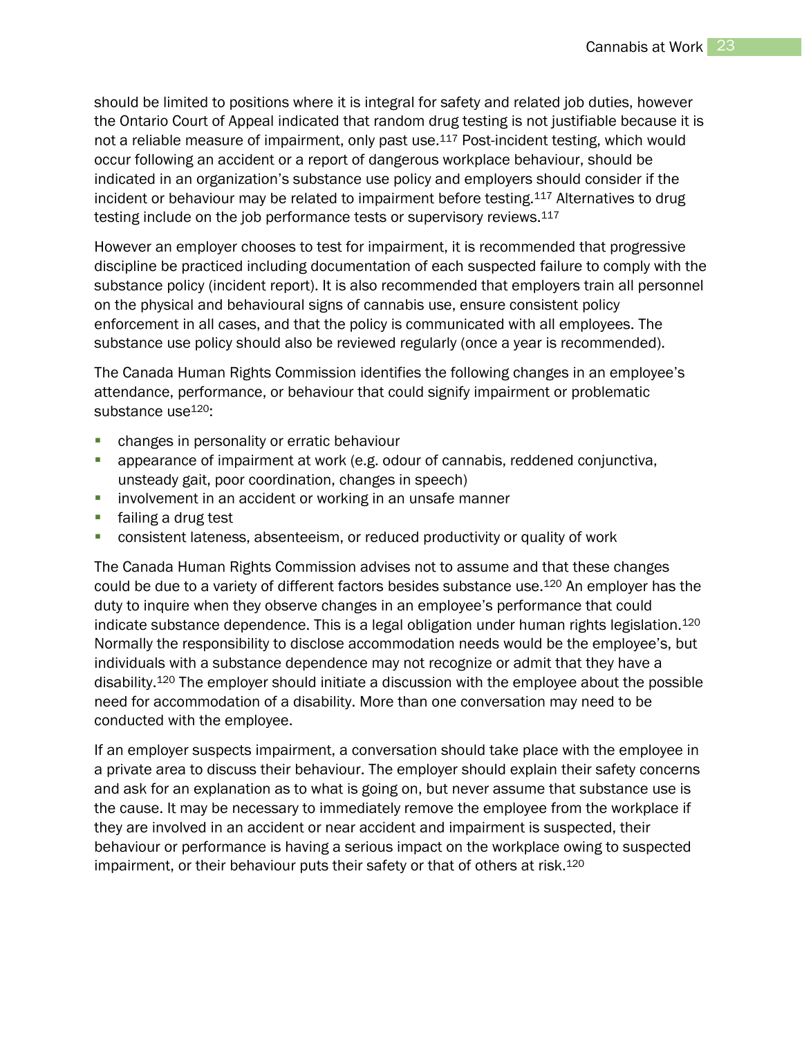should be limited to positions where it is integral for safety and related job duties, however the Ontario Court of Appeal indicated that random drug testing is not justifiable because it is not a reliable measure of impairment, only past use.[117] Post-incident testing, which would occur following an accident or a report of dangerous workplace behaviour, should be indicated in an organization's substance use policy and employers should consider if the incident or behaviour may be related to impairment before testing.[117] Alternatives to drug testing include on the job performance tests or supervisory reviews.[117]

However an employer chooses to test for impairment, it is recommended that progressive discipline be practiced including documentation of each suspected failure to comply with the substance policy (incident report). It is also recommended that employers train all personnel on the physical and behavioural signs of cannabis use, ensure consistent policy enforcement in all cases, and that the policy is communicated with all employees. The substance use policy should also be reviewed regularly (once a year is recommended).

The Canada Human Rights Commission identifies the following changes in an employee's attendance, performance, or behaviour that could signify impairment or problematic substance use[120]:

- changes in personality or erratic behaviour
- appearance of impairment at work (e.g. odour of cannabis, reddened conjunctiva, unsteady gait, poor coordination, changes in speech)
- involvement in an accident or working in an unsafe manner
- failing a drug test
- consistent lateness, absenteeism, or reduced productivity or quality of work

The Canada Human Rights Commission advises not to assume and that these changes could be due to a variety of different factors besides substance use.[120] An employer has the duty to inquire when they observe changes in an employee's performance that could indicate substance dependence. This is a legal obligation under human rights legislation.[120] Normally the responsibility to disclose accommodation needs would be the employee's, but individuals with a substance dependence may not recognize or admit that they have a disability.[120] The employer should initiate a discussion with the employee about the possible need for accommodation of a disability. More than one conversation may need to be conducted with the employee.

If an employer suspects impairment, a conversation should take place with the employee in a private area to discuss their behaviour. The employer should explain their safety concerns and ask for an explanation as to what is going on, but never assume that substance use is the cause. It may be necessary to immediately remove the employee from the workplace if they are involved in an accident or near accident and impairment is suspected, their behaviour or performance is having a serious impact on the workplace owing to suspected impairment, or their behaviour puts their safety or that of others at risk.[120]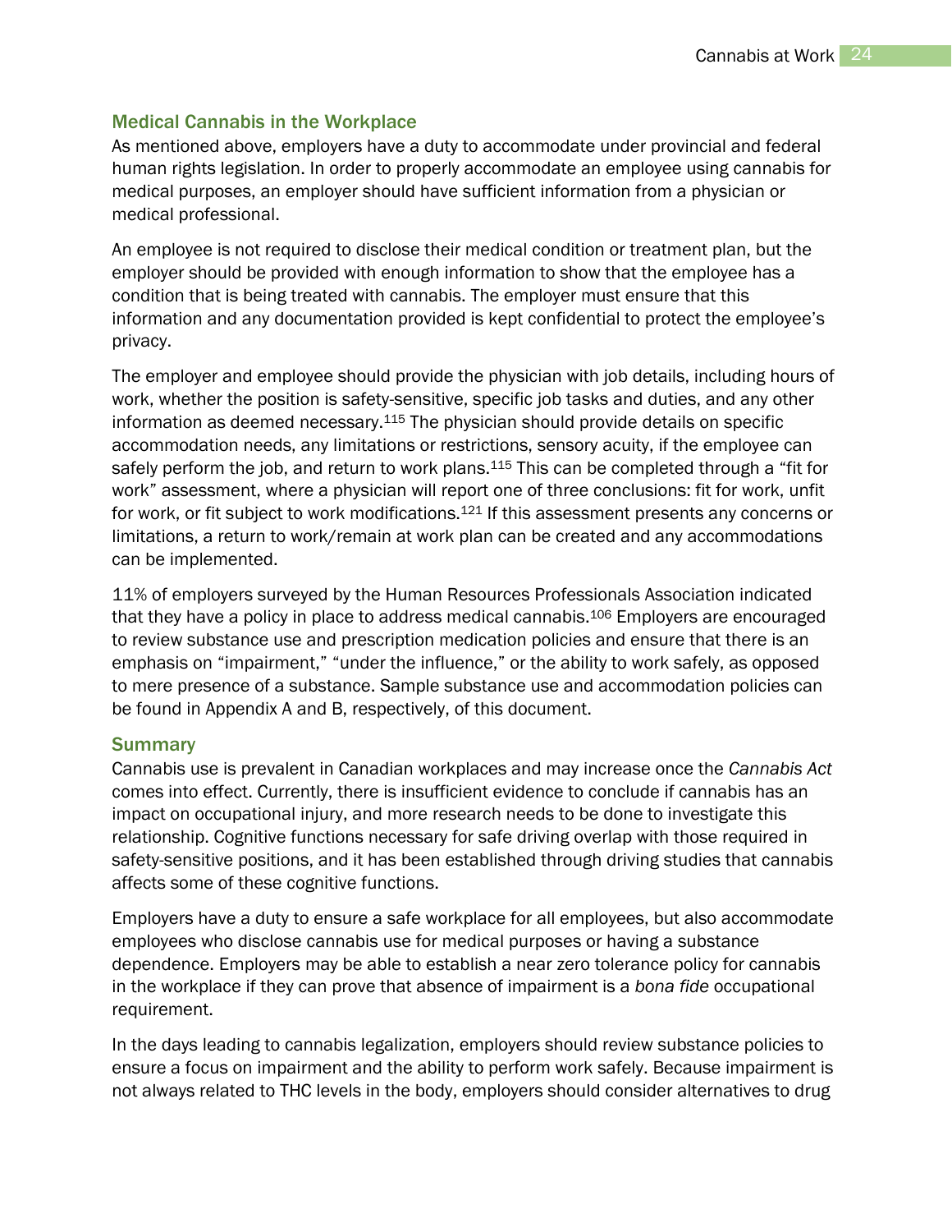## Medical Cannabis in the Workplace

As mentioned above, employers have a duty to accommodate under provincial and federal human rights legislation. In order to properly accommodate an employee using cannabis for medical purposes, an employer should have sufficient information from a physician or medical professional.

An employee is not required to disclose their medical condition or treatment plan, but the employer should be provided with enough information to show that the employee has a condition that is being treated with cannabis. The employer must ensure that this information and any documentation provided is kept confidential to protect the employee's privacy.

The employer and employee should provide the physician with job details, including hours of work, whether the position is safety-sensitive, specific job tasks and duties, and any other information as deemed necessary.[115] The physician should provide details on specific accommodation needs, any limitations or restrictions, sensory acuity, if the employee can safely perform the job, and return to work plans.[115] This can be completed through a "fit for work" assessment, where a physician will report one of three conclusions: fit for work, unfit for work, or fit subject to work modifications.[121] If this assessment presents any concerns or limitations, a return to work/remain at work plan can be created and any accommodations can be implemented.

11% of employers surveyed by the Human Resources Professionals Association indicated that they have a policy in place to address medical cannabis.[106] Employers are encouraged to review substance use and prescription medication policies and ensure that there is an emphasis on "impairment," "under the influence," or the ability to work safely, as opposed to mere presence of a substance. Sample substance use and accommodation policies can be found in Appendix A and B, respectively, of this document.

## Summary

Cannabis use is prevalent in Canadian workplaces and may increase once the *Cannabis Act* comes into effect. Currently, there is insufficient evidence to conclude if cannabis has an impact on occupational injury, and more research needs to be done to investigate this relationship. Cognitive functions necessary for safe driving overlap with those required in safety-sensitive positions, and it has been established through driving studies that cannabis affects some of these cognitive functions.

Employers have a duty to ensure a safe workplace for all employees, but also accommodate employees who disclose cannabis use for medical purposes or having a substance dependence. Employers may be able to establish a near zero tolerance policy for cannabis in the workplace if they can prove that absence of impairment is a *bona fide* occupational requirement.

In the days leading to cannabis legalization, employers should review substance policies to ensure a focus on impairment and the ability to perform work safely. Because impairment is not always related to THC levels in the body, employers should consider alternatives to drug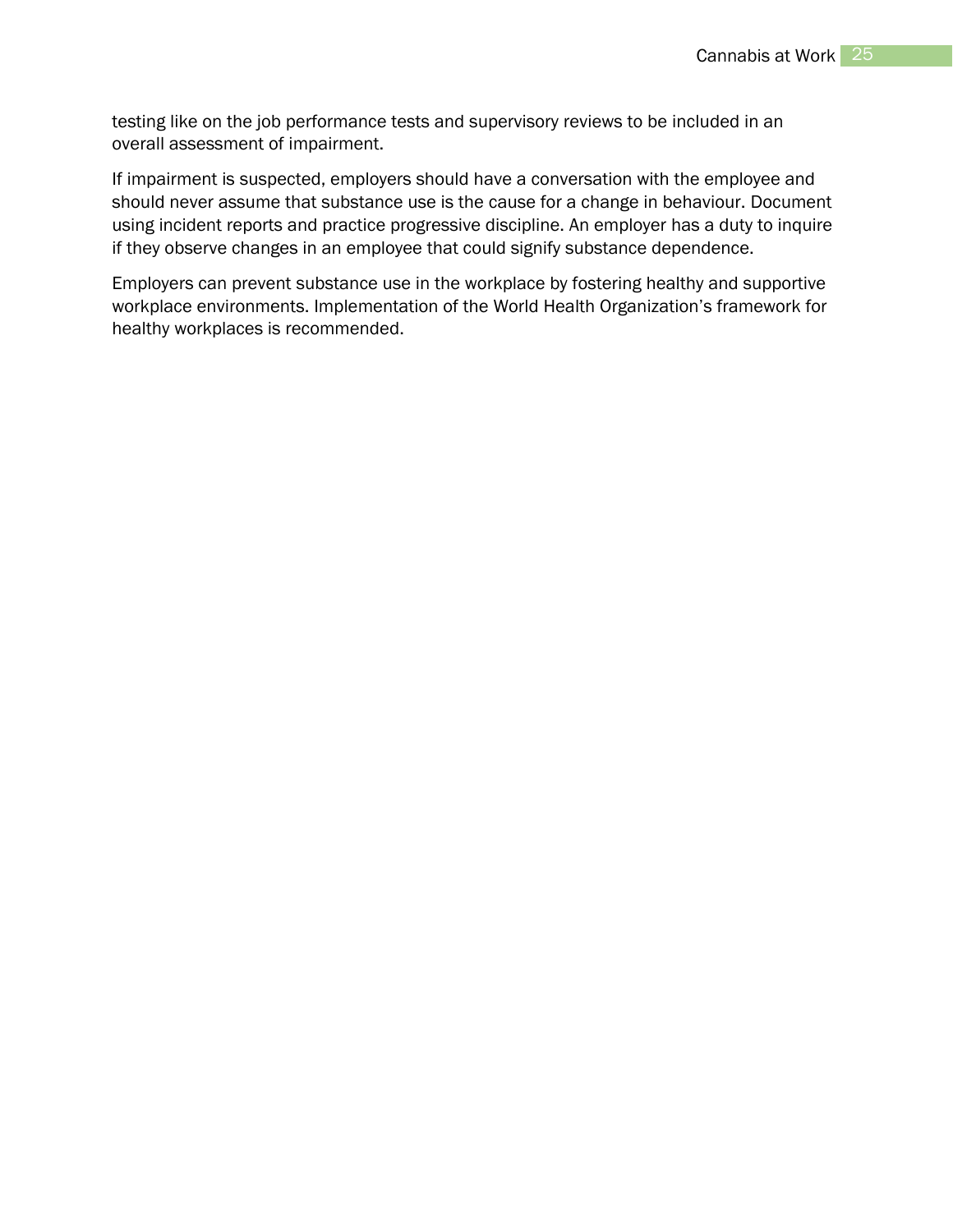testing like on the job performance tests and supervisory reviews to be included in an overall assessment of impairment.

If impairment is suspected, employers should have a conversation with the employee and should never assume that substance use is the cause for a change in behaviour. Document using incident reports and practice progressive discipline. An employer has a duty to inquire if they observe changes in an employee that could signify substance dependence.

Employers can prevent substance use in the workplace by fostering healthy and supportive workplace environments. Implementation of the World Health Organization's framework for healthy workplaces is recommended.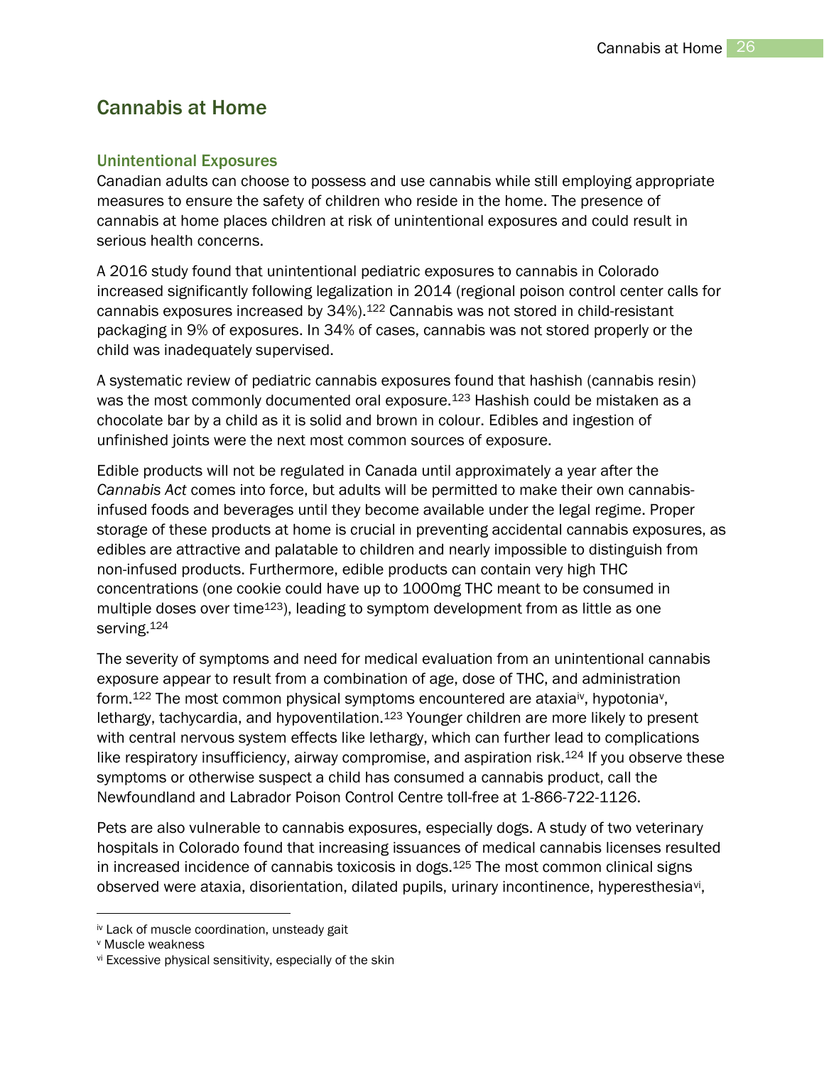# Cannabis at Home

## Unintentional Exposures

Canadian adults can choose to possess and use cannabis while still employing appropriate measures to ensure the safety of children who reside in the home. The presence of cannabis at home places children at risk of unintentional exposures and could result in serious health concerns.

A 2016 study found that unintentional pediatric exposures to cannabis in Colorado increased significantly following legalization in 2014 (regional poison control center calls for cannabis exposures increased by 34%).[122] Cannabis was not stored in child-resistant packaging in 9% of exposures. In 34% of cases, cannabis was not stored properly or the child was inadequately supervised.

A systematic review of pediatric cannabis exposures found that hashish (cannabis resin) was the most commonly documented oral exposure.[123] Hashish could be mistaken as a chocolate bar by a child as it is solid and brown in colour. Edibles and ingestion of unfinished joints were the next most common sources of exposure.

Edible products will not be regulated in Canada until approximately a year after the *Cannabis Act* comes into force, but adults will be permitted to make their own cannabis-infused foods and beverages until they become available under the legal regime. Proper storage of these products at home is crucial in preventing accidental cannabis exposures, as edibles are attractive and palatable to children and nearly impossible to distinguish from non-infused products. Furthermore, edible products can contain very high THC concentrations (one cookie could have up to 1000mg THC meant to be consumed in multiple doses over time[123]), leading to symptom development from as little as one serving.[124]

The severity of symptoms and need for medical evaluation from an unintentional cannabis exposure appear to result from a combination of age, dose of THC, and administration form.[122] The most common physical symptoms encountered are ataxia[iv], hypotonia[v], lethargy, tachycardia, and hypoventilation.[123] Younger children are more likely to present with central nervous system effects like lethargy, which can further lead to complications like respiratory insufficiency, airway compromise, and aspiration risk.[124] If you observe these symptoms or otherwise suspect a child has consumed a cannabis product, call the Newfoundland and Labrador Poison Control Centre toll-free at 1-866-722-1126.

Pets are also vulnerable to cannabis exposures, especially dogs. A study of two veterinary hospitals in Colorado found that increasing issuances of medical cannabis licenses resulted in increased incidence of cannabis toxicosis in dogs.[125] The most common clinical signs observed were ataxia, disorientation, dilated pupils, urinary incontinence, hyperesthesia[vi],

---

[iv] Lack of muscle coordination, unsteady gait

[v] Muscle weakness

[vi] Excessive physical sensitivity, especially of the skin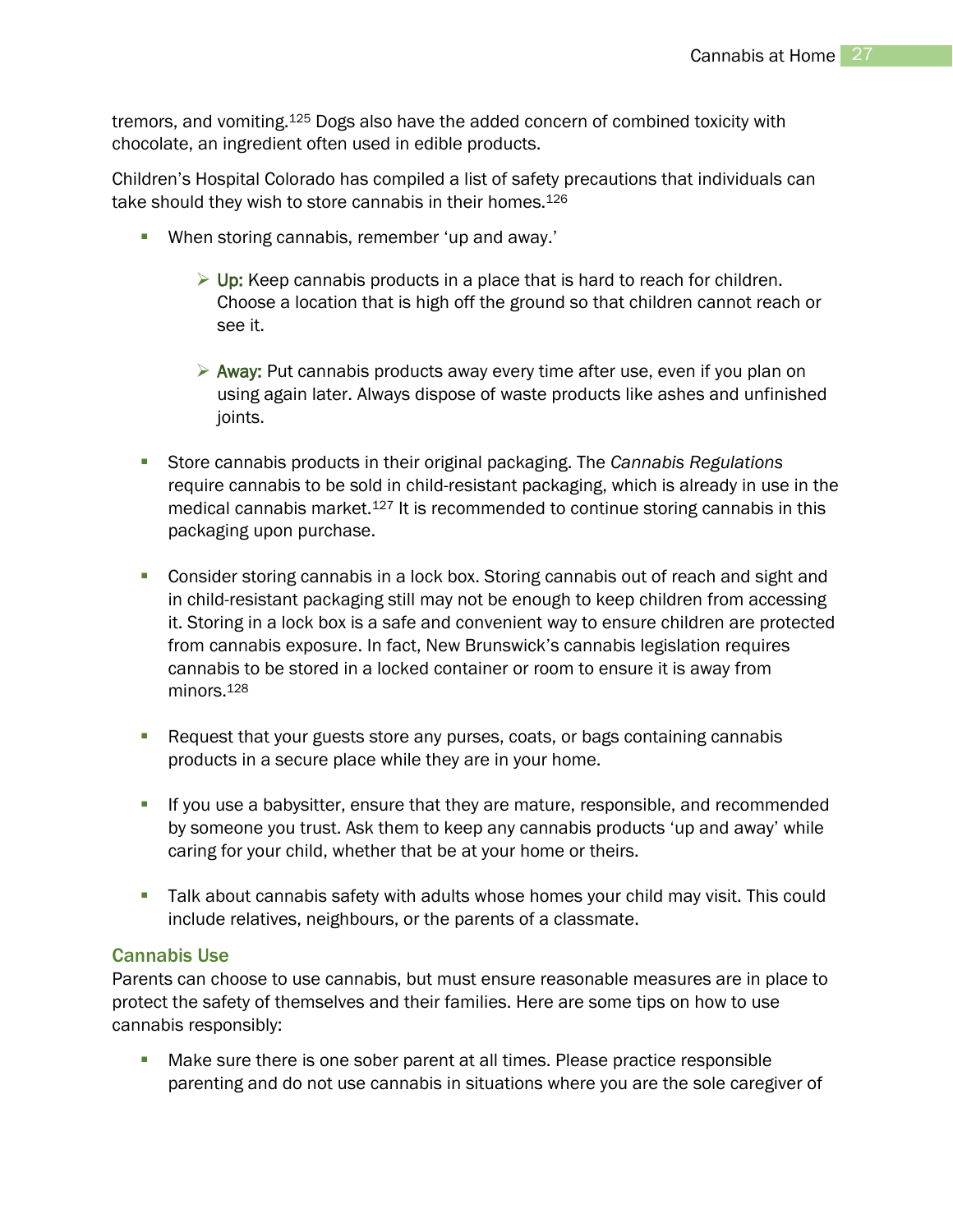tremors, and vomiting.[125] Dogs also have the added concern of combined toxicity with chocolate, an ingredient often used in edible products.

Children's Hospital Colorado has compiled a list of safety precautions that individuals can take should they wish to store cannabis in their homes.[126]

- When storing cannabis, remember 'up and away.'
  - **Up:** Keep cannabis products in a place that is hard to reach for children. Choose a location that is high off the ground so that children cannot reach or see it.
  - **Away:** Put cannabis products away every time after use, even if you plan on using again later. Always dispose of waste products like ashes and unfinished joints.
- Store cannabis products in their original packaging. The *Cannabis Regulations* require cannabis to be sold in child-resistant packaging, which is already in use in the medical cannabis market.[127] It is recommended to continue storing cannabis in this packaging upon purchase.
- Consider storing cannabis in a lock box. Storing cannabis out of reach and sight and in child-resistant packaging still may not be enough to keep children from accessing it. Storing in a lock box is a safe and convenient way to ensure children are protected from cannabis exposure. In fact, New Brunswick's cannabis legislation requires cannabis to be stored in a locked container or room to ensure it is away from minors.[128]
- Request that your guests store any purses, coats, or bags containing cannabis products in a secure place while they are in your home.
- If you use a babysitter, ensure that they are mature, responsible, and recommended by someone you trust. Ask them to keep any cannabis products 'up and away' while caring for your child, whether that be at your home or theirs.
- Talk about cannabis safety with adults whose homes your child may visit. This could include relatives, neighbours, or the parents of a classmate.

### Cannabis Use

Parents can choose to use cannabis, but must ensure reasonable measures are in place to protect the safety of themselves and their families. Here are some tips on how to use cannabis responsibly:

- Make sure there is one sober parent at all times. Please practice responsible parenting and do not use cannabis in situations where you are the sole caregiver of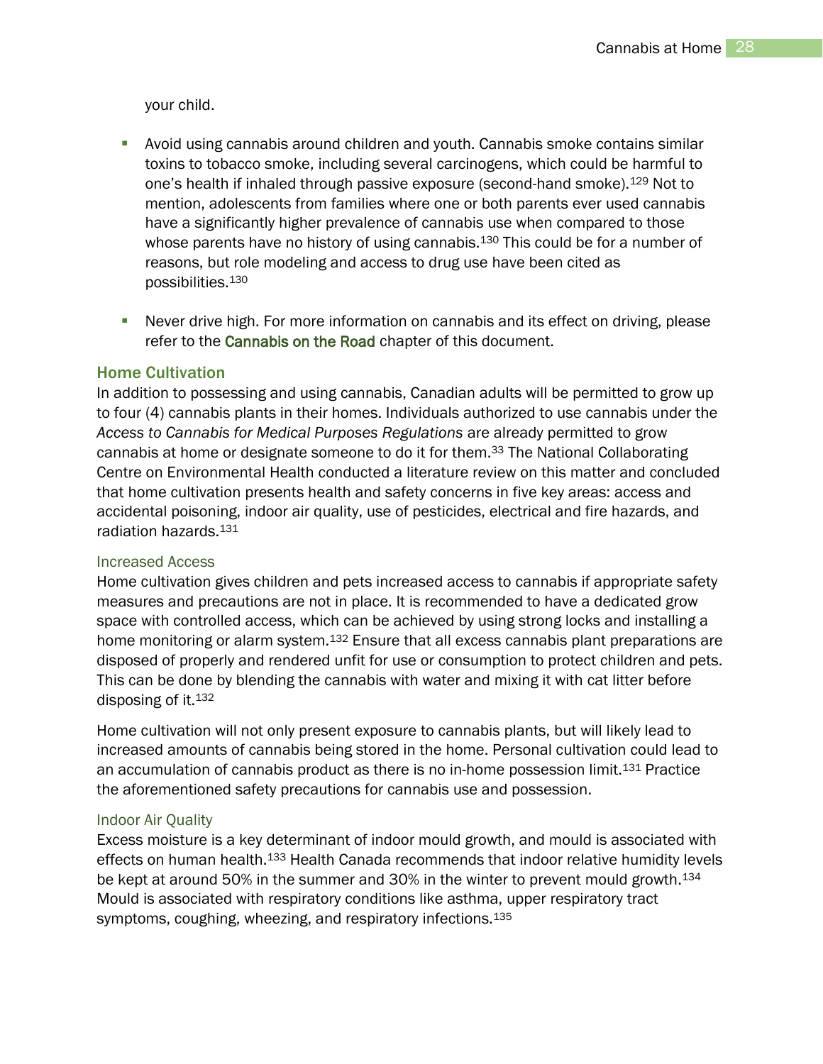your child.

- Avoid using cannabis around children and youth. Cannabis smoke contains similar toxins to tobacco smoke, including several carcinogens, which could be harmful to one's health if inhaled through passive exposure (second-hand smoke).[129] Not to mention, adolescents from families where one or both parents ever used cannabis have a significantly higher prevalence of cannabis use when compared to those whose parents have no history of using cannabis.[130] This could be for a number of reasons, but role modeling and access to drug use have been cited as possibilities.[130]

- Never drive high. For more information on cannabis and its effect on driving, please refer to the Cannabis on the Road chapter of this document.

## Home Cultivation

In addition to possessing and using cannabis, Canadian adults will be permitted to grow up to four (4) cannabis plants in their homes. Individuals authorized to use cannabis under the *Access to Cannabis for Medical Purposes Regulations* are already permitted to grow cannabis at home or designate someone to do it for them.[33] The National Collaborating Centre on Environmental Health conducted a literature review on this matter and concluded that home cultivation presents health and safety concerns in five key areas: access and accidental poisoning, indoor air quality, use of pesticides, electrical and fire hazards, and radiation hazards.[131]

### Increased Access

Home cultivation gives children and pets increased access to cannabis if appropriate safety measures and precautions are not in place. It is recommended to have a dedicated grow space with controlled access, which can be achieved by using strong locks and installing a home monitoring or alarm system.[132] Ensure that all excess cannabis plant preparations are disposed of properly and rendered unfit for use or consumption to protect children and pets. This can be done by blending the cannabis with water and mixing it with cat litter before disposing of it.[132]

Home cultivation will not only present exposure to cannabis plants, but will likely lead to increased amounts of cannabis being stored in the home. Personal cultivation could lead to an accumulation of cannabis product as there is no in-home possession limit.[131] Practice the aforementioned safety precautions for cannabis use and possession.

### Indoor Air Quality

Excess moisture is a key determinant of indoor mould growth, and mould is associated with effects on human health.[133] Health Canada recommends that indoor relative humidity levels be kept at around 50% in the summer and 30% in the winter to prevent mould growth.[134] Mould is associated with respiratory conditions like asthma, upper respiratory tract symptoms, coughing, wheezing, and respiratory infections.[135]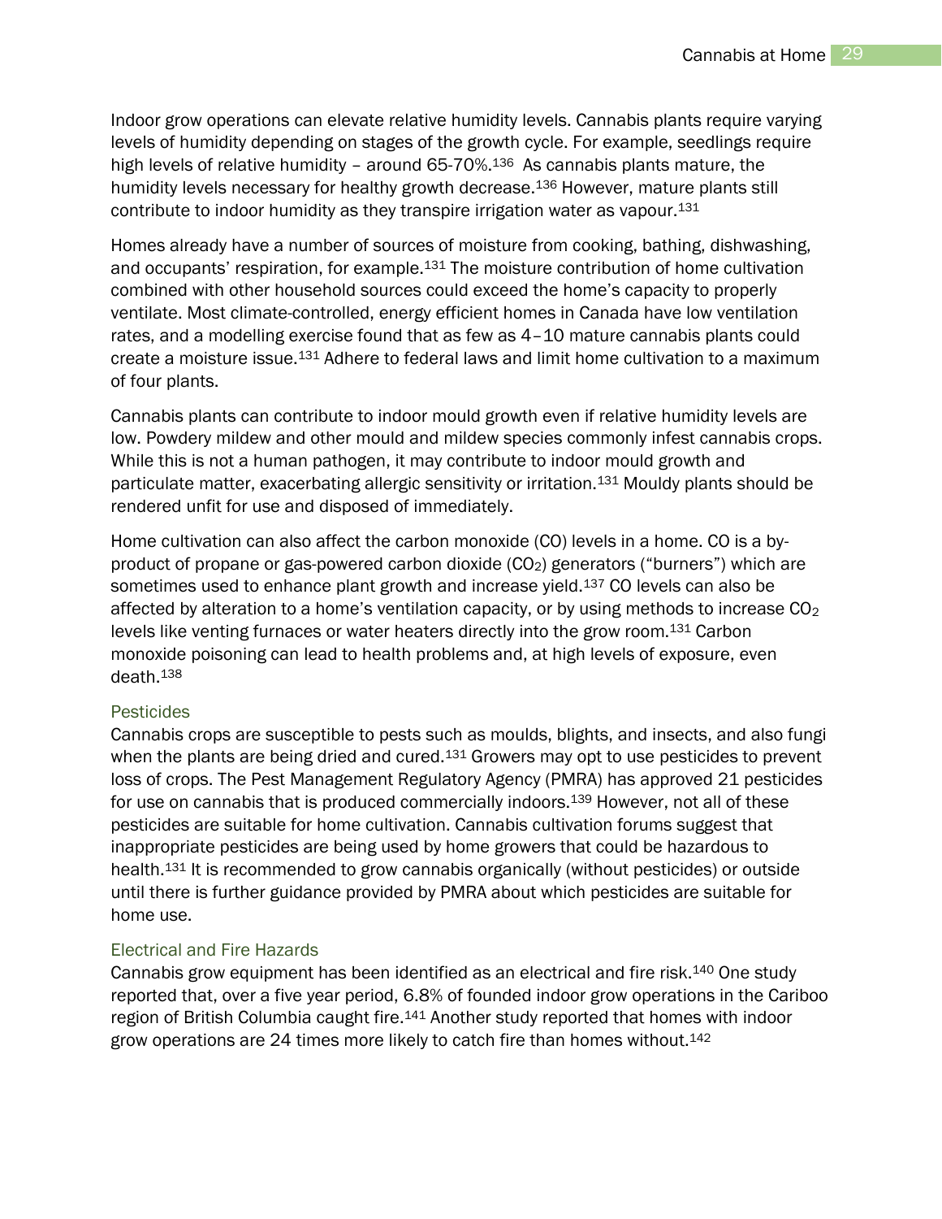Indoor grow operations can elevate relative humidity levels. Cannabis plants require varying levels of humidity depending on stages of the growth cycle. For example, seedlings require high levels of relative humidity – around 65-70%.[136] As cannabis plants mature, the humidity levels necessary for healthy growth decrease.[136] However, mature plants still contribute to indoor humidity as they transpire irrigation water as vapour.[131]

Homes already have a number of sources of moisture from cooking, bathing, dishwashing, and occupants' respiration, for example.[131] The moisture contribution of home cultivation combined with other household sources could exceed the home's capacity to properly ventilate. Most climate-controlled, energy efficient homes in Canada have low ventilation rates, and a modelling exercise found that as few as 4–10 mature cannabis plants could create a moisture issue.[131] Adhere to federal laws and limit home cultivation to a maximum of four plants.

Cannabis plants can contribute to indoor mould growth even if relative humidity levels are low. Powdery mildew and other mould and mildew species commonly infest cannabis crops. While this is not a human pathogen, it may contribute to indoor mould growth and particulate matter, exacerbating allergic sensitivity or irritation.[131] Mouldy plants should be rendered unfit for use and disposed of immediately.

Home cultivation can also affect the carbon monoxide (CO) levels in a home. CO is a by-product of propane or gas-powered carbon dioxide ($CO_2$) generators ("burners") which are sometimes used to enhance plant growth and increase yield.[137] CO levels can also be affected by alteration to a home's ventilation capacity, or by using methods to increase $CO_2$ levels like venting furnaces or water heaters directly into the grow room.[131] Carbon monoxide poisoning can lead to health problems and, at high levels of exposure, even death.[138]

### Pesticides

Cannabis crops are susceptible to pests such as moulds, blights, and insects, and also fungi when the plants are being dried and cured.[131] Growers may opt to use pesticides to prevent loss of crops. The Pest Management Regulatory Agency (PMRA) has approved 21 pesticides for use on cannabis that is produced commercially indoors.[139] However, not all of these pesticides are suitable for home cultivation. Cannabis cultivation forums suggest that inappropriate pesticides are being used by home growers that could be hazardous to health.[131] It is recommended to grow cannabis organically (without pesticides) or outside until there is further guidance provided by PMRA about which pesticides are suitable for home use.

### Electrical and Fire Hazards

Cannabis grow equipment has been identified as an electrical and fire risk.[140] One study reported that, over a five year period, 6.8% of founded indoor grow operations in the Cariboo region of British Columbia caught fire.[141] Another study reported that homes with indoor grow operations are 24 times more likely to catch fire than homes without.[142]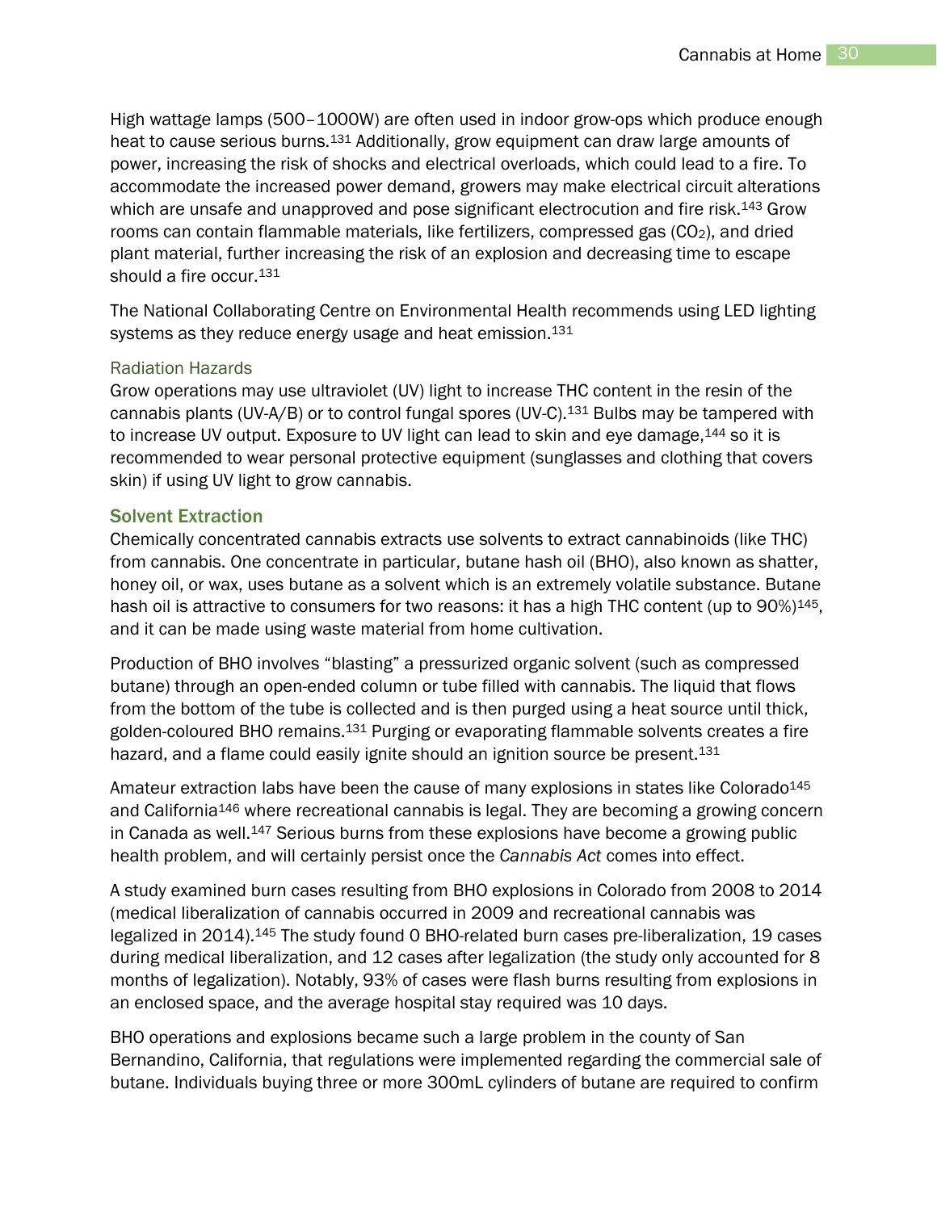High wattage lamps (500–1000W) are often used in indoor grow-ops which produce enough heat to cause serious burns.[131] Additionally, grow equipment can draw large amounts of power, increasing the risk of shocks and electrical overloads, which could lead to a fire. To accommodate the increased power demand, growers may make electrical circuit alterations which are unsafe and unapproved and pose significant electrocution and fire risk.[143] Grow rooms can contain flammable materials, like fertilizers, compressed gas ($CO_2$), and dried plant material, further increasing the risk of an explosion and decreasing time to escape should a fire occur.[131]

The National Collaborating Centre on Environmental Health recommends using LED lighting systems as they reduce energy usage and heat emission.[131]

### Radiation Hazards

Grow operations may use ultraviolet (UV) light to increase THC content in the resin of the cannabis plants (UV-A/B) or to control fungal spores (UV-C).[131] Bulbs may be tampered with to increase UV output. Exposure to UV light can lead to skin and eye damage,[144] so it is recommended to wear personal protective equipment (sunglasses and clothing that covers skin) if using UV light to grow cannabis.

## Solvent Extraction

Chemically concentrated cannabis extracts use solvents to extract cannabinoids (like THC) from cannabis. One concentrate in particular, butane hash oil (BHO), also known as shatter, honey oil, or wax, uses butane as a solvent which is an extremely volatile substance. Butane hash oil is attractive to consumers for two reasons: it has a high THC content (up to 90%)[145], and it can be made using waste material from home cultivation.

Production of BHO involves “blasting” a pressurized organic solvent (such as compressed butane) through an open-ended column or tube filled with cannabis. The liquid that flows from the bottom of the tube is collected and is then purged using a heat source until thick, golden-coloured BHO remains.[131] Purging or evaporating flammable solvents creates a fire hazard, and a flame could easily ignite should an ignition source be present.[131]

Amateur extraction labs have been the cause of many explosions in states like Colorado[145] and California[146] where recreational cannabis is legal. They are becoming a growing concern in Canada as well.[147] Serious burns from these explosions have become a growing public health problem, and will certainly persist once the *Cannabis Act* comes into effect.

A study examined burn cases resulting from BHO explosions in Colorado from 2008 to 2014 (medical liberalization of cannabis occurred in 2009 and recreational cannabis was legalized in 2014).[145] The study found 0 BHO-related burn cases pre-liberalization, 19 cases during medical liberalization, and 12 cases after legalization (the study only accounted for 8 months of legalization). Notably, 93% of cases were flash burns resulting from explosions in an enclosed space, and the average hospital stay required was 10 days.

BHO operations and explosions became such a large problem in the county of San Bernandino, California, that regulations were implemented regarding the commercial sale of butane. Individuals buying three or more 300mL cylinders of butane are required to confirm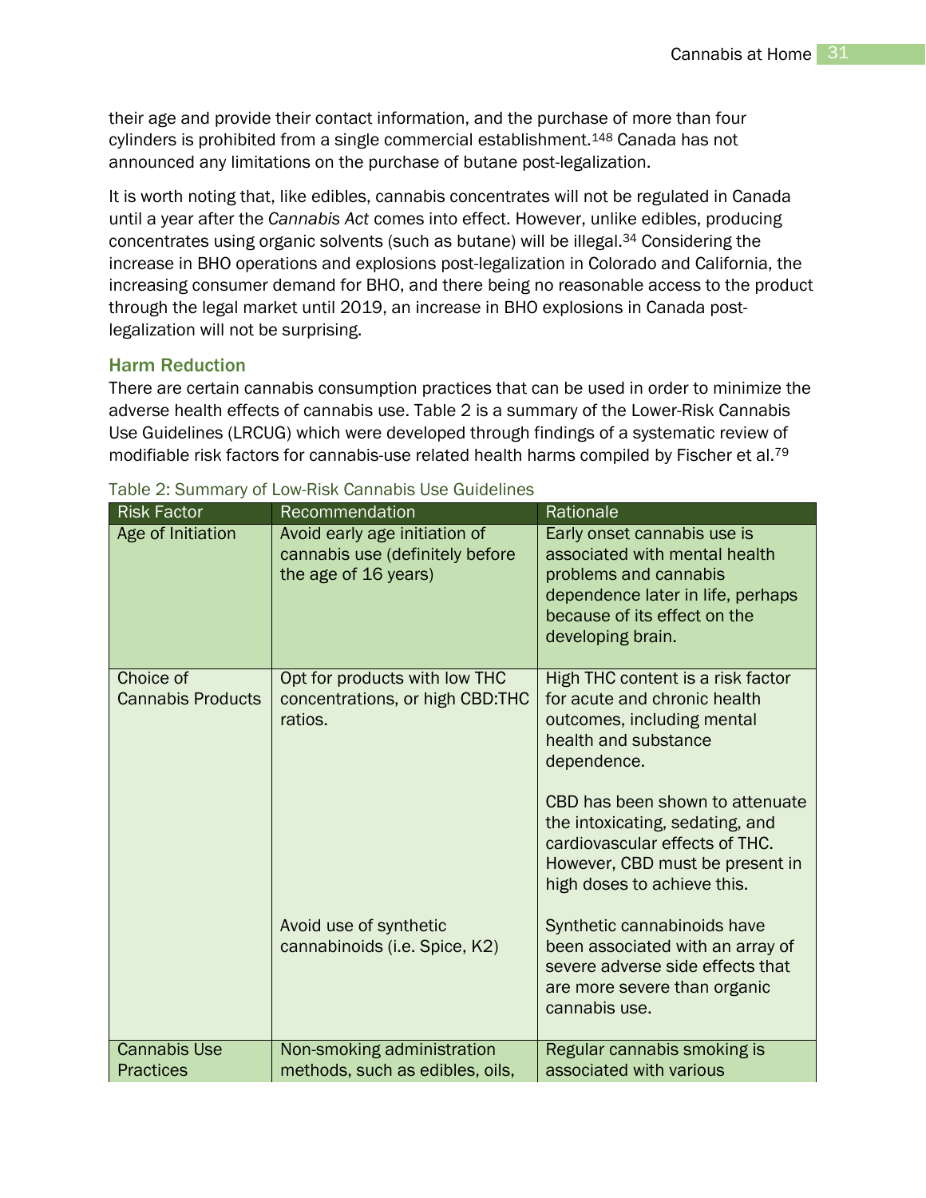their age and provide their contact information, and the purchase of more than four cylinders is prohibited from a single commercial establishment.[148] Canada has not announced any limitations on the purchase of butane post-legalization.

It is worth noting that, like edibles, cannabis concentrates will not be regulated in Canada until a year after the *Cannabis Act* comes into effect. However, unlike edibles, producing concentrates using organic solvents (such as butane) will be illegal.[34] Considering the increase in BHO operations and explosions post-legalization in Colorado and California, the increasing consumer demand for BHO, and there being no reasonable access to the product through the legal market until 2019, an increase in BHO explosions in Canada post-legalization will not be surprising.

## Harm Reduction

There are certain cannabis consumption practices that can be used in order to minimize the adverse health effects of cannabis use. Table 2 is a summary of the Lower-Risk Cannabis Use Guidelines (LRCUG) which were developed through findings of a systematic review of modifiable risk factors for cannabis-use related health harms compiled by Fischer et al.[79]

Table 2: Summary of Low-Risk Cannabis Use Guidelines

| Risk Factor | Recommendation | Rationale |
|---|---|---|
| Age of Initiation | Avoid early age initiation of cannabis use (definitely before the age of 16 years) | Early onset cannabis use is associated with mental health problems and cannabis dependence later in life, perhaps because of its effect on the developing brain. |
| Choice of Cannabis Products | Opt for products with low THC concentrations, or high CBD:THC ratios. | High THC content is a risk factor for acute and chronic health outcomes, including mental health and substance dependence.<br><br>CBD has been shown to attenuate the intoxicating, sedating, and cardiovascular effects of THC. However, CBD must be present in high doses to achieve this. |
| | Avoid use of synthetic cannabinoids (i.e. Spice, K2) | Synthetic cannabinoids have been associated with an array of severe adverse side effects that are more severe than organic cannabis use. |
| Cannabis Use Practices | Non-smoking administration methods, such as edibles, oils, | Regular cannabis smoking is associated with various |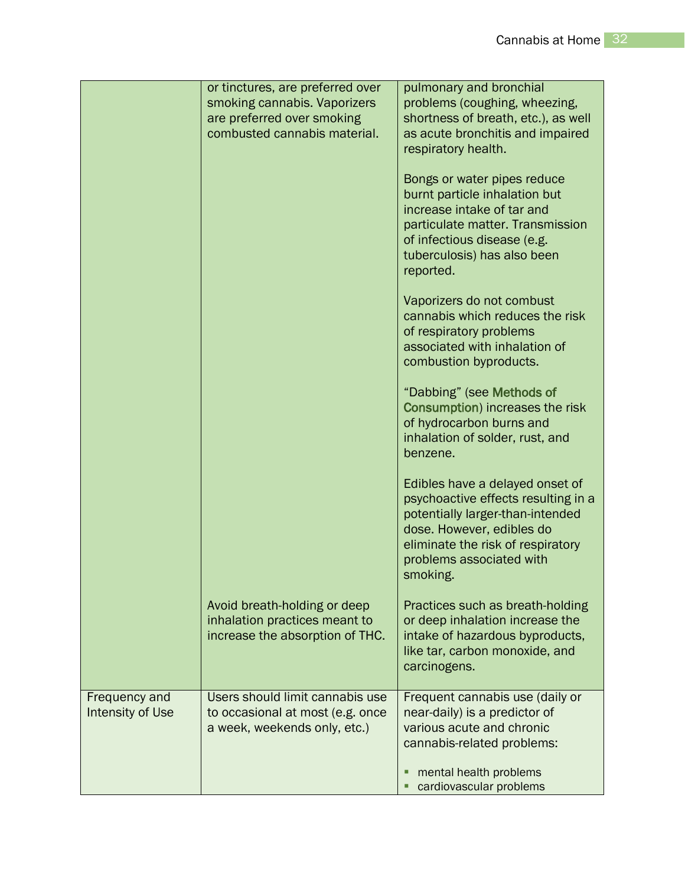|  |  |  |
|---|---|---|
|  | or tinctures, are preferred over smoking cannabis. Vaporizers are preferred over smoking combusted cannabis material. | pulmonary and bronchial problems (coughing, wheezing, shortness of breath, etc.), as well as acute bronchitis and impaired respiratory health.<br><br>Bongs or water pipes reduce burnt particle inhalation but increase intake of tar and particulate matter. Transmission of infectious disease (e.g. tuberculosis) has also been reported.<br><br>Vaporizers do not combust cannabis which reduces the risk of respiratory problems associated with inhalation of combustion byproducts.<br><br>“Dabbing” (see Methods of Consumption) increases the risk of hydrocarbon burns and inhalation of solder, rust, and benzene.<br><br>Edibles have a delayed onset of psychoactive effects resulting in a potentially larger-than-intended dose. However, edibles do eliminate the risk of respiratory problems associated with smoking. |
|  | Avoid breath-holding or deep inhalation practices meant to increase the absorption of THC. | Practices such as breath-holding or deep inhalation increase the intake of hazardous byproducts, like tar, carbon monoxide, and carcinogens. |
| Frequency and Intensity of Use | Users should limit cannabis use to occasional at most (e.g. once a week, weekends only, etc.) | Frequent cannabis use (daily or near-daily) is a predictor of various acute and chronic cannabis-related problems:<br><br>- mental health problems<br>- cardiovascular problems |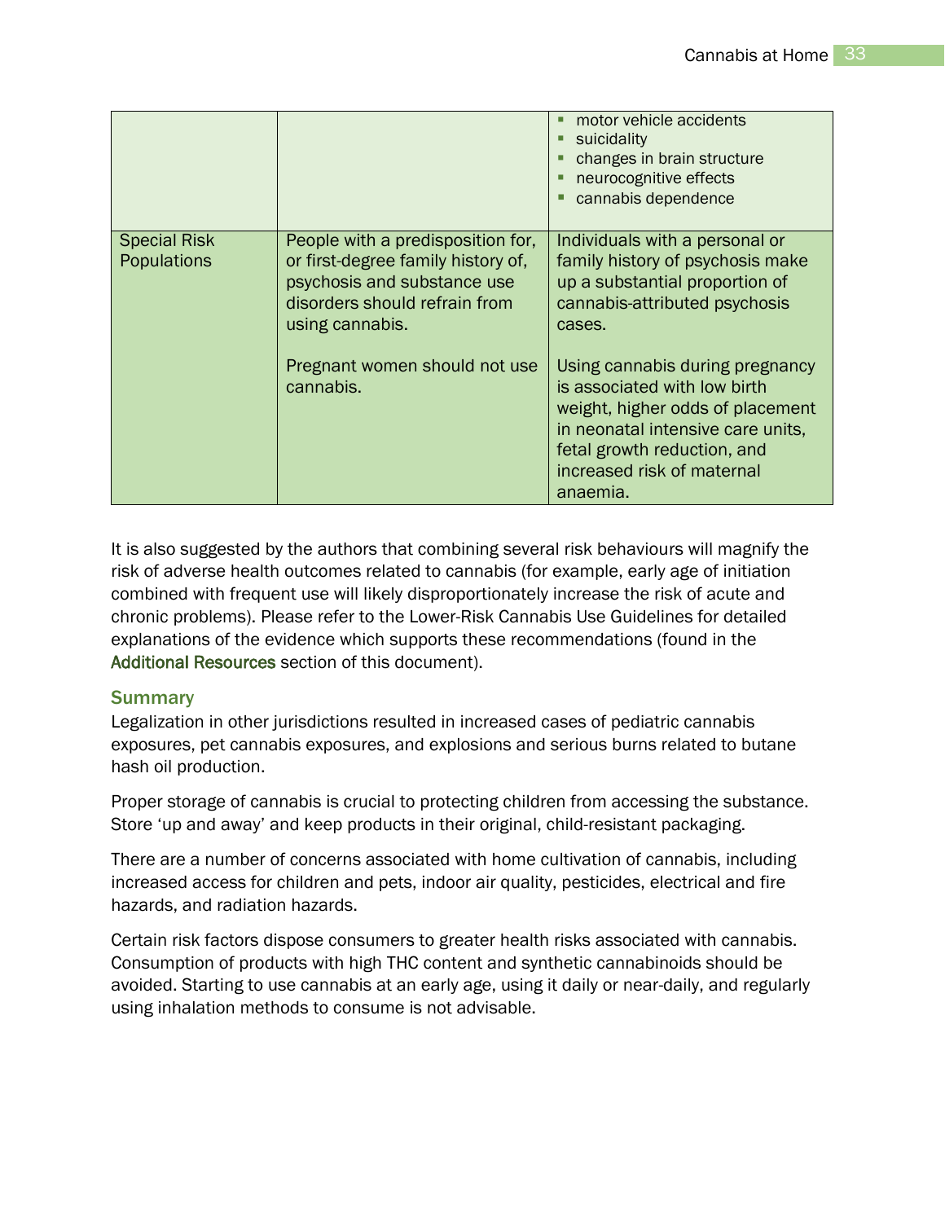| | | |
|---|---|---|
| | | ▪ motor vehicle accidents<br>▪ suicidality<br>▪ changes in brain structure<br>▪ neurocognitive effects<br>▪ cannabis dependence |
| Special Risk Populations | People with a predisposition for, or first-degree family history of, psychosis and substance use disorders should refrain from using cannabis.<br><br>Pregnant women should not use cannabis. | Individuals with a personal or family history of psychosis make up a substantial proportion of cannabis-attributed psychosis cases.<br><br>Using cannabis during pregnancy is associated with low birth weight, higher odds of placement in neonatal intensive care units, fetal growth reduction, and increased risk of maternal anaemia. |

It is also suggested by the authors that combining several risk behaviours will magnify the risk of adverse health outcomes related to cannabis (for example, early age of initiation combined with frequent use will likely disproportionately increase the risk of acute and chronic problems). Please refer to the Lower-Risk Cannabis Use Guidelines for detailed explanations of the evidence which supports these recommendations (found in the Additional Resources section of this document).

## Summary

Legalization in other jurisdictions resulted in increased cases of pediatric cannabis exposures, pet cannabis exposures, and explosions and serious burns related to butane hash oil production.

Proper storage of cannabis is crucial to protecting children from accessing the substance. Store 'up and away' and keep products in their original, child-resistant packaging.

There are a number of concerns associated with home cultivation of cannabis, including increased access for children and pets, indoor air quality, pesticides, electrical and fire hazards, and radiation hazards.

Certain risk factors dispose consumers to greater health risks associated with cannabis. Consumption of products with high THC content and synthetic cannabinoids should be avoided. Starting to use cannabis at an early age, using it daily or near-daily, and regularly using inhalation methods to consume is not advisable.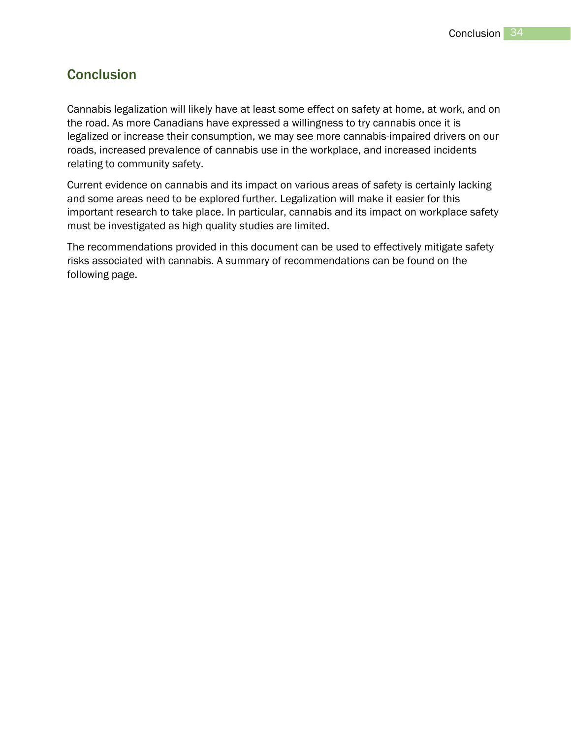## Conclusion

Cannabis legalization will likely have at least some effect on safety at home, at work, and on the road. As more Canadians have expressed a willingness to try cannabis once it is legalized or increase their consumption, we may see more cannabis-impaired drivers on our roads, increased prevalence of cannabis use in the workplace, and increased incidents relating to community safety.

Current evidence on cannabis and its impact on various areas of safety is certainly lacking and some areas need to be explored further. Legalization will make it easier for this important research to take place. In particular, cannabis and its impact on workplace safety must be investigated as high quality studies are limited.

The recommendations provided in this document can be used to effectively mitigate safety risks associated with cannabis. A summary of recommendations can be found on the following page.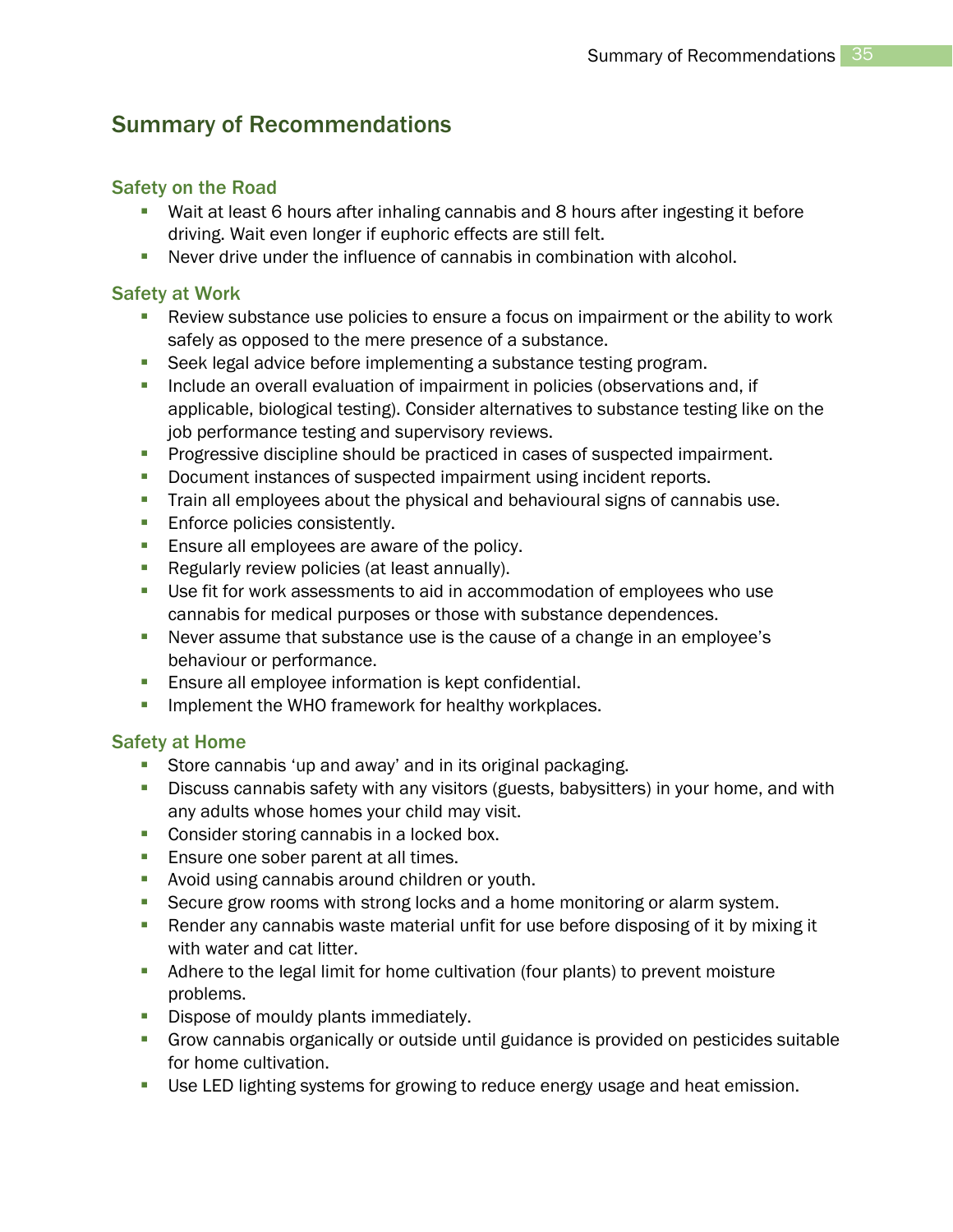## Summary of Recommendations

### Safety on the Road

- Wait at least 6 hours after inhaling cannabis and 8 hours after ingesting it before driving. Wait even longer if euphoric effects are still felt.
- Never drive under the influence of cannabis in combination with alcohol.

### Safety at Work

- Review substance use policies to ensure a focus on impairment or the ability to work safely as opposed to the mere presence of a substance.
- Seek legal advice before implementing a substance testing program.
- Include an overall evaluation of impairment in policies (observations and, if applicable, biological testing). Consider alternatives to substance testing like on the job performance testing and supervisory reviews.
- Progressive discipline should be practiced in cases of suspected impairment.
- Document instances of suspected impairment using incident reports.
- Train all employees about the physical and behavioural signs of cannabis use.
- Enforce policies consistently.
- Ensure all employees are aware of the policy.
- Regularly review policies (at least annually).
- Use fit for work assessments to aid in accommodation of employees who use cannabis for medical purposes or those with substance dependences.
- Never assume that substance use is the cause of a change in an employee's behaviour or performance.
- Ensure all employee information is kept confidential.
- Implement the WHO framework for healthy workplaces.

### Safety at Home

- Store cannabis 'up and away' and in its original packaging.
- Discuss cannabis safety with any visitors (guests, babysitters) in your home, and with any adults whose homes your child may visit.
- Consider storing cannabis in a locked box.
- Ensure one sober parent at all times.
- Avoid using cannabis around children or youth.
- Secure grow rooms with strong locks and a home monitoring or alarm system.
- Render any cannabis waste material unfit for use before disposing of it by mixing it with water and cat litter.
- Adhere to the legal limit for home cultivation (four plants) to prevent moisture problems.
- Dispose of mouldy plants immediately.
- Grow cannabis organically or outside until guidance is provided on pesticides suitable for home cultivation.
- Use LED lighting systems for growing to reduce energy usage and heat emission.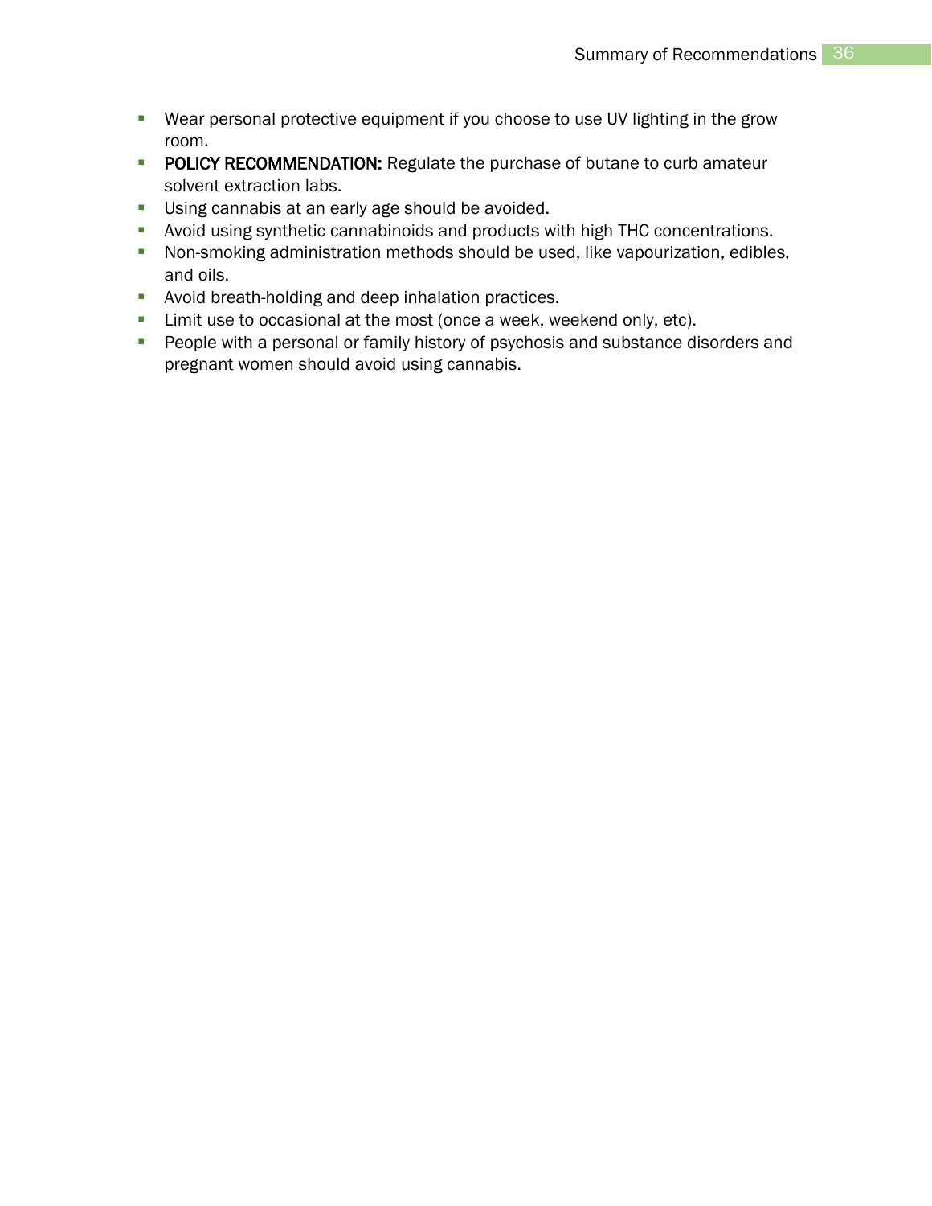- Wear personal protective equipment if you choose to use UV lighting in the grow room.
- **POLICY RECOMMENDATION:** Regulate the purchase of butane to curb amateur solvent extraction labs.
- Using cannabis at an early age should be avoided.
- Avoid using synthetic cannabinoids and products with high THC concentrations.
- Non-smoking administration methods should be used, like vapourization, edibles, and oils.
- Avoid breath-holding and deep inhalation practices.
- Limit use to occasional at the most (once a week, weekend only, etc).
- People with a personal or family history of psychosis and substance disorders and pregnant women should avoid using cannabis.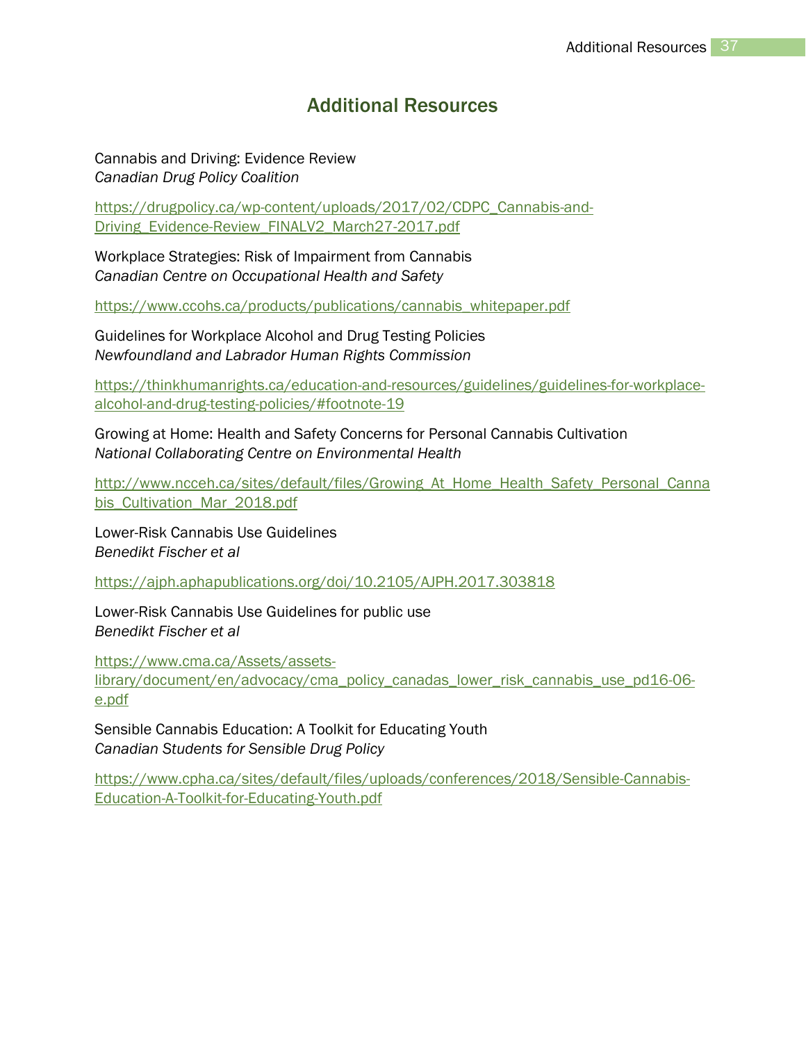# Additional Resources

Cannabis and Driving: Evidence Review
*Canadian Drug Policy Coalition*

https://drugpolicy.ca/wp-content/uploads/2017/02/CDPC_Cannabis-and-Driving_Evidence-Review_FINALV2_March27-2017.pdf

Workplace Strategies: Risk of Impairment from Cannabis
*Canadian Centre on Occupational Health and Safety*

https://www.ccohs.ca/products/publications/cannabis_whitepaper.pdf

Guidelines for Workplace Alcohol and Drug Testing Policies
*Newfoundland and Labrador Human Rights Commission*

https://thinkhumanrights.ca/education-and-resources/guidelines/guidelines-for-workplace-alcohol-and-drug-testing-policies/#footnote-19

Growing at Home: Health and Safety Concerns for Personal Cannabis Cultivation
*National Collaborating Centre on Environmental Health*

http://www.ncceh.ca/sites/default/files/Growing_At_Home_Health_Safety_Personal_Cannabis_Cultivation_Mar_2018.pdf

Lower-Risk Cannabis Use Guidelines
*Benedikt Fischer et al*

https://ajph.aphapublications.org/doi/10.2105/AJPH.2017.303818

Lower-Risk Cannabis Use Guidelines for public use
*Benedikt Fischer et al*

https://www.cma.ca/Assets/assets-library/document/en/advocacy/cma_policy_canadas_lower_risk_cannabis_use_pd16-06-e.pdf

Sensible Cannabis Education: A Toolkit for Educating Youth
*Canadian Students for Sensible Drug Policy*

https://www.cpha.ca/sites/default/files/uploads/conferences/2018/Sensible-Cannabis-Education-A-Toolkit-for-Educating-Youth.pdf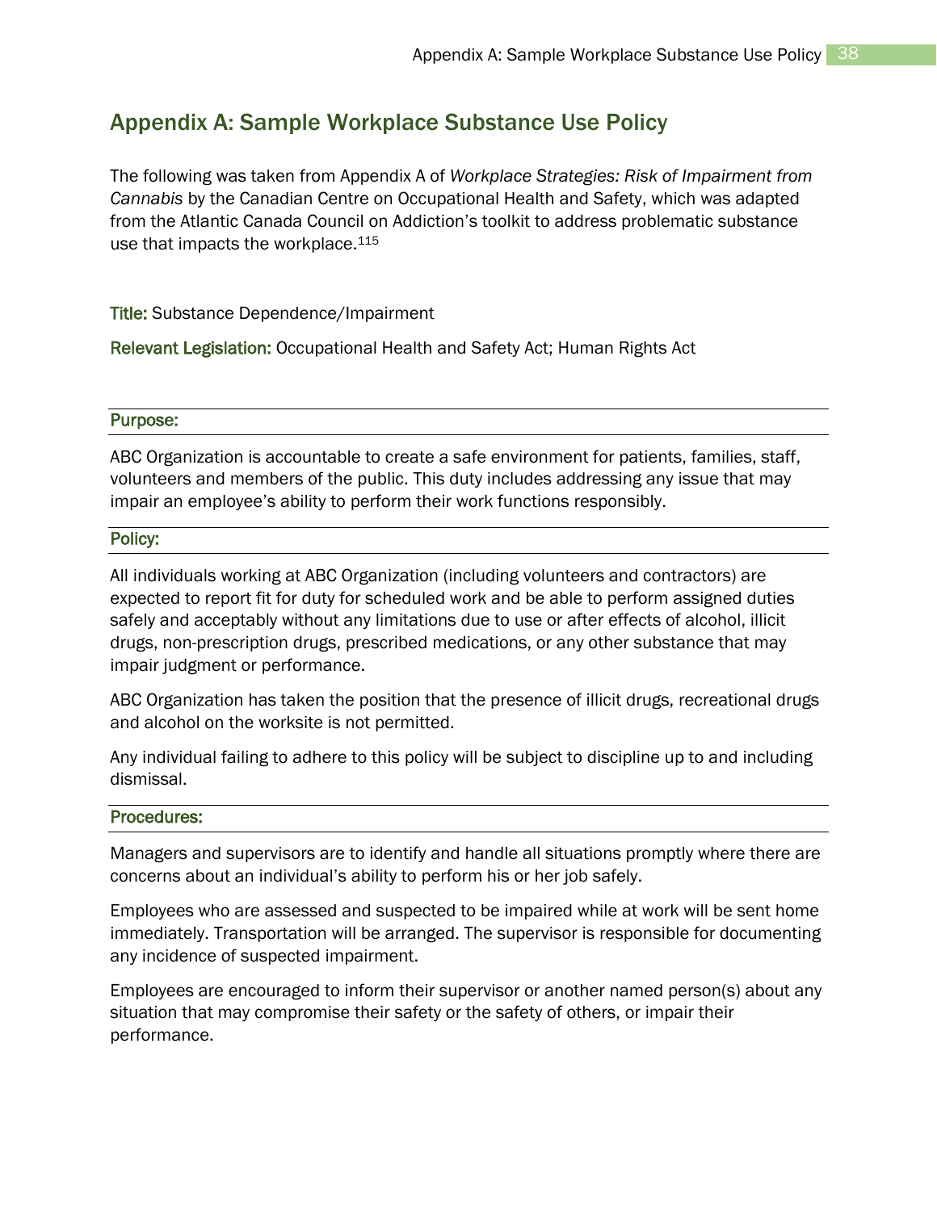## Appendix A: Sample Workplace Substance Use Policy

The following was taken from Appendix A of *Workplace Strategies: Risk of Impairment from Cannabis* by the Canadian Centre on Occupational Health and Safety, which was adapted from the Atlantic Canada Council on Addiction's toolkit to address problematic substance use that impacts the workplace.[115]

**Title:** Substance Dependence/Impairment

**Relevant Legislation:** Occupational Health and Safety Act; Human Rights Act

### Purpose:

ABC Organization is accountable to create a safe environment for patients, families, staff, volunteers and members of the public. This duty includes addressing any issue that may impair an employee's ability to perform their work functions responsibly.

### Policy:

All individuals working at ABC Organization (including volunteers and contractors) are expected to report fit for duty for scheduled work and be able to perform assigned duties safely and acceptably without any limitations due to use or after effects of alcohol, illicit drugs, non-prescription drugs, prescribed medications, or any other substance that may impair judgment or performance.

ABC Organization has taken the position that the presence of illicit drugs, recreational drugs and alcohol on the worksite is not permitted.

Any individual failing to adhere to this policy will be subject to discipline up to and including dismissal.

### Procedures:

Managers and supervisors are to identify and handle all situations promptly where there are concerns about an individual's ability to perform his or her job safely.

Employees who are assessed and suspected to be impaired while at work will be sent home immediately. Transportation will be arranged. The supervisor is responsible for documenting any incidence of suspected impairment.

Employees are encouraged to inform their supervisor or another named person(s) about any situation that may compromise their safety or the safety of others, or impair their performance.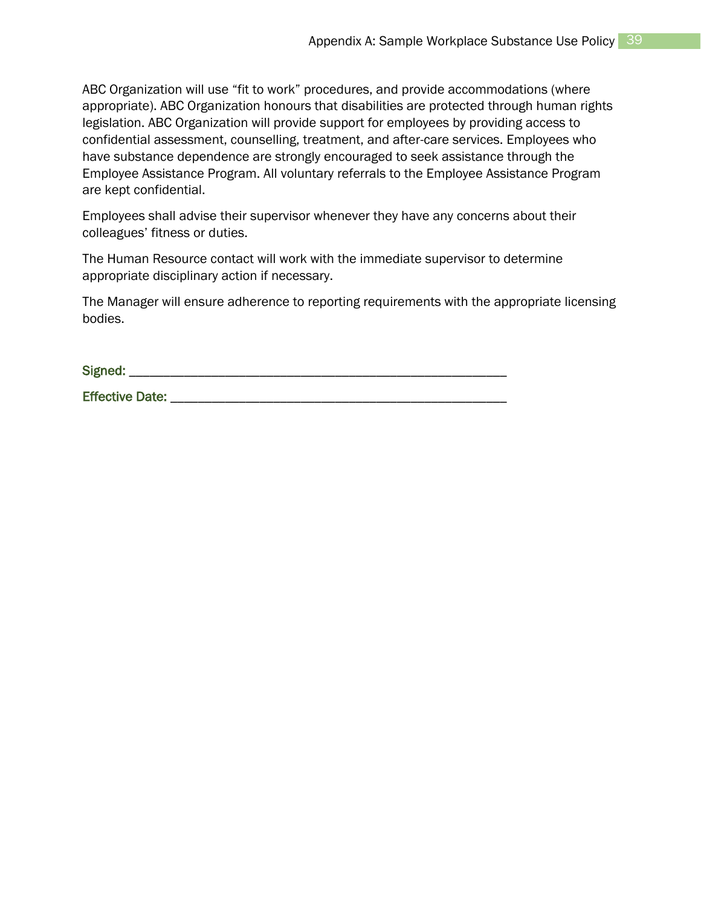ABC Organization will use “fit to work” procedures, and provide accommodations (where appropriate). ABC Organization honours that disabilities are protected through human rights legislation. ABC Organization will provide support for employees by providing access to confidential assessment, counselling, treatment, and after-care services. Employees who have substance dependence are strongly encouraged to seek assistance through the Employee Assistance Program. All voluntary referrals to the Employee Assistance Program are kept confidential.

Employees shall advise their supervisor whenever they have any concerns about their colleagues’ fitness or duties.

The Human Resource contact will work with the immediate supervisor to determine appropriate disciplinary action if necessary.

The Manager will ensure adherence to reporting requirements with the appropriate licensing bodies.

**Signed:** _______________________________________________________

**Effective Date:** _________________________________________________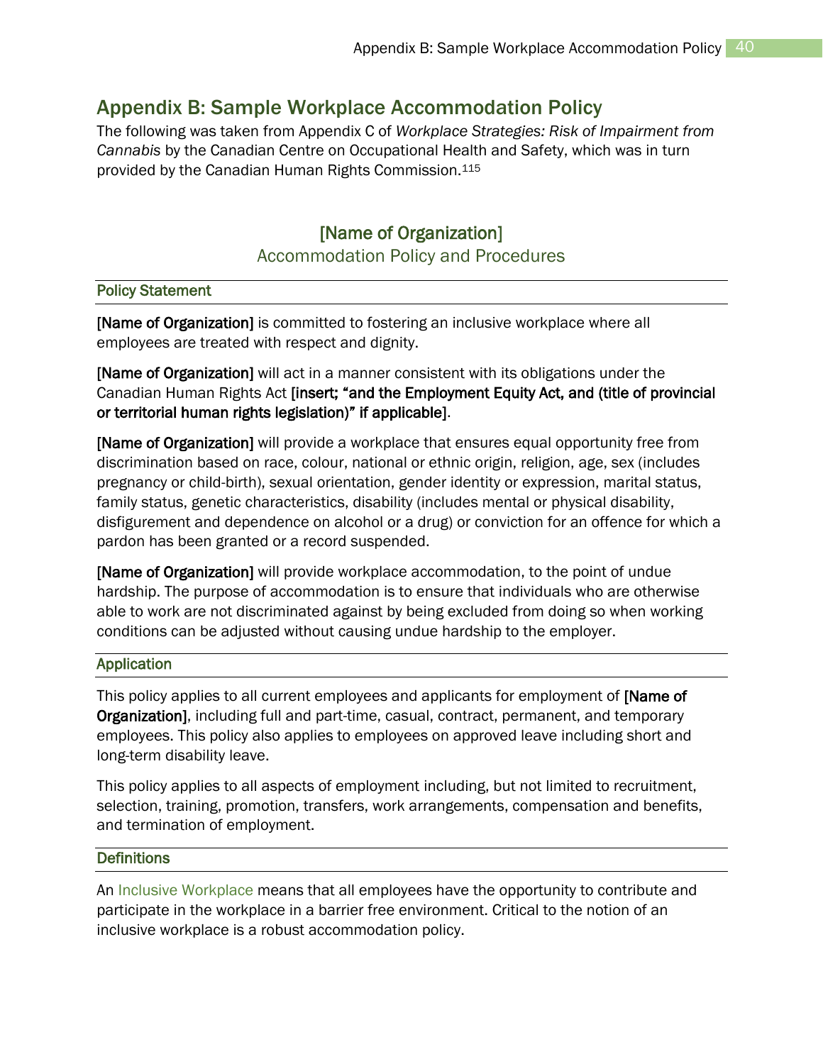## Appendix B: Sample Workplace Accommodation Policy

The following was taken from Appendix C of *Workplace Strategies: Risk of Impairment from Cannabis* by the Canadian Centre on Occupational Health and Safety, which was in turn provided by the Canadian Human Rights Commission.[115]

### [Name of Organization]

### Accommodation Policy and Procedures

#### Policy Statement

**[Name of Organization]** is committed to fostering an inclusive workplace where all employees are treated with respect and dignity.

**[Name of Organization]** will act in a manner consistent with its obligations under the Canadian Human Rights Act **[insert; "and the Employment Equity Act, and (title of provincial or territorial human rights legislation)" if applicable]**.

**[Name of Organization]** will provide a workplace that ensures equal opportunity free from discrimination based on race, colour, national or ethnic origin, religion, age, sex (includes pregnancy or child-birth), sexual orientation, gender identity or expression, marital status, family status, genetic characteristics, disability (includes mental or physical disability, disfigurement and dependence on alcohol or a drug) or conviction for an offence for which a pardon has been granted or a record suspended.

**[Name of Organization]** will provide workplace accommodation, to the point of undue hardship. The purpose of accommodation is to ensure that individuals who are otherwise able to work are not discriminated against by being excluded from doing so when working conditions can be adjusted without causing undue hardship to the employer.

#### Application

This policy applies to all current employees and applicants for employment of **[Name of Organization]**, including full and part-time, casual, contract, permanent, and temporary employees. This policy also applies to employees on approved leave including short and long-term disability leave.

This policy applies to all aspects of employment including, but not limited to recruitment, selection, training, promotion, transfers, work arrangements, compensation and benefits, and termination of employment.

#### Definitions

An Inclusive Workplace means that all employees have the opportunity to contribute and participate in the workplace in a barrier free environment. Critical to the notion of an inclusive workplace is a robust accommodation policy.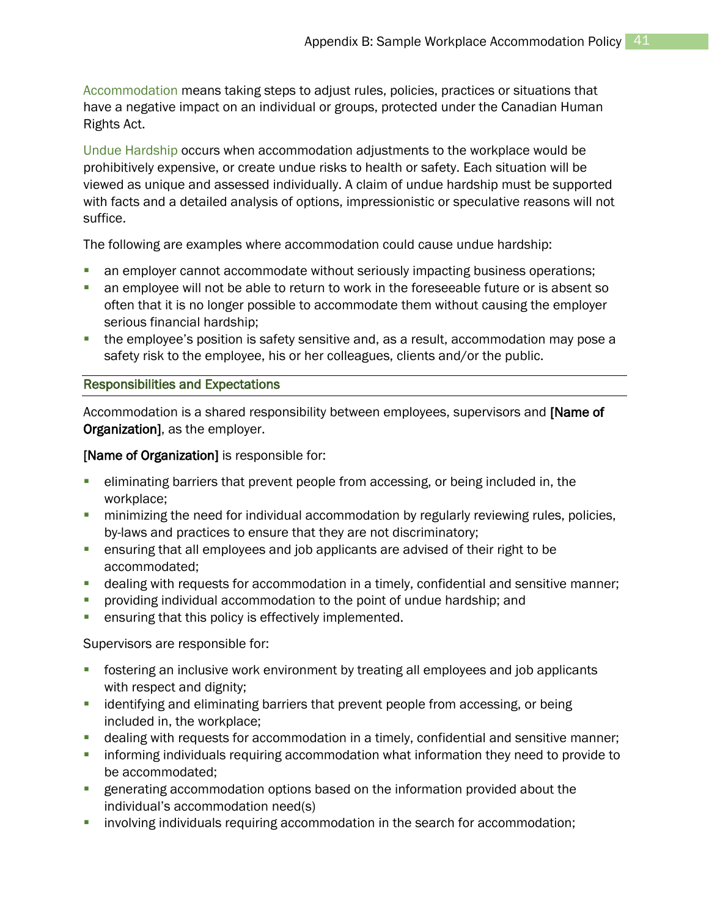Accommodation means taking steps to adjust rules, policies, practices or situations that have a negative impact on an individual or groups, protected under the Canadian Human Rights Act.

Undue Hardship occurs when accommodation adjustments to the workplace would be prohibitively expensive, or create undue risks to health or safety. Each situation will be viewed as unique and assessed individually. A claim of undue hardship must be supported with facts and a detailed analysis of options, impressionistic or speculative reasons will not suffice.

The following are examples where accommodation could cause undue hardship:

- an employer cannot accommodate without seriously impacting business operations;
- an employee will not be able to return to work in the foreseeable future or is absent so often that it is no longer possible to accommodate them without causing the employer serious financial hardship;
- the employee's position is safety sensitive and, as a result, accommodation may pose a safety risk to the employee, his or her colleagues, clients and/or the public.

### Responsibilities and Expectations

Accommodation is a shared responsibility between employees, supervisors and **[Name of Organization]**, as the employer.

**[Name of Organization]** is responsible for:

- eliminating barriers that prevent people from accessing, or being included in, the workplace;
- minimizing the need for individual accommodation by regularly reviewing rules, policies, by-laws and practices to ensure that they are not discriminatory;
- ensuring that all employees and job applicants are advised of their right to be accommodated;
- dealing with requests for accommodation in a timely, confidential and sensitive manner;
- providing individual accommodation to the point of undue hardship; and
- ensuring that this policy is effectively implemented.

Supervisors are responsible for:

- fostering an inclusive work environment by treating all employees and job applicants with respect and dignity;
- identifying and eliminating barriers that prevent people from accessing, or being included in, the workplace;
- dealing with requests for accommodation in a timely, confidential and sensitive manner;
- informing individuals requiring accommodation what information they need to provide to be accommodated;
- generating accommodation options based on the information provided about the individual's accommodation need(s)
- involving individuals requiring accommodation in the search for accommodation;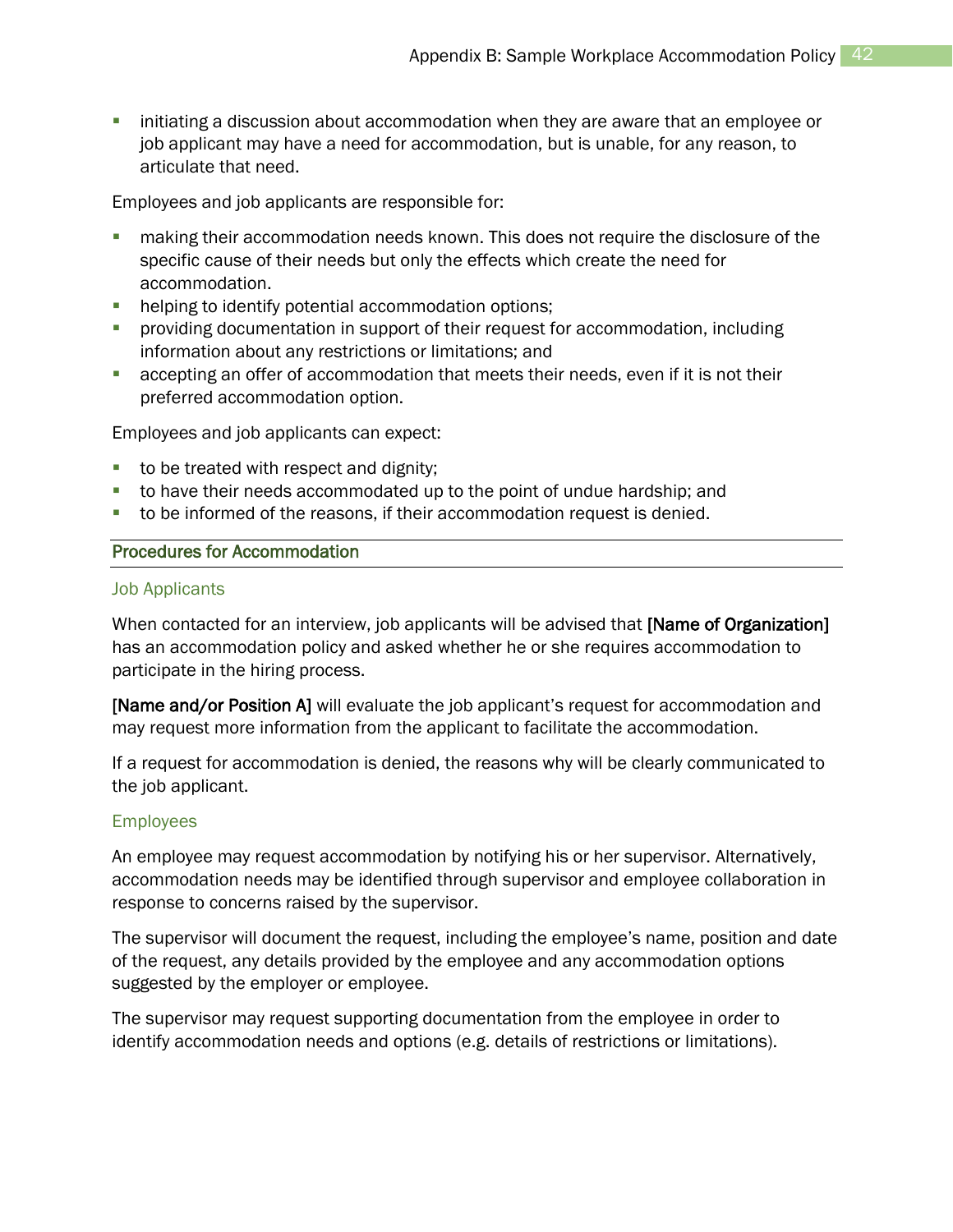- initiating a discussion about accommodation when they are aware that an employee or job applicant may have a need for accommodation, but is unable, for any reason, to articulate that need.

Employees and job applicants are responsible for:

- making their accommodation needs known. This does not require the disclosure of the specific cause of their needs but only the effects which create the need for accommodation.
- helping to identify potential accommodation options;
- providing documentation in support of their request for accommodation, including information about any restrictions or limitations; and
- accepting an offer of accommodation that meets their needs, even if it is not their preferred accommodation option.

Employees and job applicants can expect:

- to be treated with respect and dignity;
- to have their needs accommodated up to the point of undue hardship; and
- to be informed of the reasons, if their accommodation request is denied.

## Procedures for Accommodation

### Job Applicants

When contacted for an interview, job applicants will be advised that **[Name of Organization]** has an accommodation policy and asked whether he or she requires accommodation to participate in the hiring process.

**[Name and/or Position A]** will evaluate the job applicant's request for accommodation and may request more information from the applicant to facilitate the accommodation.

If a request for accommodation is denied, the reasons why will be clearly communicated to the job applicant.

### Employees

An employee may request accommodation by notifying his or her supervisor. Alternatively, accommodation needs may be identified through supervisor and employee collaboration in response to concerns raised by the supervisor.

The supervisor will document the request, including the employee's name, position and date of the request, any details provided by the employee and any accommodation options suggested by the employer or employee.

The supervisor may request supporting documentation from the employee in order to identify accommodation needs and options (e.g. details of restrictions or limitations).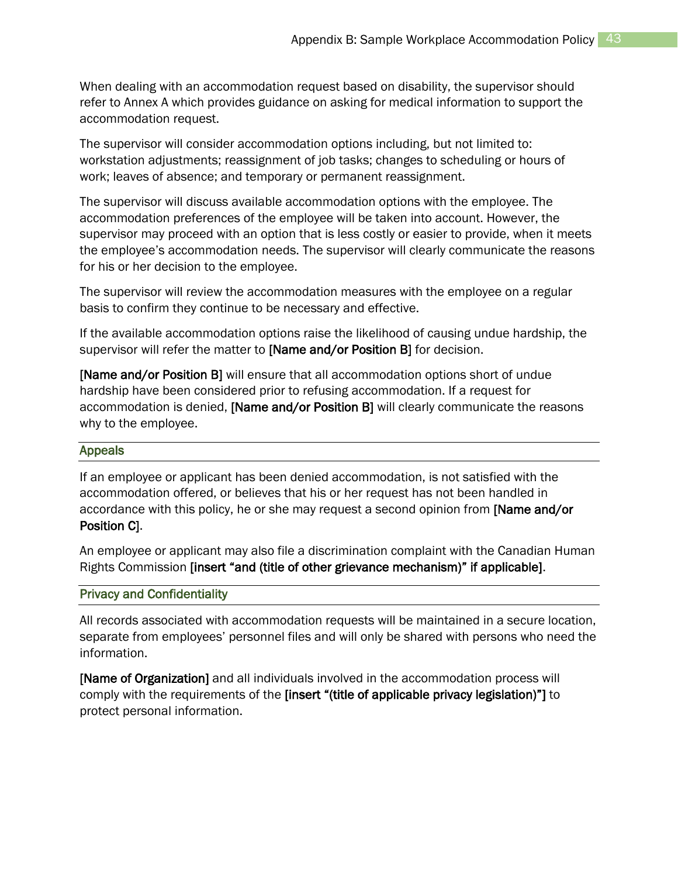When dealing with an accommodation request based on disability, the supervisor should refer to Annex A which provides guidance on asking for medical information to support the accommodation request.

The supervisor will consider accommodation options including, but not limited to: workstation adjustments; reassignment of job tasks; changes to scheduling or hours of work; leaves of absence; and temporary or permanent reassignment.

The supervisor will discuss available accommodation options with the employee. The accommodation preferences of the employee will be taken into account. However, the supervisor may proceed with an option that is less costly or easier to provide, when it meets the employee's accommodation needs. The supervisor will clearly communicate the reasons for his or her decision to the employee.

The supervisor will review the accommodation measures with the employee on a regular basis to confirm they continue to be necessary and effective.

If the available accommodation options raise the likelihood of causing undue hardship, the supervisor will refer the matter to **[Name and/or Position B]** for decision.

**[Name and/or Position B]** will ensure that all accommodation options short of undue hardship have been considered prior to refusing accommodation. If a request for accommodation is denied, **[Name and/or Position B]** will clearly communicate the reasons why to the employee.

## Appeals

If an employee or applicant has been denied accommodation, is not satisfied with the accommodation offered, or believes that his or her request has not been handled in accordance with this policy, he or she may request a second opinion from **[Name and/or Position C]**.

An employee or applicant may also file a discrimination complaint with the Canadian Human Rights Commission **[insert "and (title of other grievance mechanism)" if applicable]**.

## Privacy and Confidentiality

All records associated with accommodation requests will be maintained in a secure location, separate from employees' personnel files and will only be shared with persons who need the information.

**[Name of Organization]** and all individuals involved in the accommodation process will comply with the requirements of the **[insert "(title of applicable privacy legislation)"]** to protect personal information.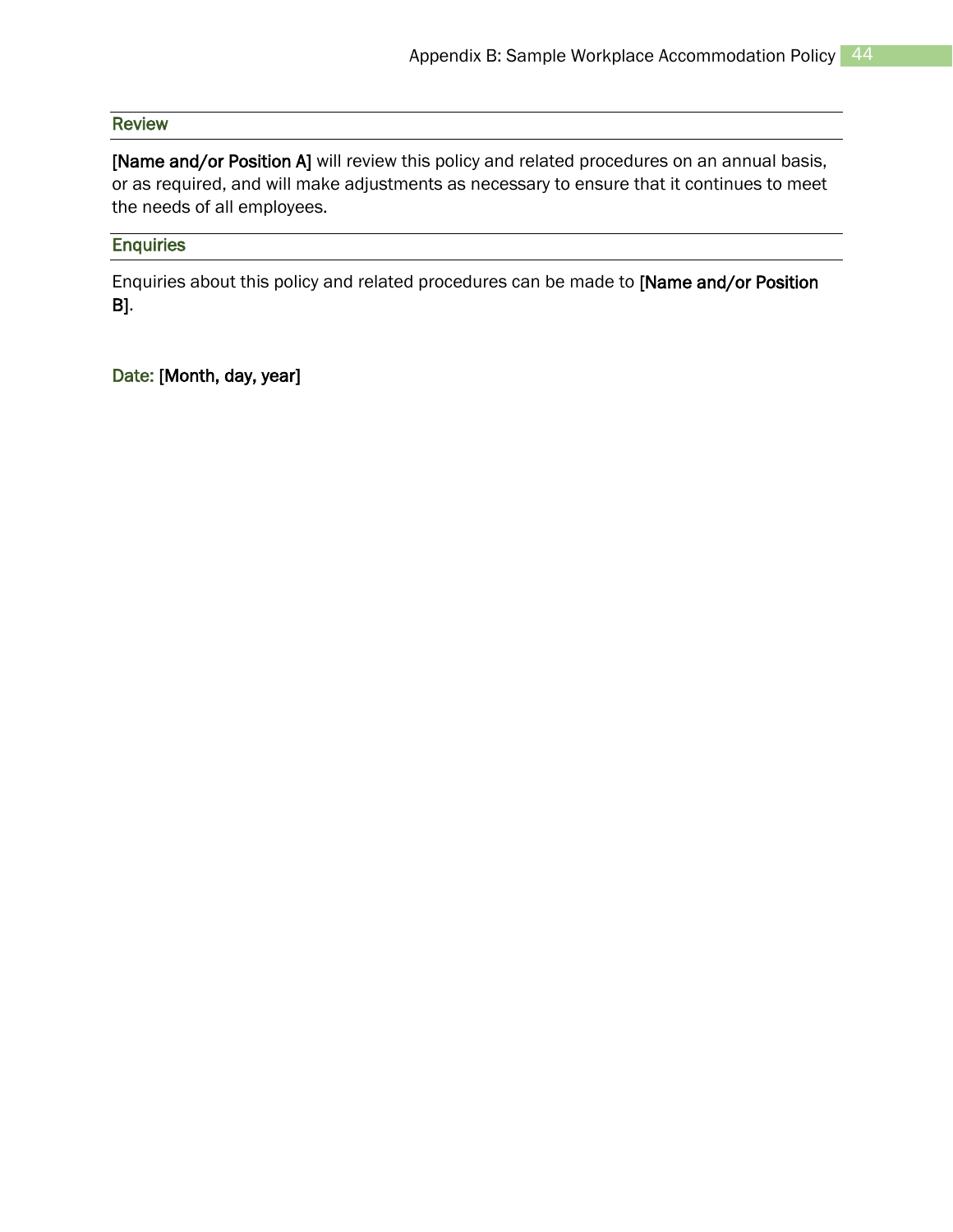### Review

**[Name and/or Position A]** will review this policy and related procedures on an annual basis, or as required, and will make adjustments as necessary to ensure that it continues to meet the needs of all employees.

### Enquiries

Enquiries about this policy and related procedures can be made to **[Name and/or Position B]**.

**Date:** **[Month, day, year]**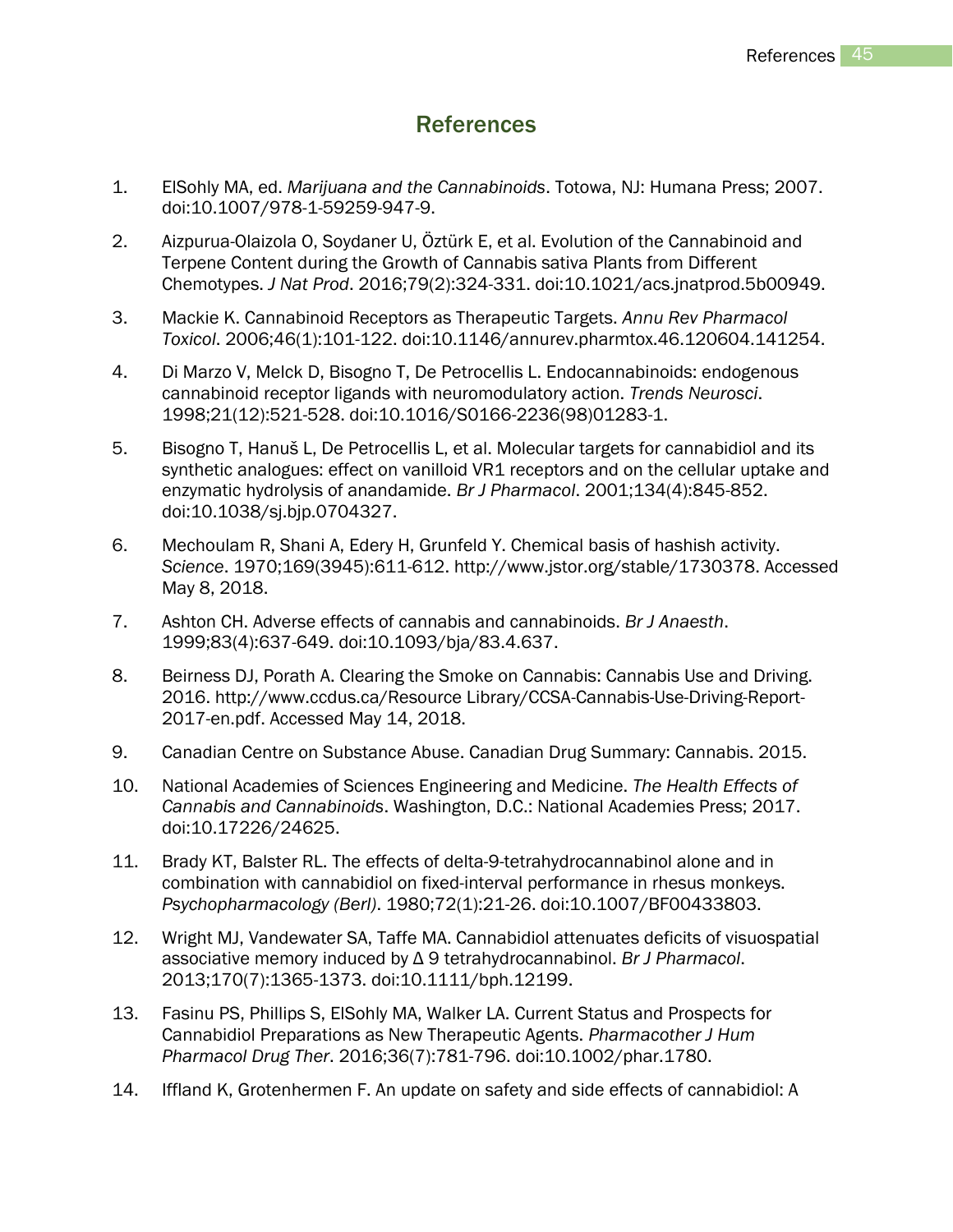# References

1. ElSohly MA, ed. *Marijuana and the Cannabinoids*. Totowa, NJ: Humana Press; 2007. doi:10.1007/978-1-59259-947-9.

2. Aizpurua-Olaizola O, Soydaner U, Öztürk E, et al. Evolution of the Cannabinoid and Terpene Content during the Growth of Cannabis sativa Plants from Different Chemotypes. *J Nat Prod*. 2016;79(2):324-331. doi:10.1021/acs.jnatprod.5b00949.

3. Mackie K. Cannabinoid Receptors as Therapeutic Targets. *Annu Rev Pharmacol Toxicol*. 2006;46(1):101-122. doi:10.1146/annurev.pharmtox.46.120604.141254.

4. Di Marzo V, Melck D, Bisogno T, De Petrocellis L. Endocannabinoids: endogenous cannabinoid receptor ligands with neuromodulatory action. *Trends Neurosci*. 1998;21(12):521-528. doi:10.1016/S0166-2236(98)01283-1.

5. Bisogno T, Hanuš L, De Petrocellis L, et al. Molecular targets for cannabidiol and its synthetic analogues: effect on vanilloid VR1 receptors and on the cellular uptake and enzymatic hydrolysis of anandamide. *Br J Pharmacol*. 2001;134(4):845-852. doi:10.1038/sj.bjp.0704327.

6. Mechoulam R, Shani A, Edery H, Grunfeld Y. Chemical basis of hashish activity. *Science*. 1970;169(3945):611-612. http://www.jstor.org/stable/1730378. Accessed May 8, 2018.

7. Ashton CH. Adverse effects of cannabis and cannabinoids. *Br J Anaesth*. 1999;83(4):637-649. doi:10.1093/bja/83.4.637.

8. Beirness DJ, Porath A. Clearing the Smoke on Cannabis: Cannabis Use and Driving. 2016. http://www.ccdus.ca/Resource Library/CCSA-Cannabis-Use-Driving-Report-2017-en.pdf. Accessed May 14, 2018.

9. Canadian Centre on Substance Abuse. Canadian Drug Summary: Cannabis. 2015.

10. National Academies of Sciences Engineering and Medicine. *The Health Effects of Cannabis and Cannabinoids*. Washington, D.C.: National Academies Press; 2017. doi:10.17226/24625.

11. Brady KT, Balster RL. The effects of delta-9-tetrahydrocannabinol alone and in combination with cannabidiol on fixed-interval performance in rhesus monkeys. *Psychopharmacology (Berl)*. 1980;72(1):21-26. doi:10.1007/BF00433803.

12. Wright MJ, Vandewater SA, Taffe MA. Cannabidiol attenuates deficits of visuospatial associative memory induced by Δ 9 tetrahydrocannabinol. *Br J Pharmacol*. 2013;170(7):1365-1373. doi:10.1111/bph.12199.

13. Fasinu PS, Phillips S, ElSohly MA, Walker LA. Current Status and Prospects for Cannabidiol Preparations as New Therapeutic Agents. *Pharmacother J Hum Pharmacol Drug Ther*. 2016;36(7):781-796. doi:10.1002/phar.1780.

14. Iffland K, Grotenhermen F. An update on safety and side effects of cannabidiol: A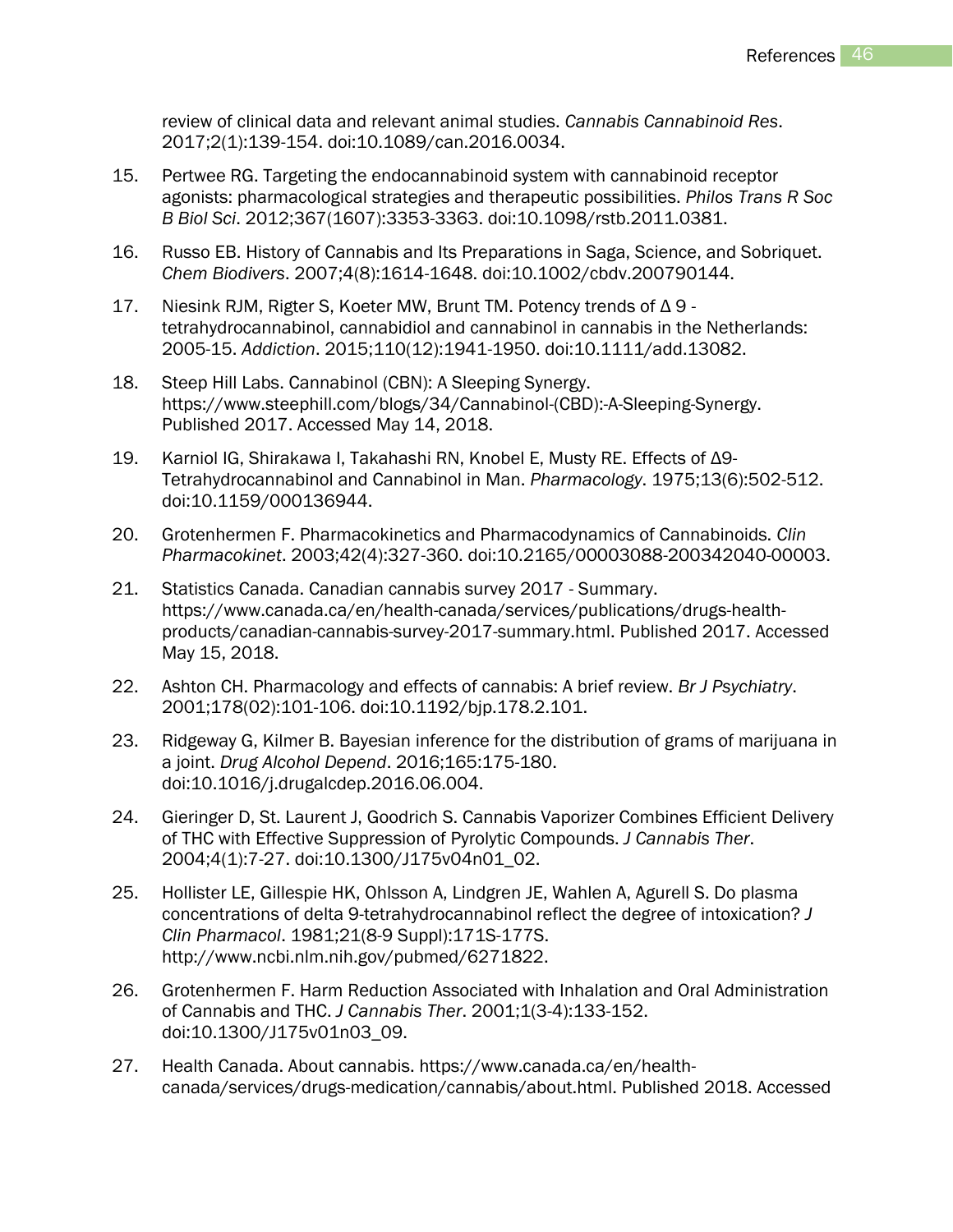review of clinical data and relevant animal studies. *Cannabis Cannabinoid Res*. 2017;2(1):139-154. doi:10.1089/can.2016.0034.

15. Pertwee RG. Targeting the endocannabinoid system with cannabinoid receptor agonists: pharmacological strategies and therapeutic possibilities. *Philos Trans R Soc B Biol Sci*. 2012;367(1607):3353-3363. doi:10.1098/rstb.2011.0381.

16. Russo EB. History of Cannabis and Its Preparations in Saga, Science, and Sobriquet. *Chem Biodivers*. 2007;4(8):1614-1648. doi:10.1002/cbdv.200790144.

17. Niesink RJM, Rigter S, Koeter MW, Brunt TM. Potency trends of Δ 9 -tetrahydrocannabinol, cannabidiol and cannabinol in cannabis in the Netherlands: 2005-15. *Addiction*. 2015;110(12):1941-1950. doi:10.1111/add.13082.

18. Steep Hill Labs. Cannabinol (CBN): A Sleeping Synergy. https://www.steephill.com/blogs/34/Cannabinol-(CBD):-A-Sleeping-Synergy. Published 2017. Accessed May 14, 2018.

19. Karniol IG, Shirakawa I, Takahashi RN, Knobel E, Musty RE. Effects of Δ9-Tetrahydrocannabinol and Cannabinol in Man. *Pharmacology*. 1975;13(6):502-512. doi:10.1159/000136944.

20. Grotenhermen F. Pharmacokinetics and Pharmacodynamics of Cannabinoids. *Clin Pharmacokinet*. 2003;42(4):327-360. doi:10.2165/00003088-200342040-00003.

21. Statistics Canada. Canadian cannabis survey 2017 - Summary. https://www.canada.ca/en/health-canada/services/publications/drugs-health-products/canadian-cannabis-survey-2017-summary.html. Published 2017. Accessed May 15, 2018.

22. Ashton CH. Pharmacology and effects of cannabis: A brief review. *Br J Psychiatry*. 2001;178(02):101-106. doi:10.1192/bjp.178.2.101.

23. Ridgeway G, Kilmer B. Bayesian inference for the distribution of grams of marijuana in a joint. *Drug Alcohol Depend*. 2016;165:175-180. doi:10.1016/j.drugalcdep.2016.06.004.

24. Gieringer D, St. Laurent J, Goodrich S. Cannabis Vaporizer Combines Efficient Delivery of THC with Effective Suppression of Pyrolytic Compounds. *J Cannabis Ther*. 2004;4(1):7-27. doi:10.1300/J175v04n01_02.

25. Hollister LE, Gillespie HK, Ohlsson A, Lindgren JE, Wahlen A, Agurell S. Do plasma concentrations of delta 9-tetrahydrocannabinol reflect the degree of intoxication? *J Clin Pharmacol*. 1981;21(8-9 Suppl):171S-177S. http://www.ncbi.nlm.nih.gov/pubmed/6271822.

26. Grotenhermen F. Harm Reduction Associated with Inhalation and Oral Administration of Cannabis and THC. *J Cannabis Ther*. 2001;1(3-4):133-152. doi:10.1300/J175v01n03_09.

27. Health Canada. About cannabis. https://www.canada.ca/en/health-canada/services/drugs-medication/cannabis/about.html. Published 2018. Accessed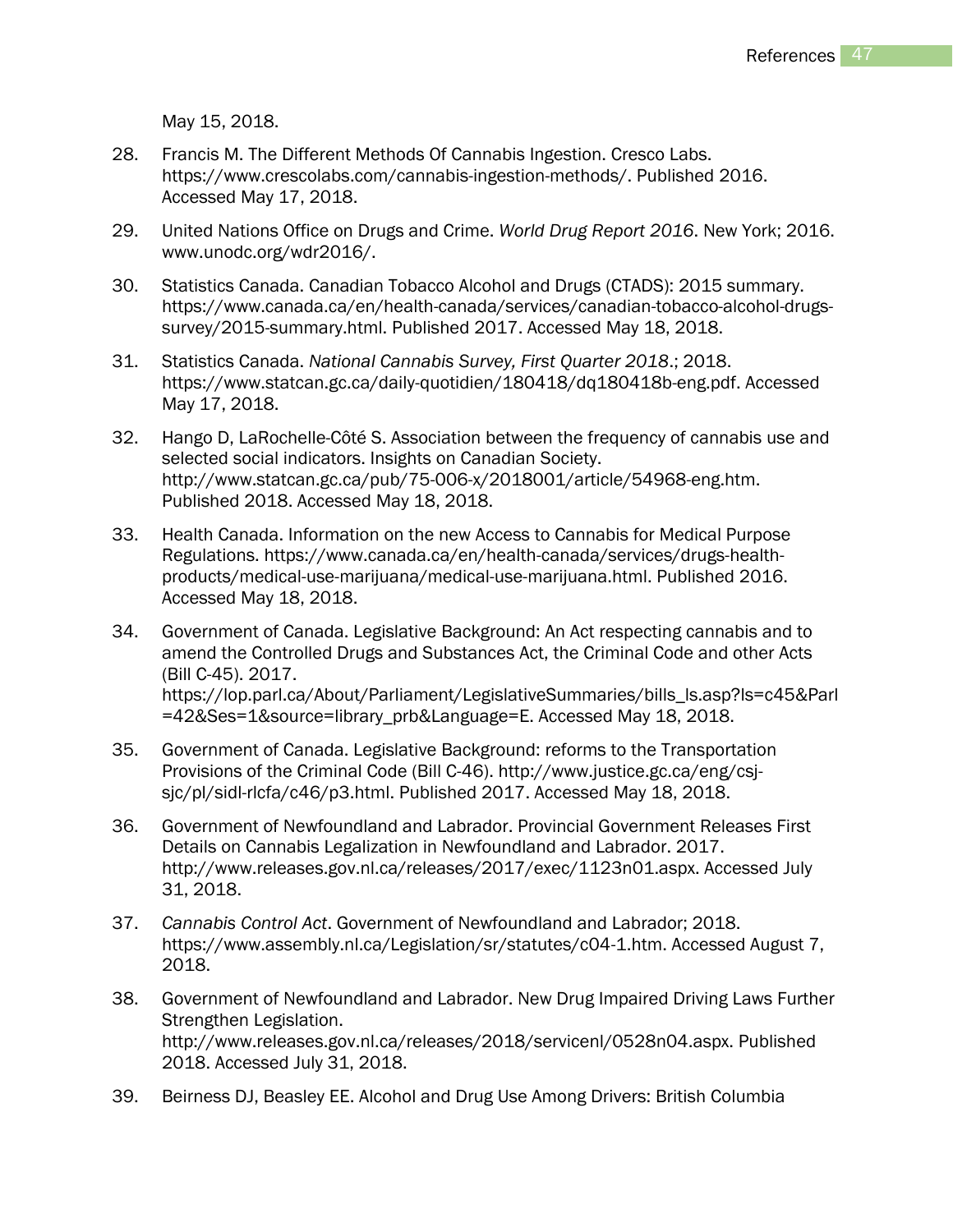May 15, 2018.

28. Francis M. The Different Methods Of Cannabis Ingestion. Cresco Labs. https://www.crescolabs.com/cannabis-ingestion-methods/. Published 2016. Accessed May 17, 2018.

29. United Nations Office on Drugs and Crime. *World Drug Report 2016*. New York; 2016. www.unodc.org/wdr2016/.

30. Statistics Canada. Canadian Tobacco Alcohol and Drugs (CTADS): 2015 summary. https://www.canada.ca/en/health-canada/services/canadian-tobacco-alcohol-drugs-survey/2015-summary.html. Published 2017. Accessed May 18, 2018.

31. Statistics Canada. *National Cannabis Survey, First Quarter 2018*.; 2018. https://www.statcan.gc.ca/daily-quotidien/180418/dq180418b-eng.pdf. Accessed May 17, 2018.

32. Hango D, LaRochelle-Côté S. Association between the frequency of cannabis use and selected social indicators. Insights on Canadian Society. http://www.statcan.gc.ca/pub/75-006-x/2018001/article/54968-eng.htm. Published 2018. Accessed May 18, 2018.

33. Health Canada. Information on the new Access to Cannabis for Medical Purpose Regulations. https://www.canada.ca/en/health-canada/services/drugs-health-products/medical-use-marijuana/medical-use-marijuana.html. Published 2016. Accessed May 18, 2018.

34. Government of Canada. Legislative Background: An Act respecting cannabis and to amend the Controlled Drugs and Substances Act, the Criminal Code and other Acts (Bill C-45). 2017. https://lop.parl.ca/About/Parliament/LegislativeSummaries/bills_ls.asp?ls=c45&Parl=42&Ses=1&source=library_prb&Language=E. Accessed May 18, 2018.

35. Government of Canada. Legislative Background: reforms to the Transportation Provisions of the Criminal Code (Bill C-46). http://www.justice.gc.ca/eng/csj-sjc/pl/sidl-rlcfa/c46/p3.html. Published 2017. Accessed May 18, 2018.

36. Government of Newfoundland and Labrador. Provincial Government Releases First Details on Cannabis Legalization in Newfoundland and Labrador. 2017. http://www.releases.gov.nl.ca/releases/2017/exec/1123n01.aspx. Accessed July 31, 2018.

37. *Cannabis Control Act*. Government of Newfoundland and Labrador; 2018. https://www.assembly.nl.ca/Legislation/sr/statutes/c04-1.htm. Accessed August 7, 2018.

38. Government of Newfoundland and Labrador. New Drug Impaired Driving Laws Further Strengthen Legislation. http://www.releases.gov.nl.ca/releases/2018/servicenl/0528n04.aspx. Published 2018. Accessed July 31, 2018.

39. Beirness DJ, Beasley EE. Alcohol and Drug Use Among Drivers: British Columbia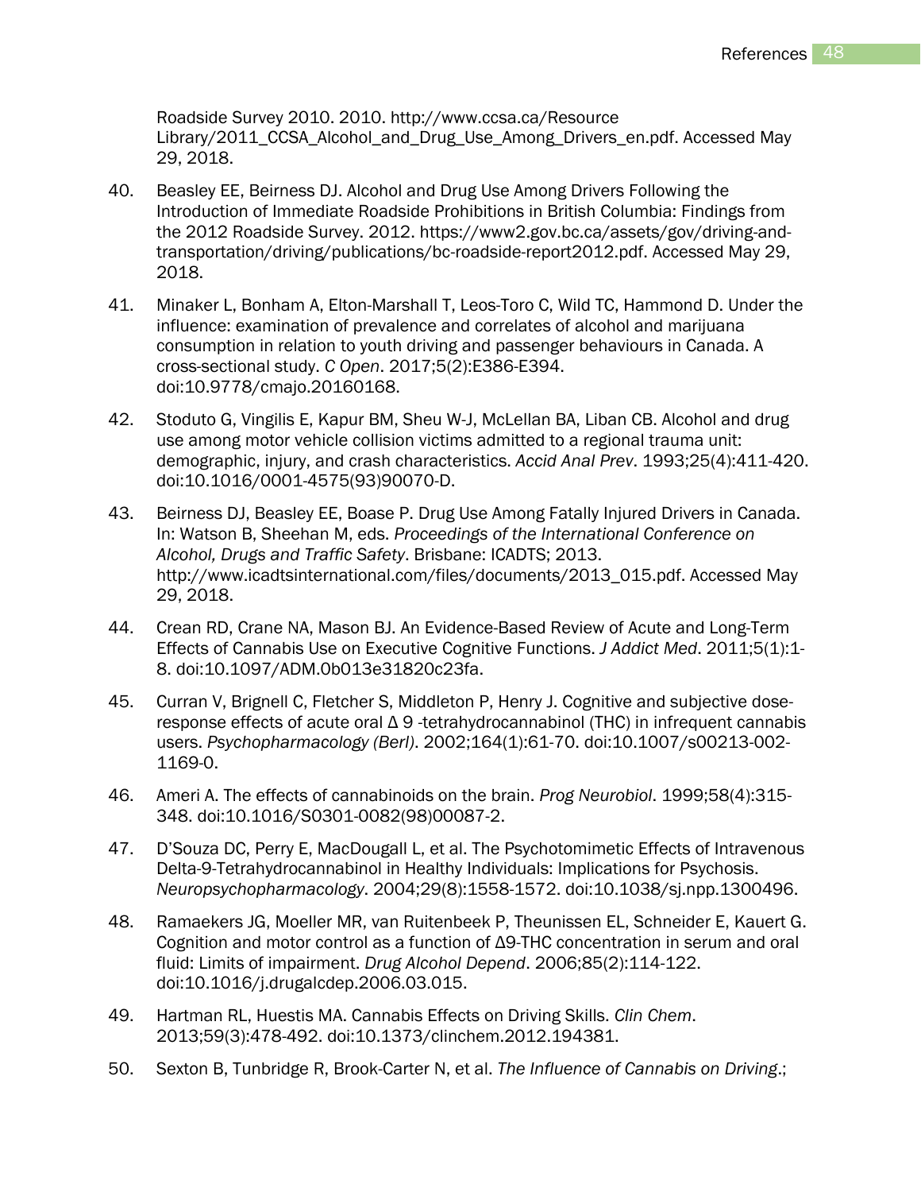Roadside Survey 2010. 2010. http://www.ccsa.ca/Resource Library/2011_CCSA_Alcohol_and_Drug_Use_Among_Drivers_en.pdf. Accessed May 29, 2018.

40. Beasley EE, Beirness DJ. Alcohol and Drug Use Among Drivers Following the Introduction of Immediate Roadside Prohibitions in British Columbia: Findings from the 2012 Roadside Survey. 2012. https://www2.gov.bc.ca/assets/gov/driving-and-transportation/driving/publications/bc-roadside-report2012.pdf. Accessed May 29, 2018.

41. Minaker L, Bonham A, Elton-Marshall T, Leos-Toro C, Wild TC, Hammond D. Under the influence: examination of prevalence and correlates of alcohol and marijuana consumption in relation to youth driving and passenger behaviours in Canada. A cross-sectional study. *C Open*. 2017;5(2):E386-E394. doi:10.9778/cmajo.20160168.

42. Stoduto G, Vingilis E, Kapur BM, Sheu W-J, McLellan BA, Liban CB. Alcohol and drug use among motor vehicle collision victims admitted to a regional trauma unit: demographic, injury, and crash characteristics. *Accid Anal Prev*. 1993;25(4):411-420. doi:10.1016/0001-4575(93)90070-D.

43. Beirness DJ, Beasley EE, Boase P. Drug Use Among Fatally Injured Drivers in Canada. In: Watson B, Sheehan M, eds. *Proceedings of the International Conference on Alcohol, Drugs and Traffic Safety*. Brisbane: ICADTS; 2013. http://www.icadtsinternational.com/files/documents/2013_015.pdf. Accessed May 29, 2018.

44. Crean RD, Crane NA, Mason BJ. An Evidence-Based Review of Acute and Long-Term Effects of Cannabis Use on Executive Cognitive Functions. *J Addict Med*. 2011;5(1):1-8. doi:10.1097/ADM.0b013e31820c23fa.

45. Curran V, Brignell C, Fletcher S, Middleton P, Henry J. Cognitive and subjective dose-response effects of acute oral Δ 9 -tetrahydrocannabinol (THC) in infrequent cannabis users. *Psychopharmacology (Berl)*. 2002;164(1):61-70. doi:10.1007/s00213-002-1169-0.

46. Ameri A. The effects of cannabinoids on the brain. *Prog Neurobiol*. 1999;58(4):315-348. doi:10.1016/S0301-0082(98)00087-2.

47. D'Souza DC, Perry E, MacDougall L, et al. The Psychotomimetic Effects of Intravenous Delta-9-Tetrahydrocannabinol in Healthy Individuals: Implications for Psychosis. *Neuropsychopharmacology*. 2004;29(8):1558-1572. doi:10.1038/sj.npp.1300496.

48. Ramaekers JG, Moeller MR, van Ruitenbeek P, Theunissen EL, Schneider E, Kauert G. Cognition and motor control as a function of Δ9-THC concentration in serum and oral fluid: Limits of impairment. *Drug Alcohol Depend*. 2006;85(2):114-122. doi:10.1016/j.drugalcdep.2006.03.015.

49. Hartman RL, Huestis MA. Cannabis Effects on Driving Skills. *Clin Chem*. 2013;59(3):478-492. doi:10.1373/clinchem.2012.194381.

50. Sexton B, Tunbridge R, Brook-Carter N, et al. *The Influence of Cannabis on Driving*.;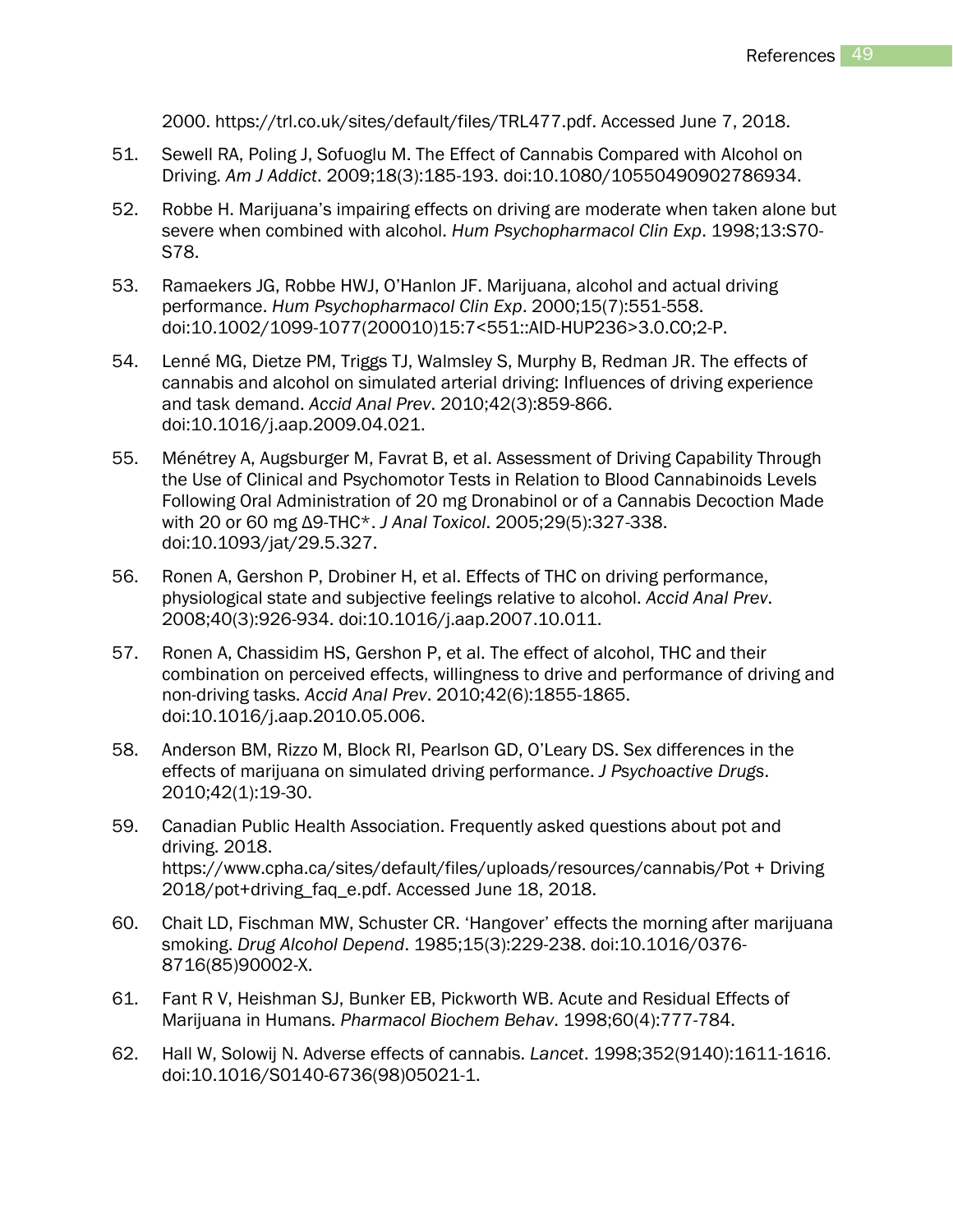2000. https://trl.co.uk/sites/default/files/TRL477.pdf. Accessed June 7, 2018.

51. Sewell RA, Poling J, Sofuoglu M. The Effect of Cannabis Compared with Alcohol on Driving. *Am J Addict*. 2009;18(3):185-193. doi:10.1080/10550490902786934.

52. Robbe H. Marijuana's impairing effects on driving are moderate when taken alone but severe when combined with alcohol. *Hum Psychopharmacol Clin Exp*. 1998;13:S70-S78.

53. Ramaekers JG, Robbe HWJ, O'Hanlon JF. Marijuana, alcohol and actual driving performance. *Hum Psychopharmacol Clin Exp*. 2000;15(7):551-558. doi:10.1002/1099-1077(200010)15:7<551::AID-HUP236>3.0.CO;2-P.

54. Lenné MG, Dietze PM, Triggs TJ, Walmsley S, Murphy B, Redman JR. The effects of cannabis and alcohol on simulated arterial driving: Influences of driving experience and task demand. *Accid Anal Prev*. 2010;42(3):859-866. doi:10.1016/j.aap.2009.04.021.

55. Ménétrey A, Augsburger M, Favrat B, et al. Assessment of Driving Capability Through the Use of Clinical and Psychomotor Tests in Relation to Blood Cannabinoids Levels Following Oral Administration of 20 mg Dronabinol or of a Cannabis Decoction Made with 20 or 60 mg Δ9-THC*. *J Anal Toxicol*. 2005;29(5):327-338. doi:10.1093/jat/29.5.327.

56. Ronen A, Gershon P, Drobiner H, et al. Effects of THC on driving performance, physiological state and subjective feelings relative to alcohol. *Accid Anal Prev*. 2008;40(3):926-934. doi:10.1016/j.aap.2007.10.011.

57. Ronen A, Chassidim HS, Gershon P, et al. The effect of alcohol, THC and their combination on perceived effects, willingness to drive and performance of driving and non-driving tasks. *Accid Anal Prev*. 2010;42(6):1855-1865. doi:10.1016/j.aap.2010.05.006.

58. Anderson BM, Rizzo M, Block RI, Pearlson GD, O'Leary DS. Sex differences in the effects of marijuana on simulated driving performance. *J Psychoactive Drugs*. 2010;42(1):19-30.

59. Canadian Public Health Association. Frequently asked questions about pot and driving. 2018. https://www.cpha.ca/sites/default/files/uploads/resources/cannabis/Pot + Driving 2018/pot+driving_faq_e.pdf. Accessed June 18, 2018.

60. Chait LD, Fischman MW, Schuster CR. 'Hangover' effects the morning after marijuana smoking. *Drug Alcohol Depend*. 1985;15(3):229-238. doi:10.1016/0376-8716(85)90002-X.

61. Fant R V, Heishman SJ, Bunker EB, Pickworth WB. Acute and Residual Effects of Marijuana in Humans. *Pharmacol Biochem Behav*. 1998;60(4):777-784.

62. Hall W, Solowij N. Adverse effects of cannabis. *Lancet*. 1998;352(9140):1611-1616. doi:10.1016/S0140-6736(98)05021-1.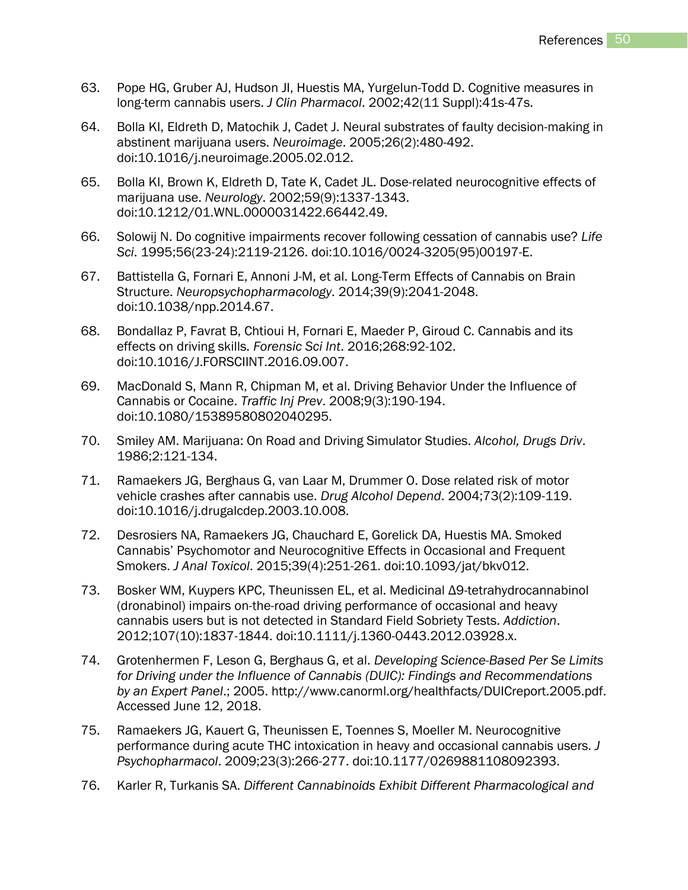63. Pope HG, Gruber AJ, Hudson JI, Huestis MA, Yurgelun-Todd D. Cognitive measures in long-term cannabis users. *J Clin Pharmacol*. 2002;42(11 Suppl):41s-47s.

64. Bolla KI, Eldreth D, Matochik J, Cadet J. Neural substrates of faulty decision-making in abstinent marijuana users. *Neuroimage*. 2005;26(2):480-492. doi:10.1016/j.neuroimage.2005.02.012.

65. Bolla KI, Brown K, Eldreth D, Tate K, Cadet JL. Dose-related neurocognitive effects of marijuana use. *Neurology*. 2002;59(9):1337-1343. doi:10.1212/01.WNL.0000031422.66442.49.

66. Solowij N. Do cognitive impairments recover following cessation of cannabis use? *Life Sci*. 1995;56(23-24):2119-2126. doi:10.1016/0024-3205(95)00197-E.

67. Battistella G, Fornari E, Annoni J-M, et al. Long-Term Effects of Cannabis on Brain Structure. *Neuropsychopharmacology*. 2014;39(9):2041-2048. doi:10.1038/npp.2014.67.

68. Bondallaz P, Favrat B, Chtioui H, Fornari E, Maeder P, Giroud C. Cannabis and its effects on driving skills. *Forensic Sci Int*. 2016;268:92-102. doi:10.1016/J.FORSCIINT.2016.09.007.

69. MacDonald S, Mann R, Chipman M, et al. Driving Behavior Under the Influence of Cannabis or Cocaine. *Traffic Inj Prev*. 2008;9(3):190-194. doi:10.1080/15389580802040295.

70. Smiley AM. Marijuana: On Road and Driving Simulator Studies. *Alcohol, Drugs Driv*. 1986;2:121-134.

71. Ramaekers JG, Berghaus G, van Laar M, Drummer O. Dose related risk of motor vehicle crashes after cannabis use. *Drug Alcohol Depend*. 2004;73(2):109-119. doi:10.1016/j.drugalcdep.2003.10.008.

72. Desrosiers NA, Ramaekers JG, Chauchard E, Gorelick DA, Huestis MA. Smoked Cannabis' Psychomotor and Neurocognitive Effects in Occasional and Frequent Smokers. *J Anal Toxicol*. 2015;39(4):251-261. doi:10.1093/jat/bkv012.

73. Bosker WM, Kuypers KPC, Theunissen EL, et al. Medicinal Δ9-tetrahydrocannabinol (dronabinol) impairs on-the-road driving performance of occasional and heavy cannabis users but is not detected in Standard Field Sobriety Tests. *Addiction*. 2012;107(10):1837-1844. doi:10.1111/j.1360-0443.2012.03928.x.

74. Grotenhermen F, Leson G, Berghaus G, et al. *Developing Science-Based Per Se Limits for Driving under the Influence of Cannabis (DUIC): Findings and Recommendations by an Expert Panel*.; 2005. http://www.canorml.org/healthfacts/DUICreport.2005.pdf. Accessed June 12, 2018.

75. Ramaekers JG, Kauert G, Theunissen E, Toennes S, Moeller M. Neurocognitive performance during acute THC intoxication in heavy and occasional cannabis users. *J Psychopharmacol*. 2009;23(3):266-277. doi:10.1177/0269881108092393.

76. Karler R, Turkanis SA. *Different Cannabinoids Exhibit Different Pharmacological and*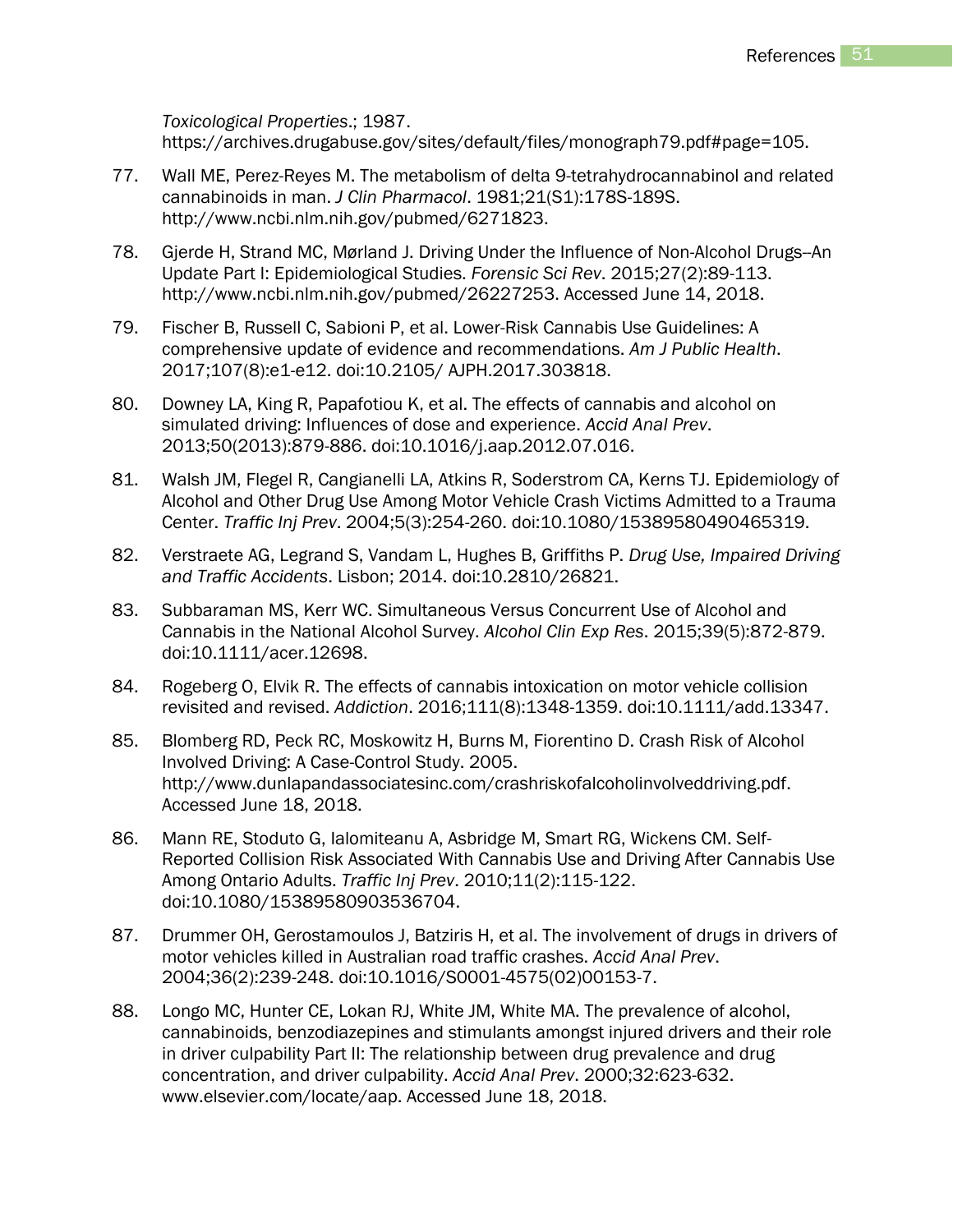*Toxicological Properties*.; 1987. https://archives.drugabuse.gov/sites/default/files/monograph79.pdf#page=105.

77. Wall ME, Perez-Reyes M. The metabolism of delta 9-tetrahydrocannabinol and related cannabinoids in man. *J Clin Pharmacol*. 1981;21(S1):178S-189S. http://www.ncbi.nlm.nih.gov/pubmed/6271823.

78. Gjerde H, Strand MC, Mørland J. Driving Under the Influence of Non-Alcohol Drugs--An Update Part I: Epidemiological Studies. *Forensic Sci Rev*. 2015;27(2):89-113. http://www.ncbi.nlm.nih.gov/pubmed/26227253. Accessed June 14, 2018.

79. Fischer B, Russell C, Sabioni P, et al. Lower-Risk Cannabis Use Guidelines: A comprehensive update of evidence and recommendations. *Am J Public Health*. 2017;107(8):e1-e12. doi:10.2105/ AJPH.2017.303818.

80. Downey LA, King R, Papafotiou K, et al. The effects of cannabis and alcohol on simulated driving: Influences of dose and experience. *Accid Anal Prev*. 2013;50(2013):879-886. doi:10.1016/j.aap.2012.07.016.

81. Walsh JM, Flegel R, Cangianelli LA, Atkins R, Soderstrom CA, Kerns TJ. Epidemiology of Alcohol and Other Drug Use Among Motor Vehicle Crash Victims Admitted to a Trauma Center. *Traffic Inj Prev*. 2004;5(3):254-260. doi:10.1080/15389580490465319.

82. Verstraete AG, Legrand S, Vandam L, Hughes B, Griffiths P. *Drug Use, Impaired Driving and Traffic Accidents*. Lisbon; 2014. doi:10.2810/26821.

83. Subbaraman MS, Kerr WC. Simultaneous Versus Concurrent Use of Alcohol and Cannabis in the National Alcohol Survey. *Alcohol Clin Exp Res*. 2015;39(5):872-879. doi:10.1111/acer.12698.

84. Rogeberg O, Elvik R. The effects of cannabis intoxication on motor vehicle collision revisited and revised. *Addiction*. 2016;111(8):1348-1359. doi:10.1111/add.13347.

85. Blomberg RD, Peck RC, Moskowitz H, Burns M, Fiorentino D. Crash Risk of Alcohol Involved Driving: A Case-Control Study. 2005. http://www.dunlapandassociatesinc.com/crashriskofalcoholinvolveddriving.pdf. Accessed June 18, 2018.

86. Mann RE, Stoduto G, Ialomiteanu A, Asbridge M, Smart RG, Wickens CM. Self-Reported Collision Risk Associated With Cannabis Use and Driving After Cannabis Use Among Ontario Adults. *Traffic Inj Prev*. 2010;11(2):115-122. doi:10.1080/15389580903536704.

87. Drummer OH, Gerostamoulos J, Batziris H, et al. The involvement of drugs in drivers of motor vehicles killed in Australian road traffic crashes. *Accid Anal Prev*. 2004;36(2):239-248. doi:10.1016/S0001-4575(02)00153-7.

88. Longo MC, Hunter CE, Lokan RJ, White JM, White MA. The prevalence of alcohol, cannabinoids, benzodiazepines and stimulants amongst injured drivers and their role in driver culpability Part II: The relationship between drug prevalence and drug concentration, and driver culpability. *Accid Anal Prev*. 2000;32:623-632. www.elsevier.com/locate/aap. Accessed June 18, 2018.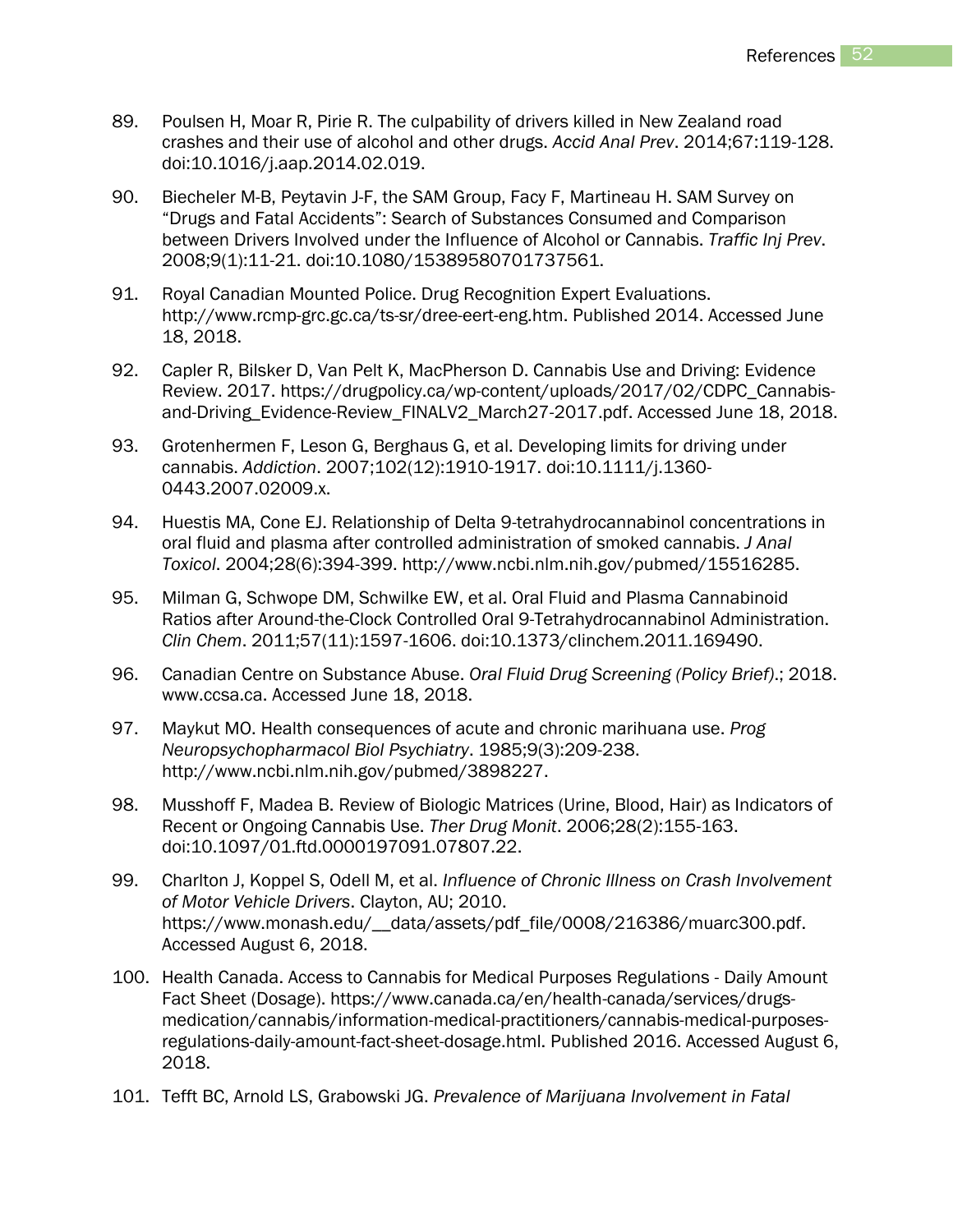89. Poulsen H, Moar R, Pirie R. The culpability of drivers killed in New Zealand road crashes and their use of alcohol and other drugs. *Accid Anal Prev*. 2014;67:119-128. doi:10.1016/j.aap.2014.02.019.

90. Biecheler M-B, Peytavin J-F, the SAM Group, Facy F, Martineau H. SAM Survey on "Drugs and Fatal Accidents": Search of Substances Consumed and Comparison between Drivers Involved under the Influence of Alcohol or Cannabis. *Traffic Inj Prev*. 2008;9(1):11-21. doi:10.1080/15389580701737561.

91. Royal Canadian Mounted Police. Drug Recognition Expert Evaluations. http://www.rcmp-grc.gc.ca/ts-sr/dree-eert-eng.htm. Published 2014. Accessed June 18, 2018.

92. Capler R, Bilsker D, Van Pelt K, MacPherson D. Cannabis Use and Driving: Evidence Review. 2017. https://drugpolicy.ca/wp-content/uploads/2017/02/CDPC_Cannabis-and-Driving_Evidence-Review_FINALV2_March27-2017.pdf. Accessed June 18, 2018.

93. Grotenhermen F, Leson G, Berghaus G, et al. Developing limits for driving under cannabis. *Addiction*. 2007;102(12):1910-1917. doi:10.1111/j.1360-0443.2007.02009.x.

94. Huestis MA, Cone EJ. Relationship of Delta 9-tetrahydrocannabinol concentrations in oral fluid and plasma after controlled administration of smoked cannabis. *J Anal Toxicol*. 2004;28(6):394-399. http://www.ncbi.nlm.nih.gov/pubmed/15516285.

95. Milman G, Schwope DM, Schwilke EW, et al. Oral Fluid and Plasma Cannabinoid Ratios after Around-the-Clock Controlled Oral 9-Tetrahydrocannabinol Administration. *Clin Chem*. 2011;57(11):1597-1606. doi:10.1373/clinchem.2011.169490.

96. Canadian Centre on Substance Abuse. *Oral Fluid Drug Screening (Policy Brief)*.; 2018. www.ccsa.ca. Accessed June 18, 2018.

97. Maykut MO. Health consequences of acute and chronic marihuana use. *Prog Neuropsychopharmacol Biol Psychiatry*. 1985;9(3):209-238. http://www.ncbi.nlm.nih.gov/pubmed/3898227.

98. Musshoff F, Madea B. Review of Biologic Matrices (Urine, Blood, Hair) as Indicators of Recent or Ongoing Cannabis Use. *Ther Drug Monit*. 2006;28(2):155-163. doi:10.1097/01.ftd.0000197091.07807.22.

99. Charlton J, Koppel S, Odell M, et al. *Influence of Chronic Illness on Crash Involvement of Motor Vehicle Drivers*. Clayton, AU; 2010. https://www.monash.edu/__data/assets/pdf_file/0008/216386/muarc300.pdf. Accessed August 6, 2018.

100. Health Canada. Access to Cannabis for Medical Purposes Regulations - Daily Amount Fact Sheet (Dosage). https://www.canada.ca/en/health-canada/services/drugs-medication/cannabis/information-medical-practitioners/cannabis-medical-purposes-regulations-daily-amount-fact-sheet-dosage.html. Published 2016. Accessed August 6, 2018.

101. Tefft BC, Arnold LS, Grabowski JG. *Prevalence of Marijuana Involvement in Fatal*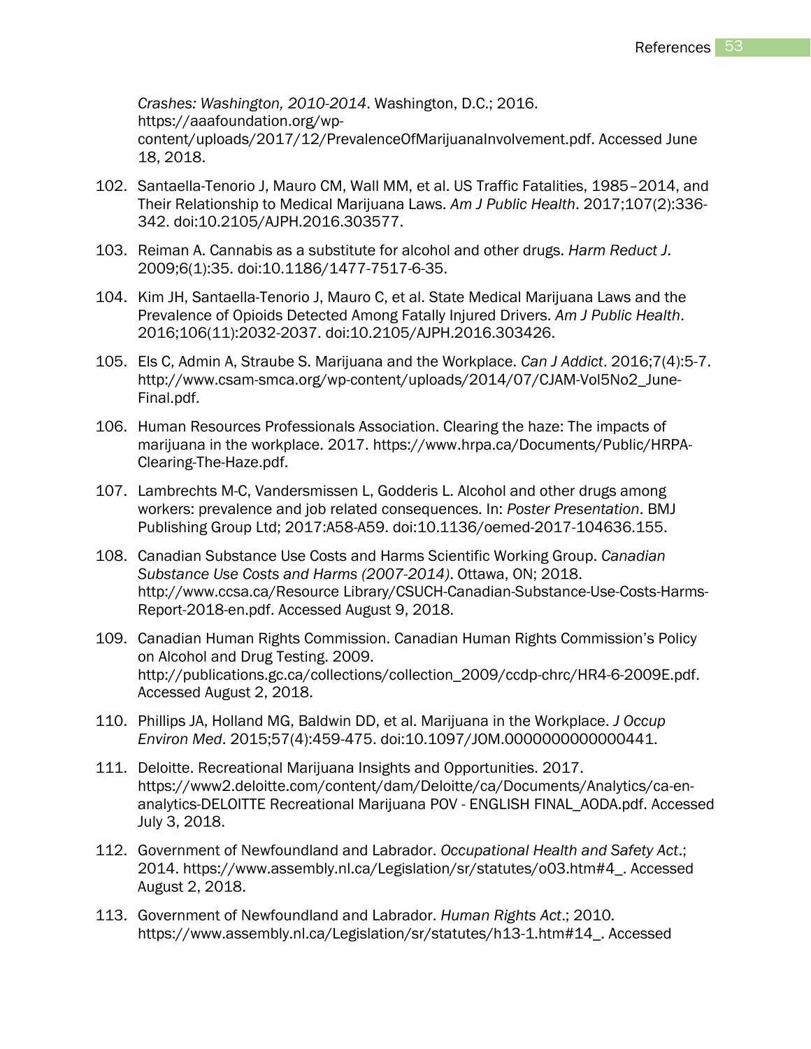*Crashes: Washington, 2010-2014*. Washington, D.C.; 2016. https://aaafoundation.org/wp-content/uploads/2017/12/PrevalenceOfMarijuanaInvolvement.pdf. Accessed June 18, 2018.

102. Santaella-Tenorio J, Mauro CM, Wall MM, et al. US Traffic Fatalities, 1985–2014, and Their Relationship to Medical Marijuana Laws. *Am J Public Health*. 2017;107(2):336-342. doi:10.2105/AJPH.2016.303577.

103. Reiman A. Cannabis as a substitute for alcohol and other drugs. *Harm Reduct J*. 2009;6(1):35. doi:10.1186/1477-7517-6-35.

104. Kim JH, Santaella-Tenorio J, Mauro C, et al. State Medical Marijuana Laws and the Prevalence of Opioids Detected Among Fatally Injured Drivers. *Am J Public Health*. 2016;106(11):2032-2037. doi:10.2105/AJPH.2016.303426.

105. Els C, Admin A, Straube S. Marijuana and the Workplace. *Can J Addict*. 2016;7(4):5-7. http://www.csam-smca.org/wp-content/uploads/2014/07/CJAM-Vol5No2_June-Final.pdf.

106. Human Resources Professionals Association. Clearing the haze: The impacts of marijuana in the workplace. 2017. https://www.hrpa.ca/Documents/Public/HRPA-Clearing-The-Haze.pdf.

107. Lambrechts M-C, Vandersmissen L, Godderis L. Alcohol and other drugs among workers: prevalence and job related consequences. In: *Poster Presentation*. BMJ Publishing Group Ltd; 2017:A58-A59. doi:10.1136/oemed-2017-104636.155.

108. Canadian Substance Use Costs and Harms Scientific Working Group. *Canadian Substance Use Costs and Harms (2007-2014)*. Ottawa, ON; 2018. http://www.ccsa.ca/Resource Library/CSUCH-Canadian-Substance-Use-Costs-Harms-Report-2018-en.pdf. Accessed August 9, 2018.

109. Canadian Human Rights Commission. Canadian Human Rights Commission's Policy on Alcohol and Drug Testing. 2009. http://publications.gc.ca/collections/collection_2009/ccdp-chrc/HR4-6-2009E.pdf. Accessed August 2, 2018.

110. Phillips JA, Holland MG, Baldwin DD, et al. Marijuana in the Workplace. *J Occup Environ Med*. 2015;57(4):459-475. doi:10.1097/JOM.0000000000000441.

111. Deloitte. Recreational Marijuana Insights and Opportunities. 2017. https://www2.deloitte.com/content/dam/Deloitte/ca/Documents/Analytics/ca-en-analytics-DELOITTE Recreational Marijuana POV - ENGLISH FINAL_AODA.pdf. Accessed July 3, 2018.

112. Government of Newfoundland and Labrador. *Occupational Health and Safety Act*.; 2014. https://www.assembly.nl.ca/Legislation/sr/statutes/o03.htm#4_. Accessed August 2, 2018.

113. Government of Newfoundland and Labrador. *Human Rights Act*.; 2010. https://www.assembly.nl.ca/Legislation/sr/statutes/h13-1.htm#14_. Accessed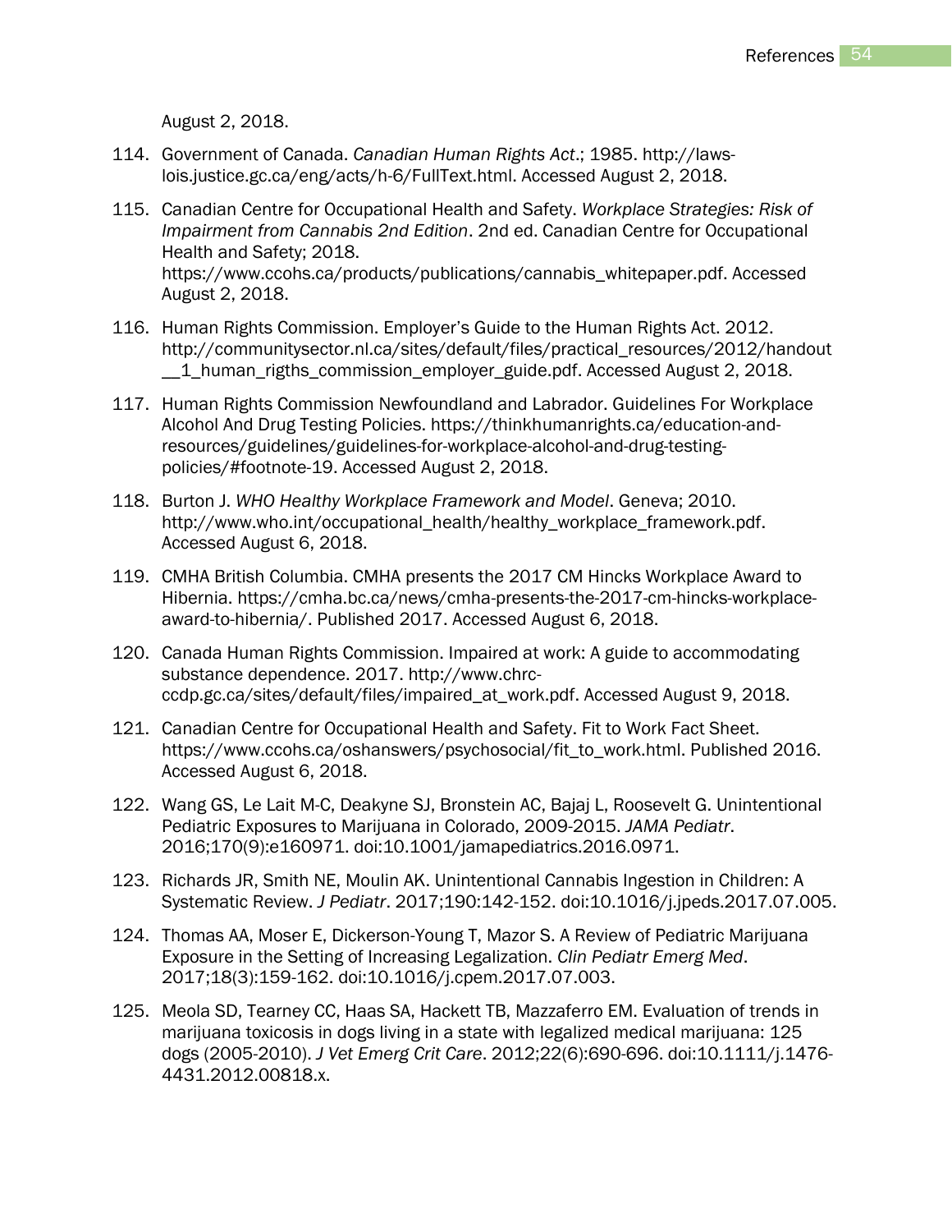August 2, 2018.

114. Government of Canada. *Canadian Human Rights Act*.; 1985. http://laws-lois.justice.gc.ca/eng/acts/h-6/FullText.html. Accessed August 2, 2018.

115. Canadian Centre for Occupational Health and Safety. *Workplace Strategies: Risk of Impairment from Cannabis 2nd Edition*. 2nd ed. Canadian Centre for Occupational Health and Safety; 2018. https://www.ccohs.ca/products/publications/cannabis_whitepaper.pdf. Accessed August 2, 2018.

116. Human Rights Commission. Employer's Guide to the Human Rights Act. 2012. http://communitysector.nl.ca/sites/default/files/practical_resources/2012/handout__1_human_rigths_commission_employer_guide.pdf. Accessed August 2, 2018.

117. Human Rights Commission Newfoundland and Labrador. Guidelines For Workplace Alcohol And Drug Testing Policies. https://thinkhumanrights.ca/education-and-resources/guidelines/guidelines-for-workplace-alcohol-and-drug-testing-policies/#footnote-19. Accessed August 2, 2018.

118. Burton J. *WHO Healthy Workplace Framework and Model*. Geneva; 2010. http://www.who.int/occupational_health/healthy_workplace_framework.pdf. Accessed August 6, 2018.

119. CMHA British Columbia. CMHA presents the 2017 CM Hincks Workplace Award to Hibernia. https://cmha.bc.ca/news/cmha-presents-the-2017-cm-hincks-workplace-award-to-hibernia/. Published 2017. Accessed August 6, 2018.

120. Canada Human Rights Commission. Impaired at work: A guide to accommodating substance dependence. 2017. http://www.chrc-ccdp.gc.ca/sites/default/files/impaired_at_work.pdf. Accessed August 9, 2018.

121. Canadian Centre for Occupational Health and Safety. Fit to Work Fact Sheet. https://www.ccohs.ca/oshanswers/psychosocial/fit_to_work.html. Published 2016. Accessed August 6, 2018.

122. Wang GS, Le Lait M-C, Deakyne SJ, Bronstein AC, Bajaj L, Roosevelt G. Unintentional Pediatric Exposures to Marijuana in Colorado, 2009-2015. *JAMA Pediatr*. 2016;170(9):e160971. doi:10.1001/jamapediatrics.2016.0971.

123. Richards JR, Smith NE, Moulin AK. Unintentional Cannabis Ingestion in Children: A Systematic Review. *J Pediatr*. 2017;190:142-152. doi:10.1016/j.jpeds.2017.07.005.

124. Thomas AA, Moser E, Dickerson-Young T, Mazor S. A Review of Pediatric Marijuana Exposure in the Setting of Increasing Legalization. *Clin Pediatr Emerg Med*. 2017;18(3):159-162. doi:10.1016/j.cpem.2017.07.003.

125. Meola SD, Tearney CC, Haas SA, Hackett TB, Mazzaferro EM. Evaluation of trends in marijuana toxicosis in dogs living in a state with legalized medical marijuana: 125 dogs (2005-2010). *J Vet Emerg Crit Care*. 2012;22(6):690-696. doi:10.1111/j.1476-4431.2012.00818.x.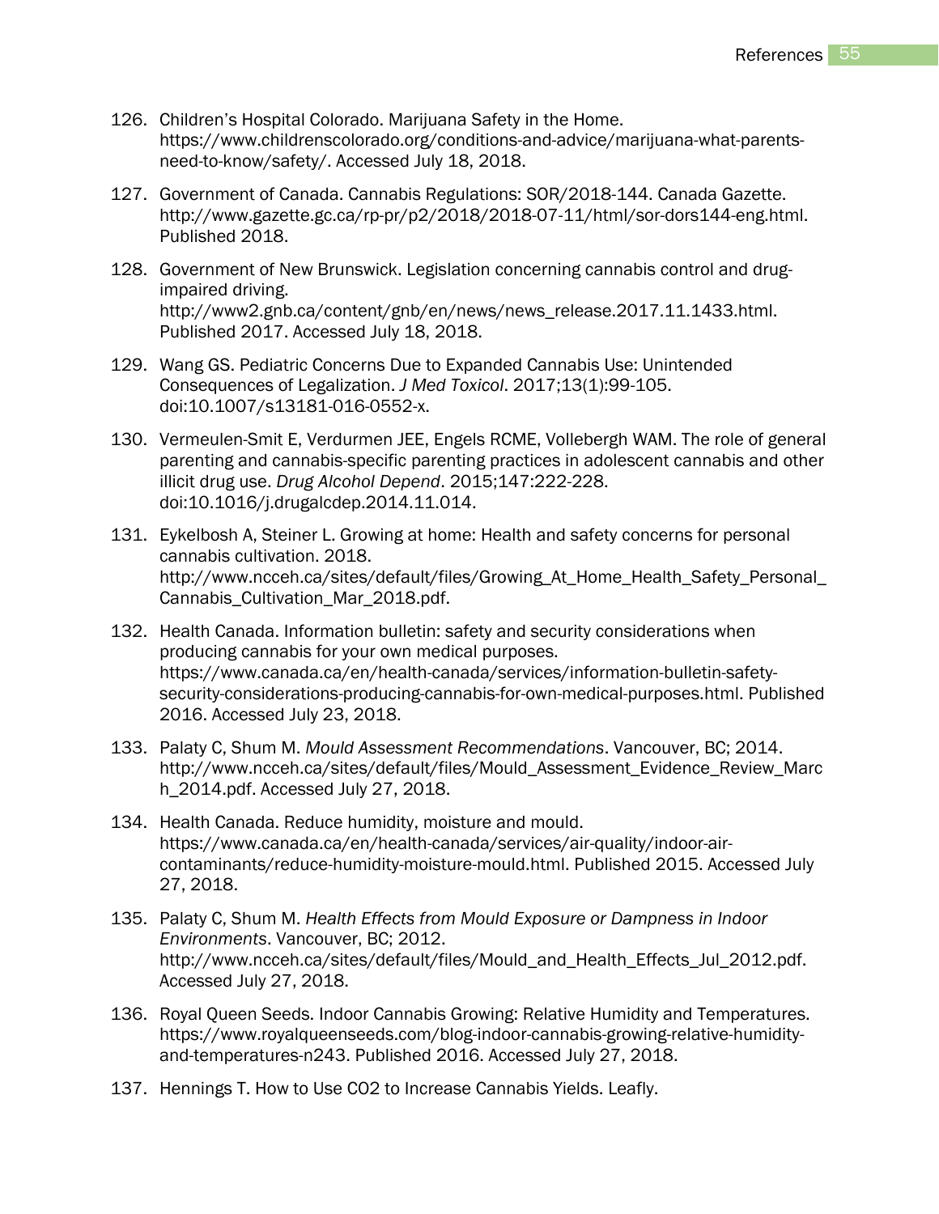126. Children's Hospital Colorado. Marijuana Safety in the Home. https://www.childrenscolorado.org/conditions-and-advice/marijuana-what-parents-need-to-know/safety/. Accessed July 18, 2018.

127. Government of Canada. Cannabis Regulations: SOR/2018-144. Canada Gazette. http://www.gazette.gc.ca/rp-pr/p2/2018/2018-07-11/html/sor-dors144-eng.html. Published 2018.

128. Government of New Brunswick. Legislation concerning cannabis control and drug-impaired driving. http://www2.gnb.ca/content/gnb/en/news/news_release.2017.11.1433.html. Published 2017. Accessed July 18, 2018.

129. Wang GS. Pediatric Concerns Due to Expanded Cannabis Use: Unintended Consequences of Legalization. *J Med Toxicol*. 2017;13(1):99-105. doi:10.1007/s13181-016-0552-x.

130. Vermeulen-Smit E, Verdurmen JEE, Engels RCME, Vollebergh WAM. The role of general parenting and cannabis-specific parenting practices in adolescent cannabis and other illicit drug use. *Drug Alcohol Depend*. 2015;147:222-228. doi:10.1016/j.drugalcdep.2014.11.014.

131. Eykelbosh A, Steiner L. Growing at home: Health and safety concerns for personal cannabis cultivation. 2018. http://www.ncceh.ca/sites/default/files/Growing_At_Home_Health_Safety_Personal_Cannabis_Cultivation_Mar_2018.pdf.

132. Health Canada. Information bulletin: safety and security considerations when producing cannabis for your own medical purposes. https://www.canada.ca/en/health-canada/services/information-bulletin-safety-security-considerations-producing-cannabis-for-own-medical-purposes.html. Published 2016. Accessed July 23, 2018.

133. Palaty C, Shum M. *Mould Assessment Recommendations*. Vancouver, BC; 2014. http://www.ncceh.ca/sites/default/files/Mould_Assessment_Evidence_Review_March_2014.pdf. Accessed July 27, 2018.

134. Health Canada. Reduce humidity, moisture and mould. https://www.canada.ca/en/health-canada/services/air-quality/indoor-air-contaminants/reduce-humidity-moisture-mould.html. Published 2015. Accessed July 27, 2018.

135. Palaty C, Shum M. *Health Effects from Mould Exposure or Dampness in Indoor Environments*. Vancouver, BC; 2012. http://www.ncceh.ca/sites/default/files/Mould_and_Health_Effects_Jul_2012.pdf. Accessed July 27, 2018.

136. Royal Queen Seeds. Indoor Cannabis Growing: Relative Humidity and Temperatures. https://www.royalqueenseeds.com/blog-indoor-cannabis-growing-relative-humidity-and-temperatures-n243. Published 2016. Accessed July 27, 2018.

137. Hennings T. How to Use CO2 to Increase Cannabis Yields. Leafly.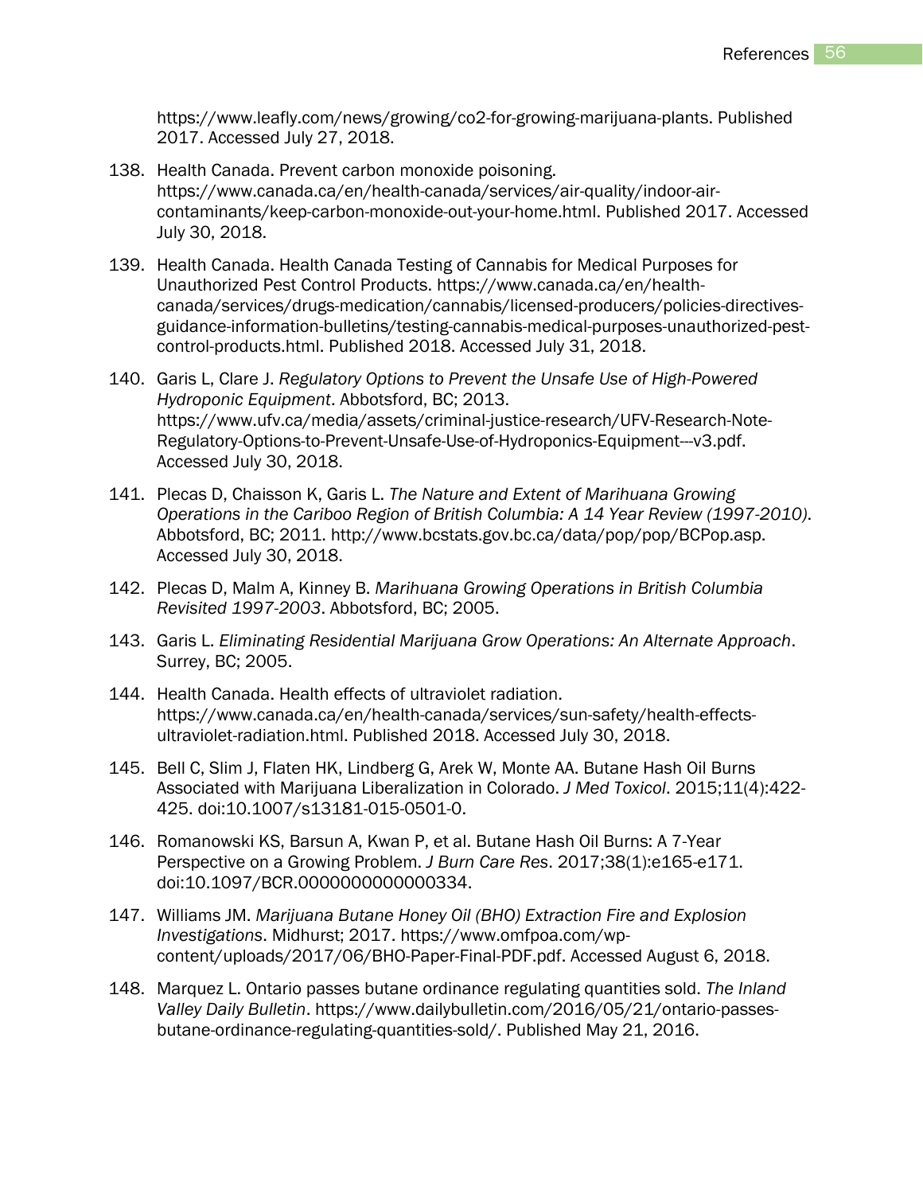https://www.leafly.com/news/growing/co2-for-growing-marijuana-plants. Published 2017. Accessed July 27, 2018.

138. Health Canada. Prevent carbon monoxide poisoning. https://www.canada.ca/en/health-canada/services/air-quality/indoor-air-contaminants/keep-carbon-monoxide-out-your-home.html. Published 2017. Accessed July 30, 2018.

139. Health Canada. Health Canada Testing of Cannabis for Medical Purposes for Unauthorized Pest Control Products. https://www.canada.ca/en/health-canada/services/drugs-medication/cannabis/licensed-producers/policies-directives-guidance-information-bulletins/testing-cannabis-medical-purposes-unauthorized-pest-control-products.html. Published 2018. Accessed July 31, 2018.

140. Garis L, Clare J. *Regulatory Options to Prevent the Unsafe Use of High-Powered Hydroponic Equipment*. Abbotsford, BC; 2013. https://www.ufv.ca/media/assets/criminal-justice-research/UFV-Research-Note-Regulatory-Options-to-Prevent-Unsafe-Use-of-Hydroponics-Equipment---v3.pdf. Accessed July 30, 2018.

141. Plecas D, Chaisson K, Garis L. *The Nature and Extent of Marihuana Growing Operations in the Cariboo Region of British Columbia: A 14 Year Review (1997-2010)*. Abbotsford, BC; 2011. http://www.bcstats.gov.bc.ca/data/pop/pop/BCPop.asp. Accessed July 30, 2018.

142. Plecas D, Malm A, Kinney B. *Marihuana Growing Operations in British Columbia Revisited 1997-2003*. Abbotsford, BC; 2005.

143. Garis L. *Eliminating Residential Marijuana Grow Operations: An Alternate Approach*. Surrey, BC; 2005.

144. Health Canada. Health effects of ultraviolet radiation. https://www.canada.ca/en/health-canada/services/sun-safety/health-effects-ultraviolet-radiation.html. Published 2018. Accessed July 30, 2018.

145. Bell C, Slim J, Flaten HK, Lindberg G, Arek W, Monte AA. Butane Hash Oil Burns Associated with Marijuana Liberalization in Colorado. *J Med Toxicol*. 2015;11(4):422-425. doi:10.1007/s13181-015-0501-0.

146. Romanowski KS, Barsun A, Kwan P, et al. Butane Hash Oil Burns: A 7-Year Perspective on a Growing Problem. *J Burn Care Res*. 2017;38(1):e165-e171. doi:10.1097/BCR.0000000000000334.

147. Williams JM. *Marijuana Butane Honey Oil (BHO) Extraction Fire and Explosion Investigations*. Midhurst; 2017. https://www.omfpoa.com/wp-content/uploads/2017/06/BHO-Paper-Final-PDF.pdf. Accessed August 6, 2018.

148. Marquez L. Ontario passes butane ordinance regulating quantities sold. *The Inland Valley Daily Bulletin*. https://www.dailybulletin.com/2016/05/21/ontario-passes-butane-ordinance-regulating-quantities-sold/. Published May 21, 2016.